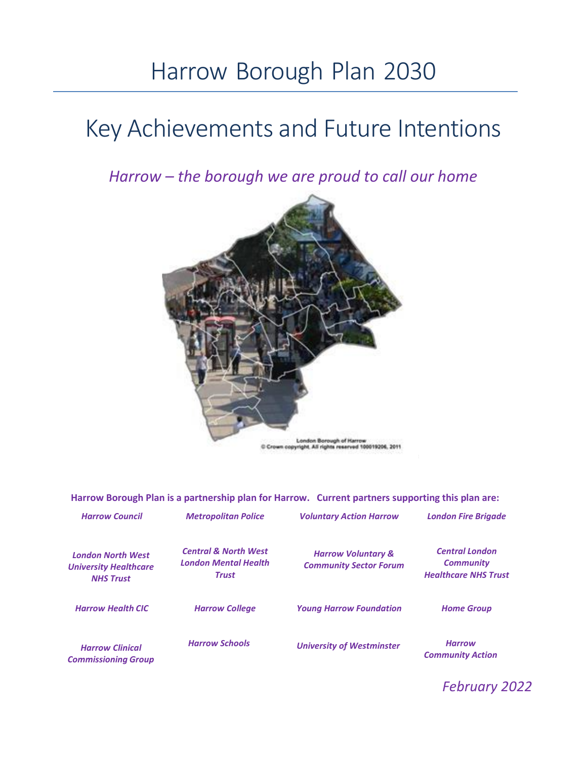# Harrow Borough Plan 2030

## Key Achievements and Future Intentions

*Harrow – the borough we are proud to call our home*

London Borough of Harrow
© Crown copyright. All rights reserved 100019206, 2011

**Harrow Borough Plan is a partnership plan for Harrow. Current partners supporting this plan are:**

| | | | |
|---|---|---|---|
| ***Harrow Council*** | ***Metropolitan Police*** | ***Voluntary Action Harrow*** | ***London Fire Brigade*** |
| ***London North West University Healthcare NHS Trust*** | ***Central & North West London Mental Health Trust*** | ***Harrow Voluntary & Community Sector Forum*** | ***Central London Community Healthcare NHS Trust*** |
| ***Harrow Health CIC*** | ***Harrow College*** | ***Young Harrow Foundation*** | ***Home Group*** |
| ***Harrow Clinical Commissioning Group*** | ***Harrow Schools*** | ***University of Westminster*** | ***Harrow Community Action*** |

*February 2022*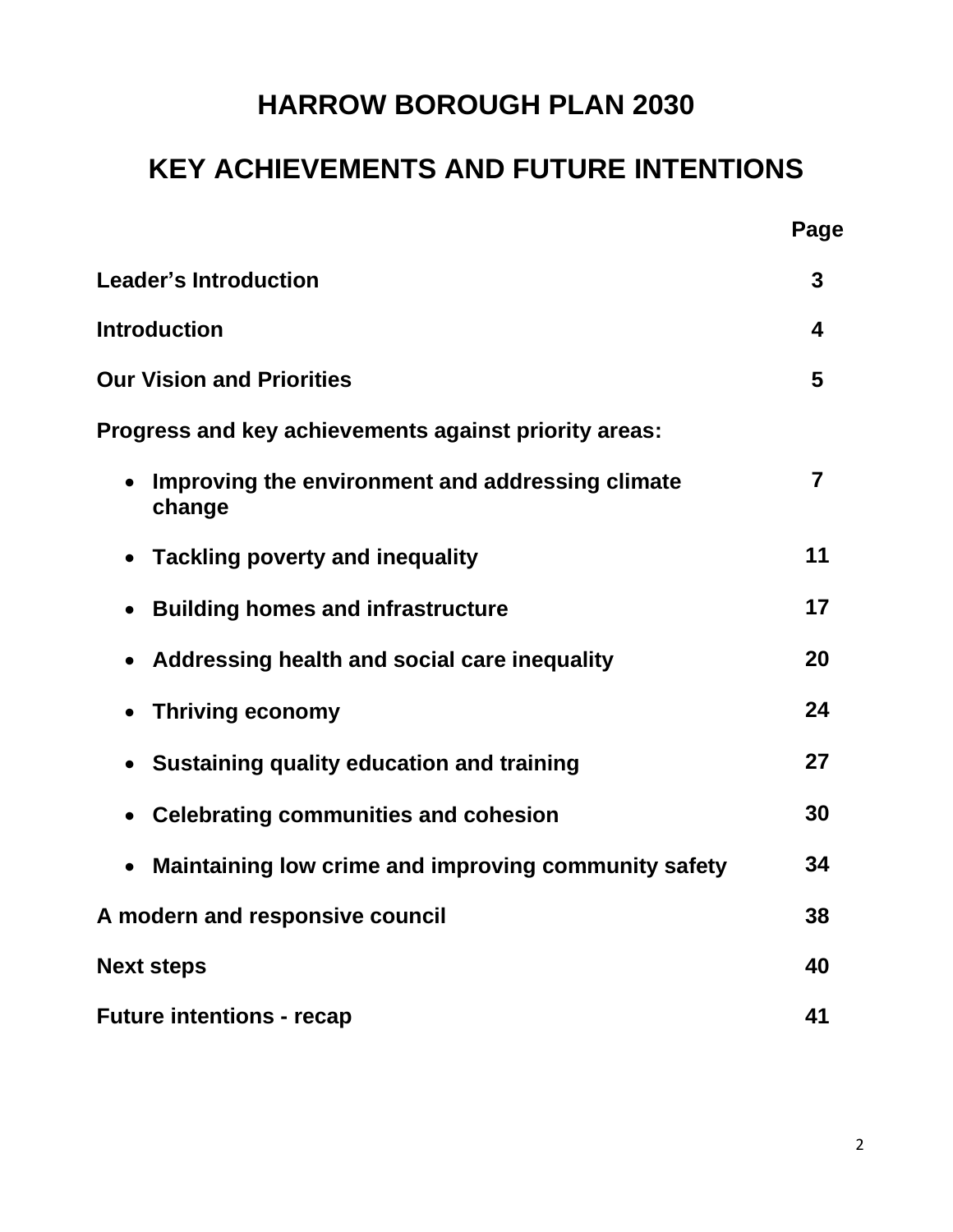# HARROW BOROUGH PLAN 2030

# KEY ACHIEVEMENTS AND FUTURE INTENTIONS

| | Page |
|---|---|
| **Leader's Introduction** | **3** |
| **Introduction** | **4** |
| **Our Vision and Priorities** | **5** |
| **Progress and key achievements against priority areas:** | |
| • **Improving the environment and addressing climate change** | **7** |
| • **Tackling poverty and inequality** | **11** |
| • **Building homes and infrastructure** | **17** |
| • **Addressing health and social care inequality** | **20** |
| • **Thriving economy** | **24** |
| • **Sustaining quality education and training** | **27** |
| • **Celebrating communities and cohesion** | **30** |
| • **Maintaining low crime and improving community safety** | **34** |
| **A modern and responsive council** | **38** |
| **Next steps** | **40** |
| **Future intentions - recap** | **41** |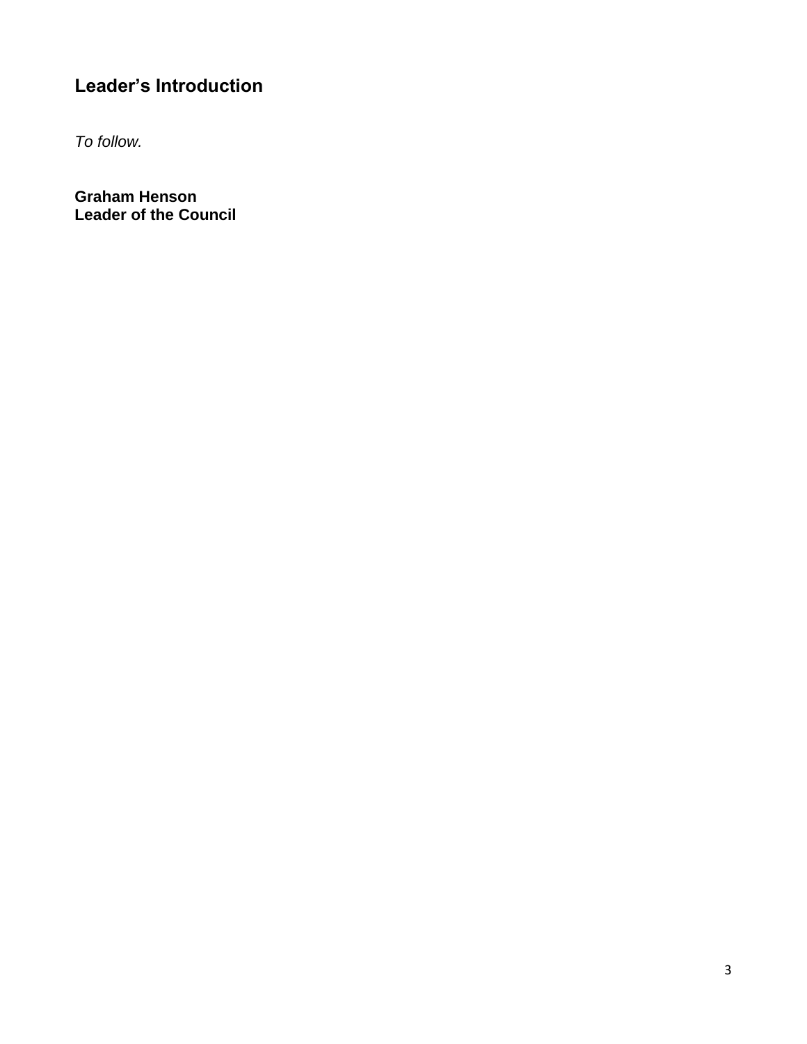## Leader's Introduction

*To follow.*

**Graham Henson**
**Leader of the Council**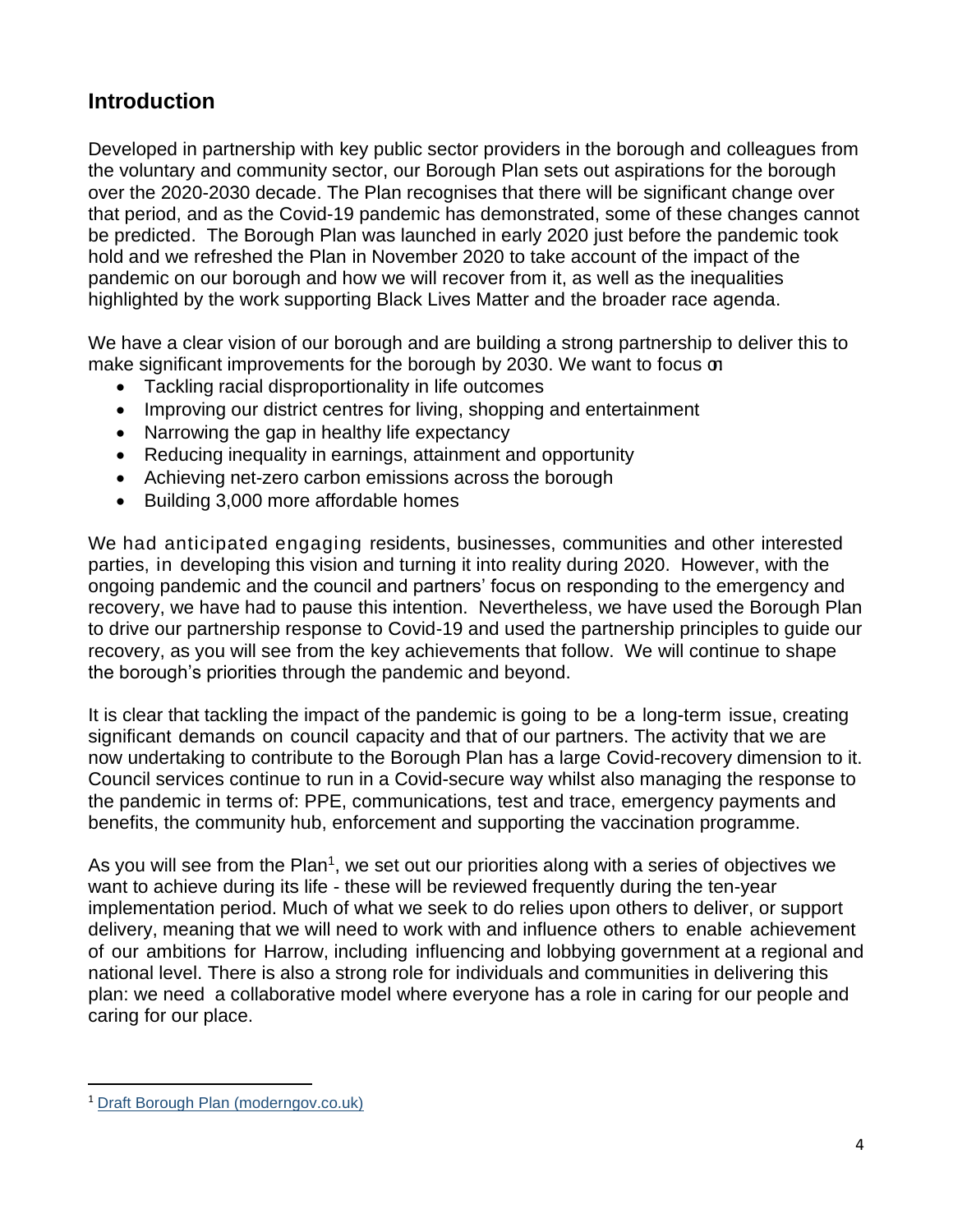## Introduction

Developed in partnership with key public sector providers in the borough and colleagues from the voluntary and community sector, our Borough Plan sets out aspirations for the borough over the 2020-2030 decade. The Plan recognises that there will be significant change over that period, and as the Covid-19 pandemic has demonstrated, some of these changes cannot be predicted. The Borough Plan was launched in early 2020 just before the pandemic took hold and we refreshed the Plan in November 2020 to take account of the impact of the pandemic on our borough and how we will recover from it, as well as the inequalities highlighted by the work supporting Black Lives Matter and the broader race agenda.

We have a clear vision of our borough and are building a strong partnership to deliver this to make significant improvements for the borough by 2030. We want to focus on

- Tackling racial disproportionality in life outcomes
- Improving our district centres for living, shopping and entertainment
- Narrowing the gap in healthy life expectancy
- Reducing inequality in earnings, attainment and opportunity
- Achieving net-zero carbon emissions across the borough
- Building 3,000 more affordable homes

We had anticipated engaging residents, businesses, communities and other interested parties, in developing this vision and turning it into reality during 2020. However, with the ongoing pandemic and the council and partners' focus on responding to the emergency and recovery, we have had to pause this intention. Nevertheless, we have used the Borough Plan to drive our partnership response to Covid-19 and used the partnership principles to guide our recovery, as you will see from the key achievements that follow. We will continue to shape the borough's priorities through the pandemic and beyond.

It is clear that tackling the impact of the pandemic is going to be a long-term issue, creating significant demands on council capacity and that of our partners. The activity that we are now undertaking to contribute to the Borough Plan has a large Covid-recovery dimension to it. Council services continue to run in a Covid-secure way whilst also managing the response to the pandemic in terms of: PPE, communications, test and trace, emergency payments and benefits, the community hub, enforcement and supporting the vaccination programme.

As you will see from the Plan[1], we set out our priorities along with a series of objectives we want to achieve during its life - these will be reviewed frequently during the ten-year implementation period. Much of what we seek to do relies upon others to deliver, or support delivery, meaning that we will need to work with and influence others to enable achievement of our ambitions for Harrow, including influencing and lobbying government at a regional and national level. There is also a strong role for individuals and communities in delivering this plan: we need a collaborative model where everyone has a role in caring for our people and caring for our place.

[1] Draft Borough Plan (moderngov.co.uk)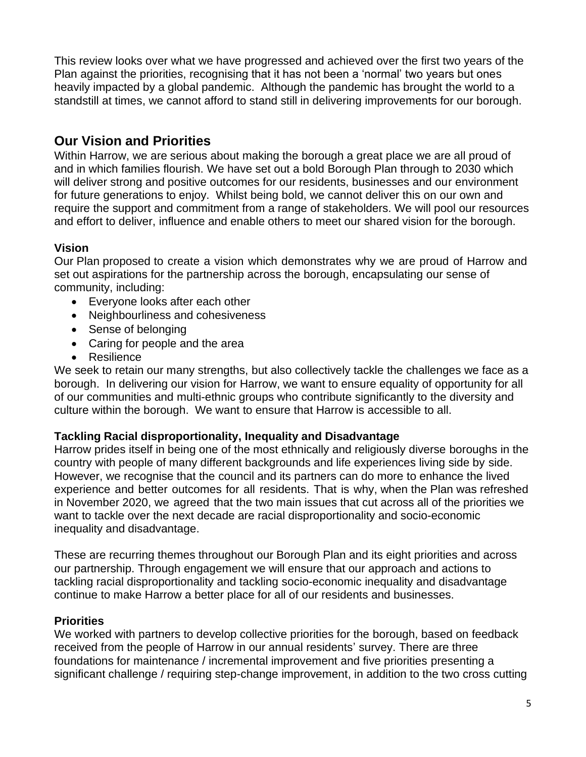This review looks over what we have progressed and achieved over the first two years of the Plan against the priorities, recognising that it has not been a 'normal' two years but ones heavily impacted by a global pandemic. Although the pandemic has brought the world to a standstill at times, we cannot afford to stand still in delivering improvements for our borough.

## Our Vision and Priorities

Within Harrow, we are serious about making the borough a great place we are all proud of and in which families flourish. We have set out a bold Borough Plan through to 2030 which will deliver strong and positive outcomes for our residents, businesses and our environment for future generations to enjoy. Whilst being bold, we cannot deliver this on our own and require the support and commitment from a range of stakeholders. We will pool our resources and effort to deliver, influence and enable others to meet our shared vision for the borough.

### Vision

Our Plan proposed to create a vision which demonstrates why we are proud of Harrow and set out aspirations for the partnership across the borough, encapsulating our sense of community, including:

- Everyone looks after each other
- Neighbourliness and cohesiveness
- Sense of belonging
- Caring for people and the area
- Resilience

We seek to retain our many strengths, but also collectively tackle the challenges we face as a borough. In delivering our vision for Harrow, we want to ensure equality of opportunity for all of our communities and multi-ethnic groups who contribute significantly to the diversity and culture within the borough. We want to ensure that Harrow is accessible to all.

### Tackling Racial disproportionality, Inequality and Disadvantage

Harrow prides itself in being one of the most ethnically and religiously diverse boroughs in the country with people of many different backgrounds and life experiences living side by side. However, we recognise that the council and its partners can do more to enhance the lived experience and better outcomes for all residents. That is why, when the Plan was refreshed in November 2020, we agreed that the two main issues that cut across all of the priorities we want to tackle over the next decade are racial disproportionality and socio-economic inequality and disadvantage.

These are recurring themes throughout our Borough Plan and its eight priorities and across our partnership. Through engagement we will ensure that our approach and actions to tackling racial disproportionality and tackling socio-economic inequality and disadvantage continue to make Harrow a better place for all of our residents and businesses.

### Priorities

We worked with partners to develop collective priorities for the borough, based on feedback received from the people of Harrow in our annual residents' survey. There are three foundations for maintenance / incremental improvement and five priorities presenting a significant challenge / requiring step-change improvement, in addition to the two cross cutting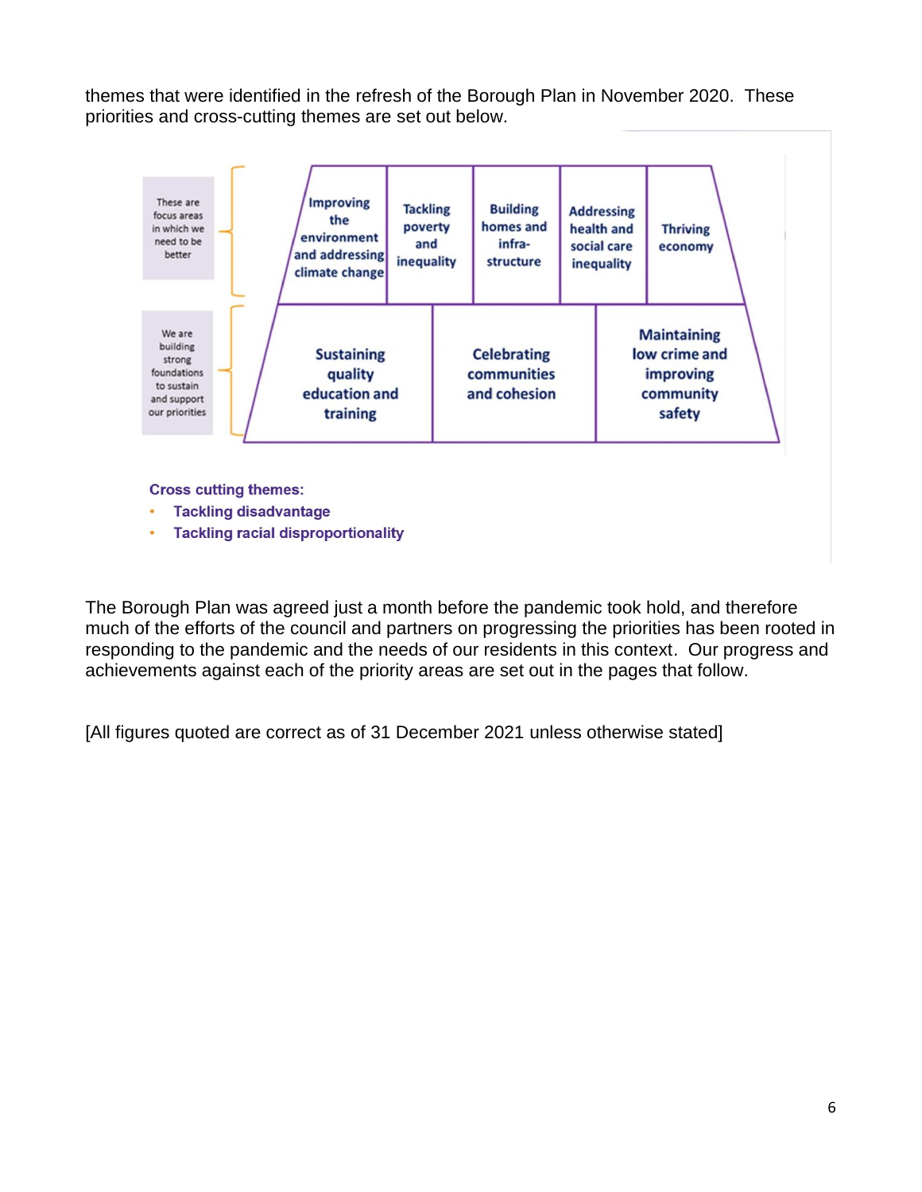themes that were identified in the refresh of the Borough Plan in November 2020. These priorities and cross-cutting themes are set out below.

| These are focus areas in which we need to be better | Improving the environment and addressing climate change | Tackling poverty and inequality | Building homes and infra-structure | Addressing health and social care inequality | Thriving economy |
|---|---|---|---|---|---|
| We are building strong foundations to sustain and support our priorities | Sustaining quality education and training | | Celebrating communities and cohesion | | Maintaining low crime and improving community safety |

**Cross cutting themes:**

- **Tackling disadvantage**
- **Tackling racial disproportionality**

The Borough Plan was agreed just a month before the pandemic took hold, and therefore much of the efforts of the council and partners on progressing the priorities has been rooted in responding to the pandemic and the needs of our residents in this context. Our progress and achievements against each of the priority areas are set out in the pages that follow.

[All figures quoted are correct as of 31 December 2021 unless otherwise stated]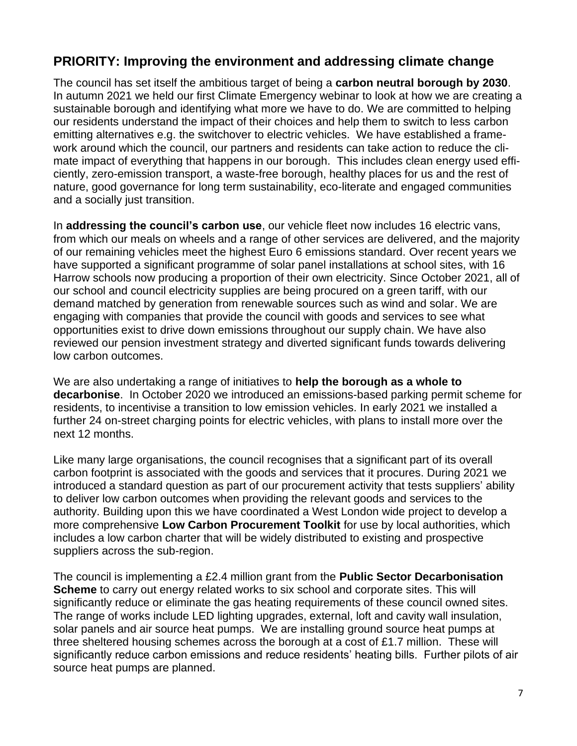## PRIORITY: Improving the environment and addressing climate change

The council has set itself the ambitious target of being a **carbon neutral borough by 2030**. In autumn 2021 we held our first Climate Emergency webinar to look at how we are creating a sustainable borough and identifying what more we have to do. We are committed to helping our residents understand the impact of their choices and help them to switch to less carbon emitting alternatives e.g. the switchover to electric vehicles. We have established a framework around which the council, our partners and residents can take action to reduce the climate impact of everything that happens in our borough. This includes clean energy used efficiently, zero-emission transport, a waste-free borough, healthy places for us and the rest of nature, good governance for long term sustainability, eco-literate and engaged communities and a socially just transition.

In **addressing the council's carbon use**, our vehicle fleet now includes 16 electric vans, from which our meals on wheels and a range of other services are delivered, and the majority of our remaining vehicles meet the highest Euro 6 emissions standard. Over recent years we have supported a significant programme of solar panel installations at school sites, with 16 Harrow schools now producing a proportion of their own electricity. Since October 2021, all of our school and council electricity supplies are being procured on a green tariff, with our demand matched by generation from renewable sources such as wind and solar. We are engaging with companies that provide the council with goods and services to see what opportunities exist to drive down emissions throughout our supply chain. We have also reviewed our pension investment strategy and diverted significant funds towards delivering low carbon outcomes.

We are also undertaking a range of initiatives to **help the borough as a whole to decarbonise**. In October 2020 we introduced an emissions-based parking permit scheme for residents, to incentivise a transition to low emission vehicles. In early 2021 we installed a further 24 on-street charging points for electric vehicles, with plans to install more over the next 12 months.

Like many large organisations, the council recognises that a significant part of its overall carbon footprint is associated with the goods and services that it procures. During 2021 we introduced a standard question as part of our procurement activity that tests suppliers' ability to deliver low carbon outcomes when providing the relevant goods and services to the authority. Building upon this we have coordinated a West London wide project to develop a more comprehensive **Low Carbon Procurement Toolkit** for use by local authorities, which includes a low carbon charter that will be widely distributed to existing and prospective suppliers across the sub-region.

The council is implementing a £2.4 million grant from the **Public Sector Decarbonisation Scheme** to carry out energy related works to six school and corporate sites. This will significantly reduce or eliminate the gas heating requirements of these council owned sites. The range of works include LED lighting upgrades, external, loft and cavity wall insulation, solar panels and air source heat pumps. We are installing ground source heat pumps at three sheltered housing schemes across the borough at a cost of £1.7 million. These will significantly reduce carbon emissions and reduce residents' heating bills. Further pilots of air source heat pumps are planned.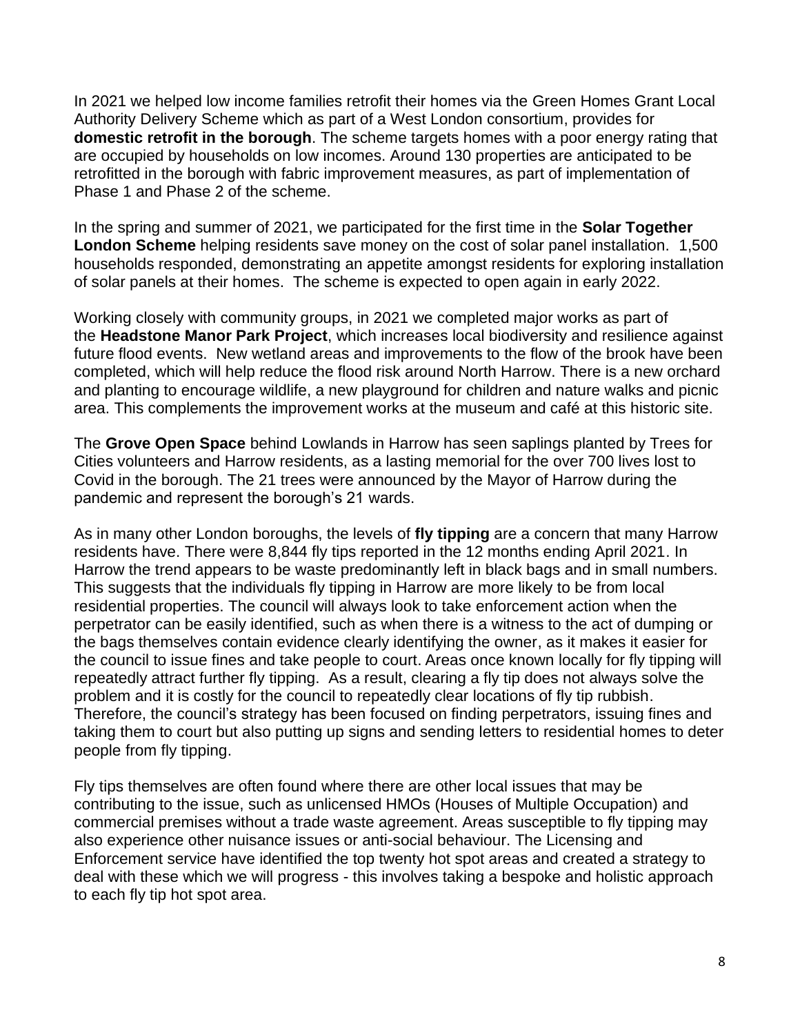In 2021 we helped low income families retrofit their homes via the Green Homes Grant Local Authority Delivery Scheme which as part of a West London consortium, provides for **domestic retrofit in the borough**. The scheme targets homes with a poor energy rating that are occupied by households on low incomes. Around 130 properties are anticipated to be retrofitted in the borough with fabric improvement measures, as part of implementation of Phase 1 and Phase 2 of the scheme.

In the spring and summer of 2021, we participated for the first time in the **Solar Together London Scheme** helping residents save money on the cost of solar panel installation. 1,500 households responded, demonstrating an appetite amongst residents for exploring installation of solar panels at their homes. The scheme is expected to open again in early 2022.

Working closely with community groups, in 2021 we completed major works as part of the **Headstone Manor Park Project**, which increases local biodiversity and resilience against future flood events. New wetland areas and improvements to the flow of the brook have been completed, which will help reduce the flood risk around North Harrow. There is a new orchard and planting to encourage wildlife, a new playground for children and nature walks and picnic area. This complements the improvement works at the museum and café at this historic site.

The **Grove Open Space** behind Lowlands in Harrow has seen saplings planted by Trees for Cities volunteers and Harrow residents, as a lasting memorial for the over 700 lives lost to Covid in the borough. The 21 trees were announced by the Mayor of Harrow during the pandemic and represent the borough's 21 wards.

As in many other London boroughs, the levels of **fly tipping** are a concern that many Harrow residents have. There were 8,844 fly tips reported in the 12 months ending April 2021. In Harrow the trend appears to be waste predominantly left in black bags and in small numbers. This suggests that the individuals fly tipping in Harrow are more likely to be from local residential properties. The council will always look to take enforcement action when the perpetrator can be easily identified, such as when there is a witness to the act of dumping or the bags themselves contain evidence clearly identifying the owner, as it makes it easier for the council to issue fines and take people to court. Areas once known locally for fly tipping will repeatedly attract further fly tipping. As a result, clearing a fly tip does not always solve the problem and it is costly for the council to repeatedly clear locations of fly tip rubbish. Therefore, the council's strategy has been focused on finding perpetrators, issuing fines and taking them to court but also putting up signs and sending letters to residential homes to deter people from fly tipping.

Fly tips themselves are often found where there are other local issues that may be contributing to the issue, such as unlicensed HMOs (Houses of Multiple Occupation) and commercial premises without a trade waste agreement. Areas susceptible to fly tipping may also experience other nuisance issues or anti-social behaviour. The Licensing and Enforcement service have identified the top twenty hot spot areas and created a strategy to deal with these which we will progress - this involves taking a bespoke and holistic approach to each fly tip hot spot area.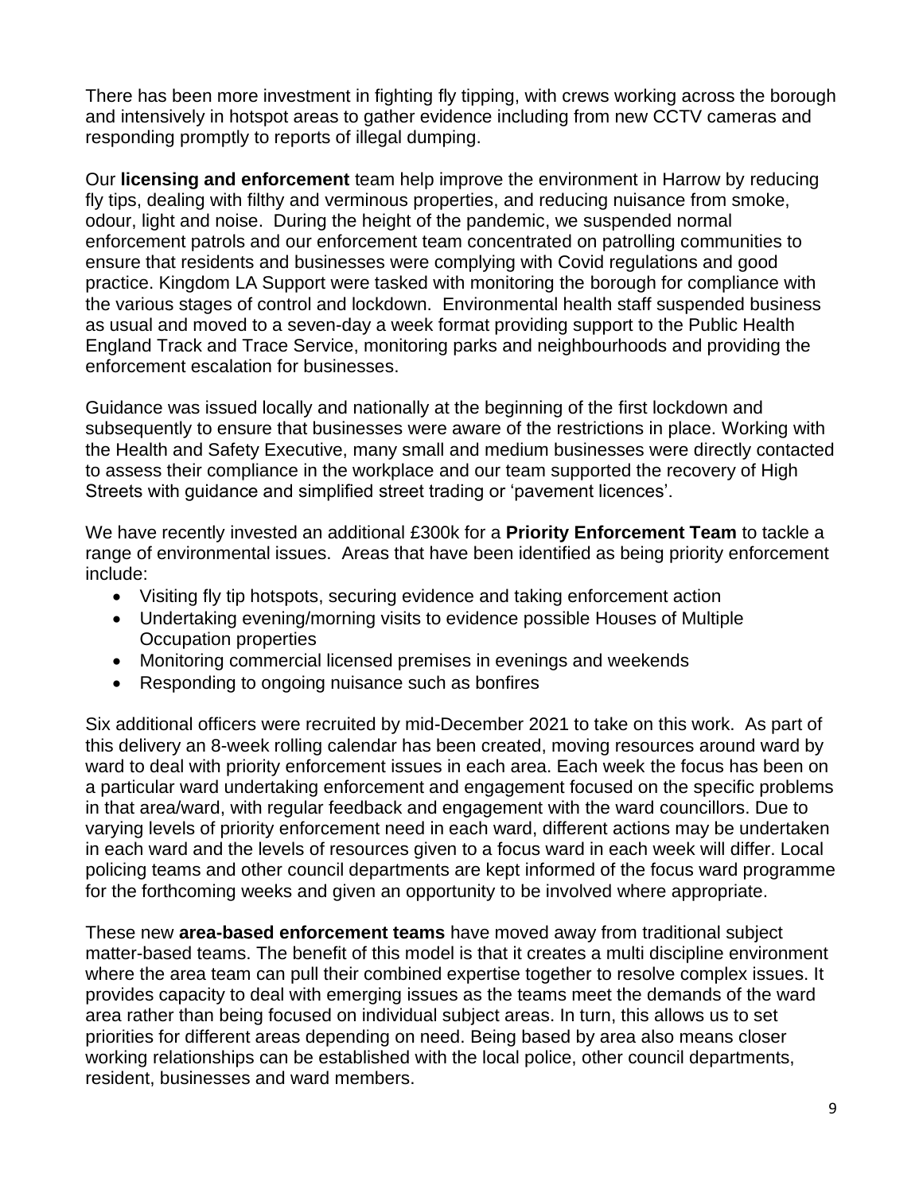There has been more investment in fighting fly tipping, with crews working across the borough and intensively in hotspot areas to gather evidence including from new CCTV cameras and responding promptly to reports of illegal dumping.

Our **licensing and enforcement** team help improve the environment in Harrow by reducing fly tips, dealing with filthy and verminous properties, and reducing nuisance from smoke, odour, light and noise. During the height of the pandemic, we suspended normal enforcement patrols and our enforcement team concentrated on patrolling communities to ensure that residents and businesses were complying with Covid regulations and good practice. Kingdom LA Support were tasked with monitoring the borough for compliance with the various stages of control and lockdown. Environmental health staff suspended business as usual and moved to a seven-day a week format providing support to the Public Health England Track and Trace Service, monitoring parks and neighbourhoods and providing the enforcement escalation for businesses.

Guidance was issued locally and nationally at the beginning of the first lockdown and subsequently to ensure that businesses were aware of the restrictions in place. Working with the Health and Safety Executive, many small and medium businesses were directly contacted to assess their compliance in the workplace and our team supported the recovery of High Streets with guidance and simplified street trading or 'pavement licences'.

We have recently invested an additional £300k for a **Priority Enforcement Team** to tackle a range of environmental issues. Areas that have been identified as being priority enforcement include:

- Visiting fly tip hotspots, securing evidence and taking enforcement action
- Undertaking evening/morning visits to evidence possible Houses of Multiple Occupation properties
- Monitoring commercial licensed premises in evenings and weekends
- Responding to ongoing nuisance such as bonfires

Six additional officers were recruited by mid-December 2021 to take on this work. As part of this delivery an 8-week rolling calendar has been created, moving resources around ward by ward to deal with priority enforcement issues in each area. Each week the focus has been on a particular ward undertaking enforcement and engagement focused on the specific problems in that area/ward, with regular feedback and engagement with the ward councillors. Due to varying levels of priority enforcement need in each ward, different actions may be undertaken in each ward and the levels of resources given to a focus ward in each week will differ. Local policing teams and other council departments are kept informed of the focus ward programme for the forthcoming weeks and given an opportunity to be involved where appropriate.

These new **area-based enforcement teams** have moved away from traditional subject matter-based teams. The benefit of this model is that it creates a multi discipline environment where the area team can pull their combined expertise together to resolve complex issues. It provides capacity to deal with emerging issues as the teams meet the demands of the ward area rather than being focused on individual subject areas. In turn, this allows us to set priorities for different areas depending on need. Being based by area also means closer working relationships can be established with the local police, other council departments, resident, businesses and ward members.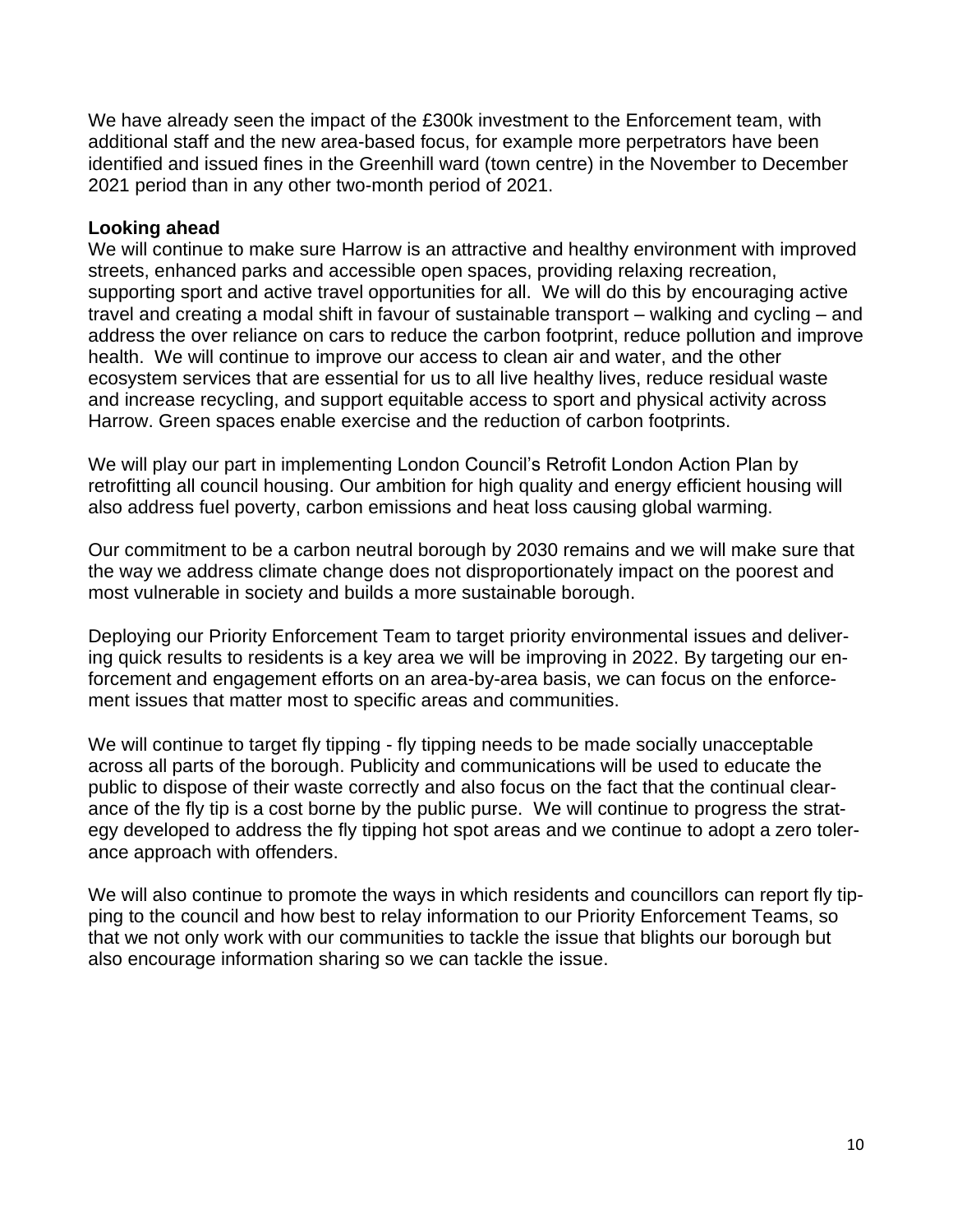We have already seen the impact of the £300k investment to the Enforcement team, with additional staff and the new area-based focus, for example more perpetrators have been identified and issued fines in the Greenhill ward (town centre) in the November to December 2021 period than in any other two-month period of 2021.

**Looking ahead**

We will continue to make sure Harrow is an attractive and healthy environment with improved streets, enhanced parks and accessible open spaces, providing relaxing recreation, supporting sport and active travel opportunities for all. We will do this by encouraging active travel and creating a modal shift in favour of sustainable transport – walking and cycling – and address the over reliance on cars to reduce the carbon footprint, reduce pollution and improve health. We will continue to improve our access to clean air and water, and the other ecosystem services that are essential for us to all live healthy lives, reduce residual waste and increase recycling, and support equitable access to sport and physical activity across Harrow. Green spaces enable exercise and the reduction of carbon footprints.

We will play our part in implementing London Council's Retrofit London Action Plan by retrofitting all council housing. Our ambition for high quality and energy efficient housing will also address fuel poverty, carbon emissions and heat loss causing global warming.

Our commitment to be a carbon neutral borough by 2030 remains and we will make sure that the way we address climate change does not disproportionately impact on the poorest and most vulnerable in society and builds a more sustainable borough.

Deploying our Priority Enforcement Team to target priority environmental issues and delivering quick results to residents is a key area we will be improving in 2022. By targeting our enforcement and engagement efforts on an area-by-area basis, we can focus on the enforcement issues that matter most to specific areas and communities.

We will continue to target fly tipping - fly tipping needs to be made socially unacceptable across all parts of the borough. Publicity and communications will be used to educate the public to dispose of their waste correctly and also focus on the fact that the continual clearance of the fly tip is a cost borne by the public purse. We will continue to progress the strategy developed to address the fly tipping hot spot areas and we continue to adopt a zero tolerance approach with offenders.

We will also continue to promote the ways in which residents and councillors can report fly tipping to the council and how best to relay information to our Priority Enforcement Teams, so that we not only work with our communities to tackle the issue that blights our borough but also encourage information sharing so we can tackle the issue.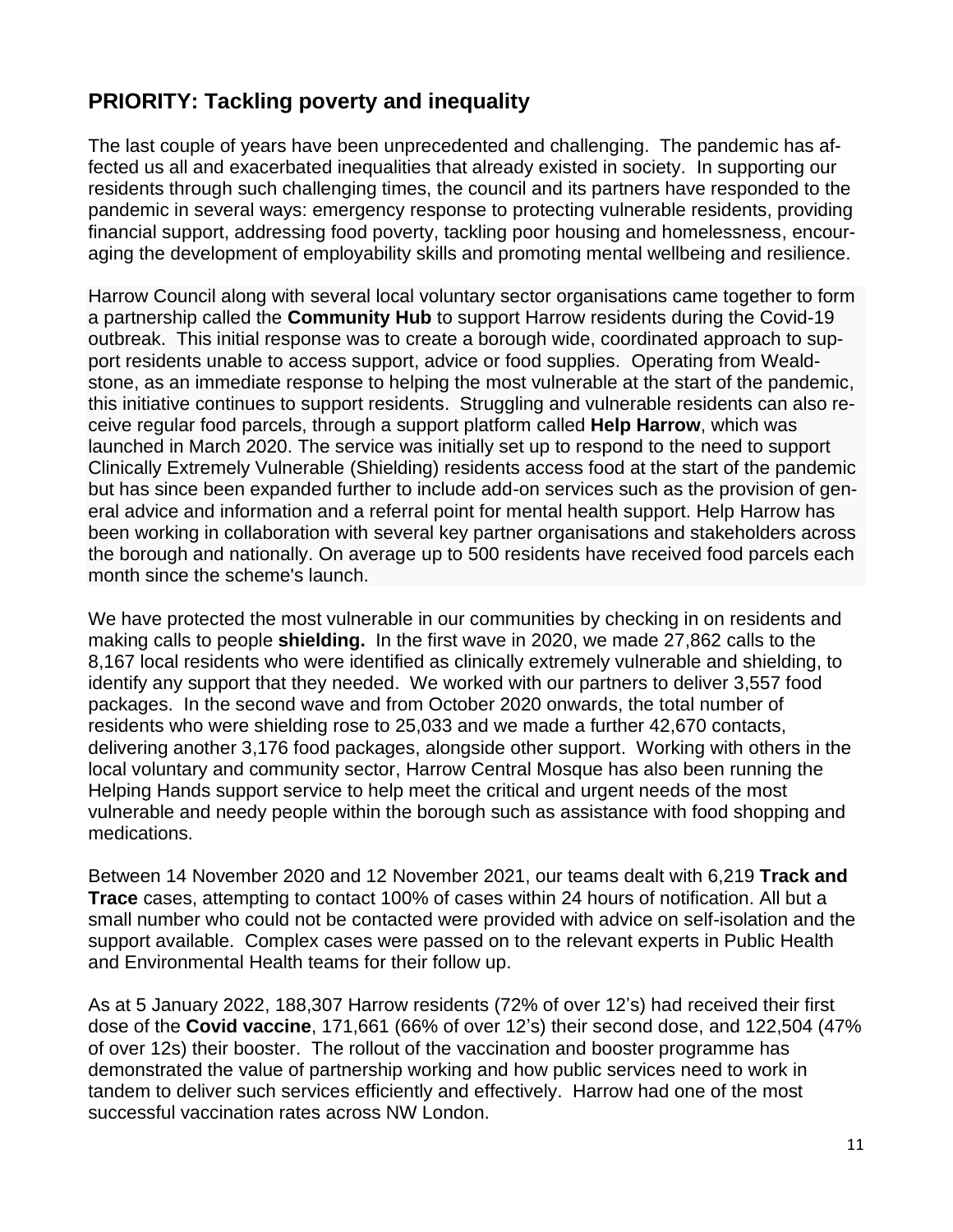## PRIORITY: Tackling poverty and inequality

The last couple of years have been unprecedented and challenging. The pandemic has affected us all and exacerbated inequalities that already existed in society. In supporting our residents through such challenging times, the council and its partners have responded to the pandemic in several ways: emergency response to protecting vulnerable residents, providing financial support, addressing food poverty, tackling poor housing and homelessness, encouraging the development of employability skills and promoting mental wellbeing and resilience.

Harrow Council along with several local voluntary sector organisations came together to form a partnership called the **Community Hub** to support Harrow residents during the Covid-19 outbreak. This initial response was to create a borough wide, coordinated approach to support residents unable to access support, advice or food supplies. Operating from Wealdstone, as an immediate response to helping the most vulnerable at the start of the pandemic, this initiative continues to support residents. Struggling and vulnerable residents can also receive regular food parcels, through a support platform called **Help Harrow**, which was launched in March 2020. The service was initially set up to respond to the need to support Clinically Extremely Vulnerable (Shielding) residents access food at the start of the pandemic but has since been expanded further to include add-on services such as the provision of general advice and information and a referral point for mental health support. Help Harrow has been working in collaboration with several key partner organisations and stakeholders across the borough and nationally. On average up to 500 residents have received food parcels each month since the scheme's launch.

We have protected the most vulnerable in our communities by checking in on residents and making calls to people **shielding.** In the first wave in 2020, we made 27,862 calls to the 8,167 local residents who were identified as clinically extremely vulnerable and shielding, to identify any support that they needed. We worked with our partners to deliver 3,557 food packages. In the second wave and from October 2020 onwards, the total number of residents who were shielding rose to 25,033 and we made a further 42,670 contacts, delivering another 3,176 food packages, alongside other support. Working with others in the local voluntary and community sector, Harrow Central Mosque has also been running the Helping Hands support service to help meet the critical and urgent needs of the most vulnerable and needy people within the borough such as assistance with food shopping and medications.

Between 14 November 2020 and 12 November 2021, our teams dealt with 6,219 **Track and Trace** cases, attempting to contact 100% of cases within 24 hours of notification. All but a small number who could not be contacted were provided with advice on self-isolation and the support available. Complex cases were passed on to the relevant experts in Public Health and Environmental Health teams for their follow up.

As at 5 January 2022, 188,307 Harrow residents (72% of over 12's) had received their first dose of the **Covid vaccine**, 171,661 (66% of over 12's) their second dose, and 122,504 (47% of over 12s) their booster. The rollout of the vaccination and booster programme has demonstrated the value of partnership working and how public services need to work in tandem to deliver such services efficiently and effectively. Harrow had one of the most successful vaccination rates across NW London.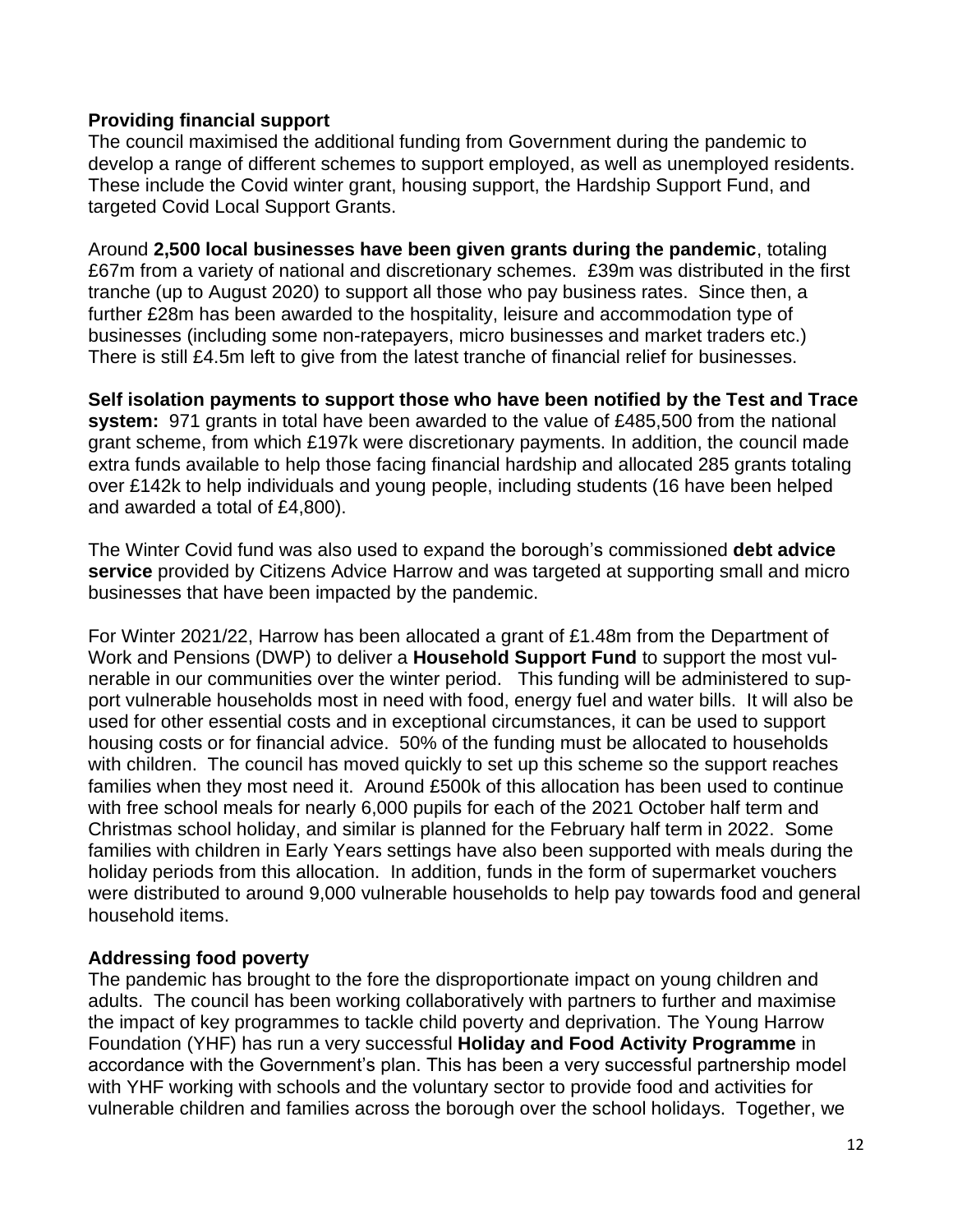**Providing financial support**

The council maximised the additional funding from Government during the pandemic to develop a range of different schemes to support employed, as well as unemployed residents. These include the Covid winter grant, housing support, the Hardship Support Fund, and targeted Covid Local Support Grants.

Around **2,500 local businesses have been given grants during the pandemic**, totaling £67m from a variety of national and discretionary schemes. £39m was distributed in the first tranche (up to August 2020) to support all those who pay business rates. Since then, a further £28m has been awarded to the hospitality, leisure and accommodation type of businesses (including some non-ratepayers, micro businesses and market traders etc.) There is still £4.5m left to give from the latest tranche of financial relief for businesses.

**Self isolation payments to support those who have been notified by the Test and Trace system:** 971 grants in total have been awarded to the value of £485,500 from the national grant scheme, from which £197k were discretionary payments. In addition, the council made extra funds available to help those facing financial hardship and allocated 285 grants totaling over £142k to help individuals and young people, including students (16 have been helped and awarded a total of £4,800).

The Winter Covid fund was also used to expand the borough's commissioned **debt advice service** provided by Citizens Advice Harrow and was targeted at supporting small and micro businesses that have been impacted by the pandemic.

For Winter 2021/22, Harrow has been allocated a grant of £1.48m from the Department of Work and Pensions (DWP) to deliver a **Household Support Fund** to support the most vulnerable in our communities over the winter period. This funding will be administered to support vulnerable households most in need with food, energy fuel and water bills. It will also be used for other essential costs and in exceptional circumstances, it can be used to support housing costs or for financial advice. 50% of the funding must be allocated to households with children. The council has moved quickly to set up this scheme so the support reaches families when they most need it. Around £500k of this allocation has been used to continue with free school meals for nearly 6,000 pupils for each of the 2021 October half term and Christmas school holiday, and similar is planned for the February half term in 2022. Some families with children in Early Years settings have also been supported with meals during the holiday periods from this allocation. In addition, funds in the form of supermarket vouchers were distributed to around 9,000 vulnerable households to help pay towards food and general household items.

**Addressing food poverty**

The pandemic has brought to the fore the disproportionate impact on young children and adults. The council has been working collaboratively with partners to further and maximise the impact of key programmes to tackle child poverty and deprivation. The Young Harrow Foundation (YHF) has run a very successful **Holiday and Food Activity Programme** in accordance with the Government's plan. This has been a very successful partnership model with YHF working with schools and the voluntary sector to provide food and activities for vulnerable children and families across the borough over the school holidays. Together, we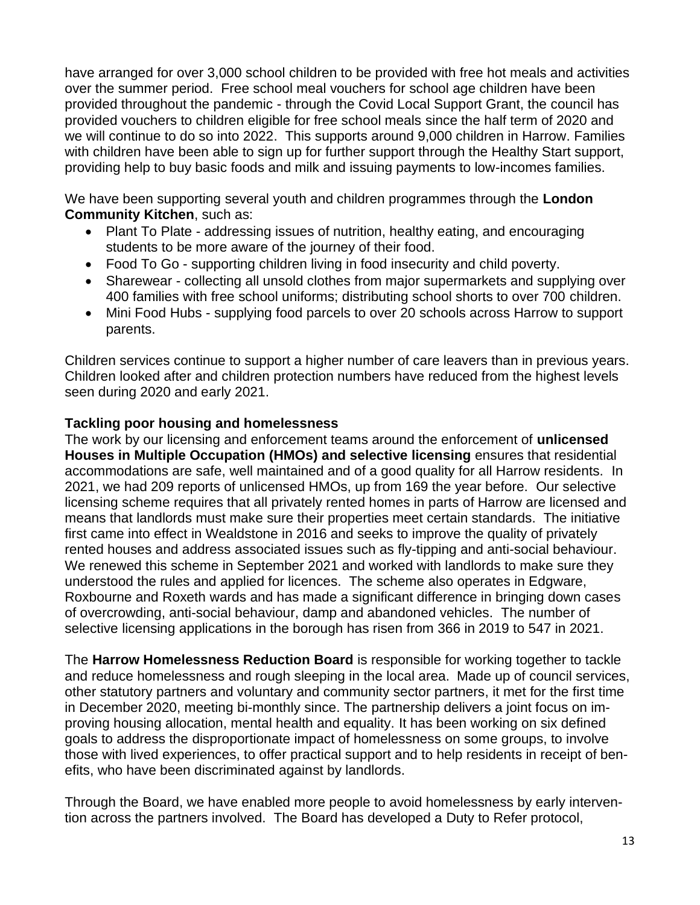have arranged for over 3,000 school children to be provided with free hot meals and activities over the summer period. Free school meal vouchers for school age children have been provided throughout the pandemic - through the Covid Local Support Grant, the council has provided vouchers to children eligible for free school meals since the half term of 2020 and we will continue to do so into 2022. This supports around 9,000 children in Harrow. Families with children have been able to sign up for further support through the Healthy Start support, providing help to buy basic foods and milk and issuing payments to low-incomes families.

We have been supporting several youth and children programmes through the **London Community Kitchen**, such as:

- Plant To Plate - addressing issues of nutrition, healthy eating, and encouraging students to be more aware of the journey of their food.
- Food To Go - supporting children living in food insecurity and child poverty.
- Sharewear - collecting all unsold clothes from major supermarkets and supplying over 400 families with free school uniforms; distributing school shorts to over 700 children.
- Mini Food Hubs - supplying food parcels to over 20 schools across Harrow to support parents.

Children services continue to support a higher number of care leavers than in previous years. Children looked after and children protection numbers have reduced from the highest levels seen during 2020 and early 2021.

**Tackling poor housing and homelessness**

The work by our licensing and enforcement teams around the enforcement of **unlicensed Houses in Multiple Occupation (HMOs) and selective licensing** ensures that residential accommodations are safe, well maintained and of a good quality for all Harrow residents. In 2021, we had 209 reports of unlicensed HMOs, up from 169 the year before. Our selective licensing scheme requires that all privately rented homes in parts of Harrow are licensed and means that landlords must make sure their properties meet certain standards. The initiative first came into effect in Wealdstone in 2016 and seeks to improve the quality of privately rented houses and address associated issues such as fly-tipping and anti-social behaviour. We renewed this scheme in September 2021 and worked with landlords to make sure they understood the rules and applied for licences. The scheme also operates in Edgware, Roxbourne and Roxeth wards and has made a significant difference in bringing down cases of overcrowding, anti-social behaviour, damp and abandoned vehicles. The number of selective licensing applications in the borough has risen from 366 in 2019 to 547 in 2021.

The **Harrow Homelessness Reduction Board** is responsible for working together to tackle and reduce homelessness and rough sleeping in the local area. Made up of council services, other statutory partners and voluntary and community sector partners, it met for the first time in December 2020, meeting bi-monthly since. The partnership delivers a joint focus on improving housing allocation, mental health and equality. It has been working on six defined goals to address the disproportionate impact of homelessness on some groups, to involve those with lived experiences, to offer practical support and to help residents in receipt of benefits, who have been discriminated against by landlords.

Through the Board, we have enabled more people to avoid homelessness by early intervention across the partners involved. The Board has developed a Duty to Refer protocol,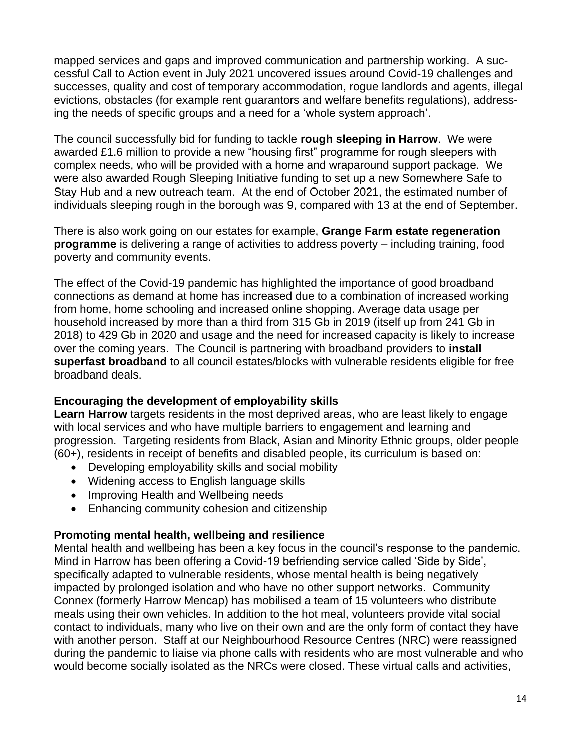mapped services and gaps and improved communication and partnership working. A successful Call to Action event in July 2021 uncovered issues around Covid-19 challenges and successes, quality and cost of temporary accommodation, rogue landlords and agents, illegal evictions, obstacles (for example rent guarantors and welfare benefits regulations), addressing the needs of specific groups and a need for a 'whole system approach'.

The council successfully bid for funding to tackle **rough sleeping in Harrow**. We were awarded £1.6 million to provide a new "housing first" programme for rough sleepers with complex needs, who will be provided with a home and wraparound support package. We were also awarded Rough Sleeping Initiative funding to set up a new Somewhere Safe to Stay Hub and a new outreach team. At the end of October 2021, the estimated number of individuals sleeping rough in the borough was 9, compared with 13 at the end of September.

There is also work going on our estates for example, **Grange Farm estate regeneration programme** is delivering a range of activities to address poverty – including training, food poverty and community events.

The effect of the Covid-19 pandemic has highlighted the importance of good broadband connections as demand at home has increased due to a combination of increased working from home, home schooling and increased online shopping. Average data usage per household increased by more than a third from 315 Gb in 2019 (itself up from 241 Gb in 2018) to 429 Gb in 2020 and usage and the need for increased capacity is likely to increase over the coming years. The Council is partnering with broadband providers to **install superfast broadband** to all council estates/blocks with vulnerable residents eligible for free broadband deals.

**Encouraging the development of employability skills**

**Learn Harrow** targets residents in the most deprived areas, who are least likely to engage with local services and who have multiple barriers to engagement and learning and progression. Targeting residents from Black, Asian and Minority Ethnic groups, older people (60+), residents in receipt of benefits and disabled people, its curriculum is based on:

- Developing employability skills and social mobility
- Widening access to English language skills
- Improving Health and Wellbeing needs
- Enhancing community cohesion and citizenship

**Promoting mental health, wellbeing and resilience**

Mental health and wellbeing has been a key focus in the council's response to the pandemic. Mind in Harrow has been offering a Covid-19 befriending service called 'Side by Side', specifically adapted to vulnerable residents, whose mental health is being negatively impacted by prolonged isolation and who have no other support networks. Community Connex (formerly Harrow Mencap) has mobilised a team of 15 volunteers who distribute meals using their own vehicles. In addition to the hot meal, volunteers provide vital social contact to individuals, many who live on their own and are the only form of contact they have with another person. Staff at our Neighbourhood Resource Centres (NRC) were reassigned during the pandemic to liaise via phone calls with residents who are most vulnerable and who would become socially isolated as the NRCs were closed. These virtual calls and activities,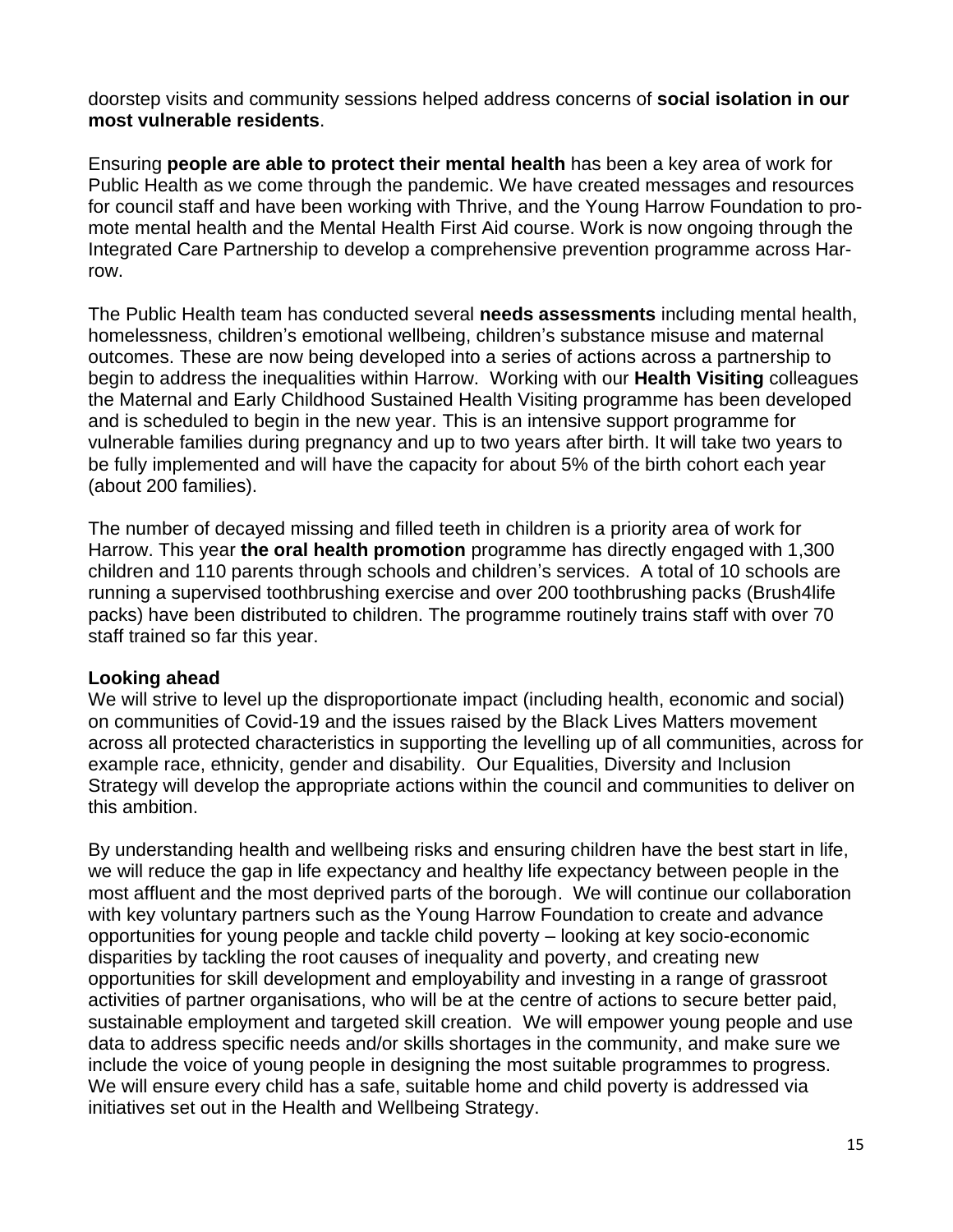doorstep visits and community sessions helped address concerns of **social isolation in our most vulnerable residents**.

Ensuring **people are able to protect their mental health** has been a key area of work for Public Health as we come through the pandemic. We have created messages and resources for council staff and have been working with Thrive, and the Young Harrow Foundation to promote mental health and the Mental Health First Aid course. Work is now ongoing through the Integrated Care Partnership to develop a comprehensive prevention programme across Harrow.

The Public Health team has conducted several **needs assessments** including mental health, homelessness, children's emotional wellbeing, children's substance misuse and maternal outcomes. These are now being developed into a series of actions across a partnership to begin to address the inequalities within Harrow. Working with our **Health Visiting** colleagues the Maternal and Early Childhood Sustained Health Visiting programme has been developed and is scheduled to begin in the new year. This is an intensive support programme for vulnerable families during pregnancy and up to two years after birth. It will take two years to be fully implemented and will have the capacity for about 5% of the birth cohort each year (about 200 families).

The number of decayed missing and filled teeth in children is a priority area of work for Harrow. This year **the oral health promotion** programme has directly engaged with 1,300 children and 110 parents through schools and children's services. A total of 10 schools are running a supervised toothbrushing exercise and over 200 toothbrushing packs (Brush4life packs) have been distributed to children. The programme routinely trains staff with over 70 staff trained so far this year.

**Looking ahead**

We will strive to level up the disproportionate impact (including health, economic and social) on communities of Covid-19 and the issues raised by the Black Lives Matters movement across all protected characteristics in supporting the levelling up of all communities, across for example race, ethnicity, gender and disability. Our Equalities, Diversity and Inclusion Strategy will develop the appropriate actions within the council and communities to deliver on this ambition.

By understanding health and wellbeing risks and ensuring children have the best start in life, we will reduce the gap in life expectancy and healthy life expectancy between people in the most affluent and the most deprived parts of the borough. We will continue our collaboration with key voluntary partners such as the Young Harrow Foundation to create and advance opportunities for young people and tackle child poverty – looking at key socio-economic disparities by tackling the root causes of inequality and poverty, and creating new opportunities for skill development and employability and investing in a range of grassroot activities of partner organisations, who will be at the centre of actions to secure better paid, sustainable employment and targeted skill creation. We will empower young people and use data to address specific needs and/or skills shortages in the community, and make sure we include the voice of young people in designing the most suitable programmes to progress. We will ensure every child has a safe, suitable home and child poverty is addressed via initiatives set out in the Health and Wellbeing Strategy.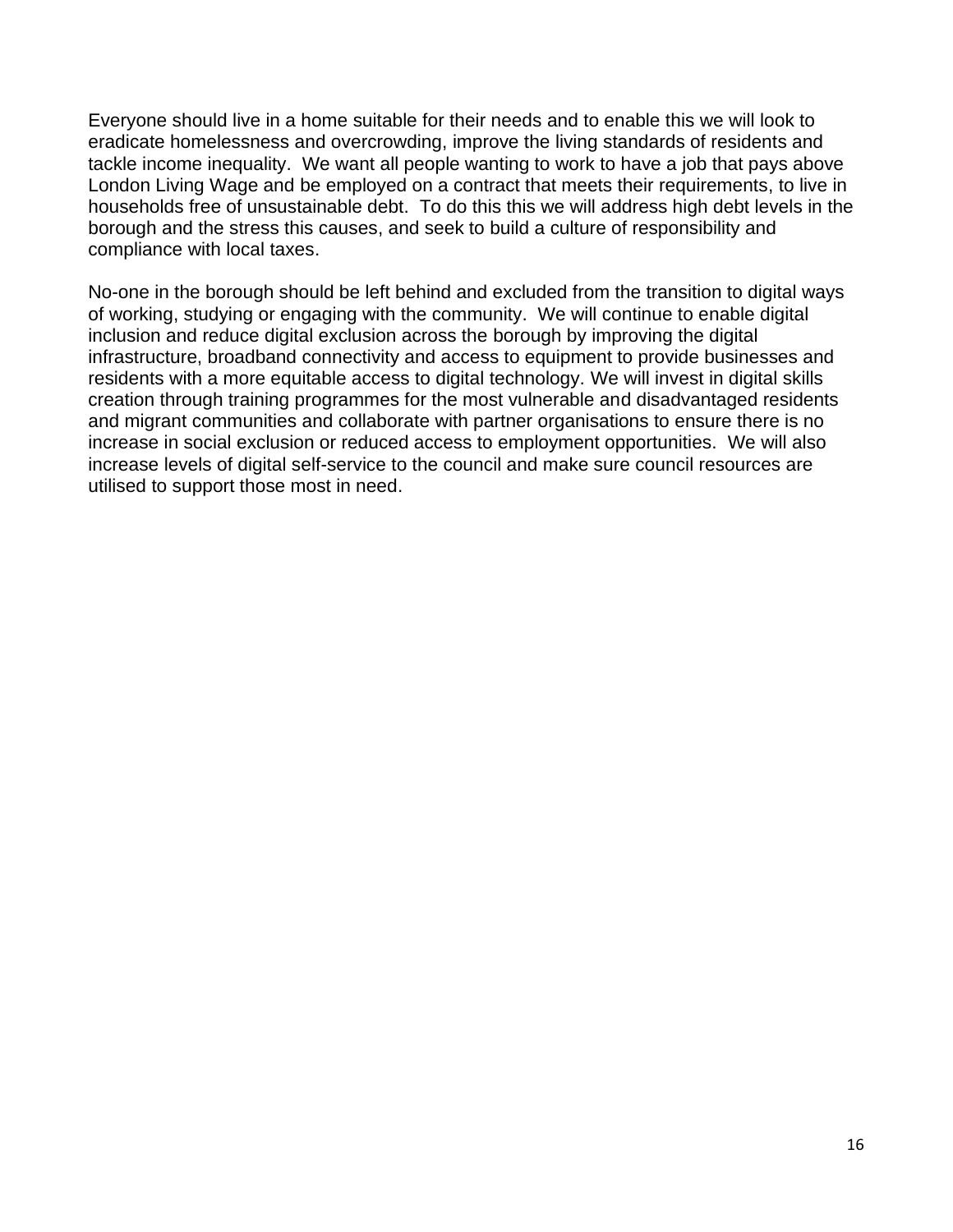Everyone should live in a home suitable for their needs and to enable this we will look to eradicate homelessness and overcrowding, improve the living standards of residents and tackle income inequality. We want all people wanting to work to have a job that pays above London Living Wage and be employed on a contract that meets their requirements, to live in households free of unsustainable debt. To do this this we will address high debt levels in the borough and the stress this causes, and seek to build a culture of responsibility and compliance with local taxes.

No-one in the borough should be left behind and excluded from the transition to digital ways of working, studying or engaging with the community. We will continue to enable digital inclusion and reduce digital exclusion across the borough by improving the digital infrastructure, broadband connectivity and access to equipment to provide businesses and residents with a more equitable access to digital technology. We will invest in digital skills creation through training programmes for the most vulnerable and disadvantaged residents and migrant communities and collaborate with partner organisations to ensure there is no increase in social exclusion or reduced access to employment opportunities. We will also increase levels of digital self-service to the council and make sure council resources are utilised to support those most in need.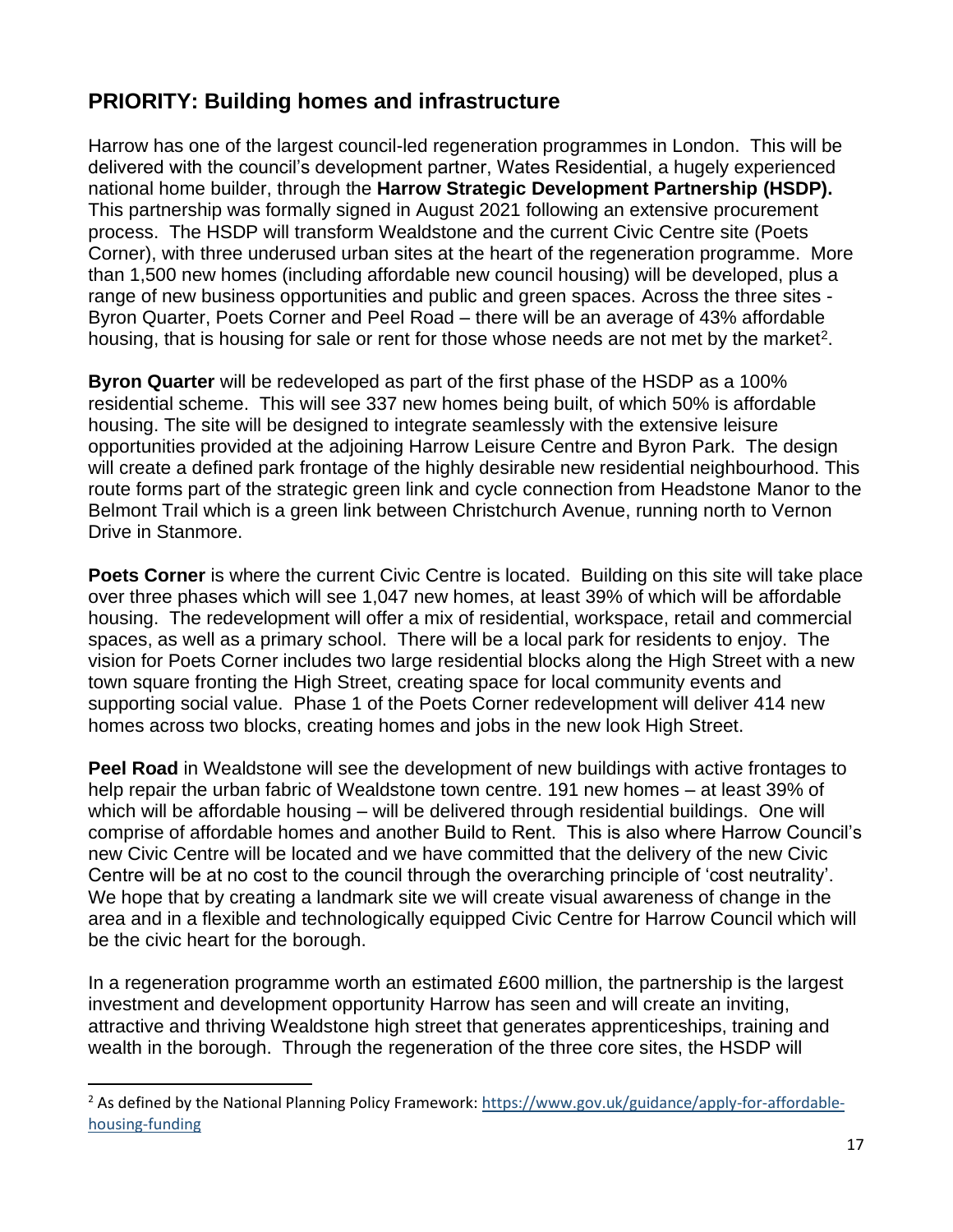## PRIORITY: Building homes and infrastructure

Harrow has one of the largest council-led regeneration programmes in London. This will be delivered with the council's development partner, Wates Residential, a hugely experienced national home builder, through the **Harrow Strategic Development Partnership (HSDP).** This partnership was formally signed in August 2021 following an extensive procurement process. The HSDP will transform Wealdstone and the current Civic Centre site (Poets Corner), with three underused urban sites at the heart of the regeneration programme. More than 1,500 new homes (including affordable new council housing) will be developed, plus a range of new business opportunities and public and green spaces. Across the three sites - Byron Quarter, Poets Corner and Peel Road – there will be an average of 43% affordable housing, that is housing for sale or rent for those whose needs are not met by the market[2].

**Byron Quarter** will be redeveloped as part of the first phase of the HSDP as a 100% residential scheme. This will see 337 new homes being built, of which 50% is affordable housing. The site will be designed to integrate seamlessly with the extensive leisure opportunities provided at the adjoining Harrow Leisure Centre and Byron Park. The design will create a defined park frontage of the highly desirable new residential neighbourhood. This route forms part of the strategic green link and cycle connection from Headstone Manor to the Belmont Trail which is a green link between Christchurch Avenue, running north to Vernon Drive in Stanmore.

**Poets Corner** is where the current Civic Centre is located. Building on this site will take place over three phases which will see 1,047 new homes, at least 39% of which will be affordable housing. The redevelopment will offer a mix of residential, workspace, retail and commercial spaces, as well as a primary school. There will be a local park for residents to enjoy. The vision for Poets Corner includes two large residential blocks along the High Street with a new town square fronting the High Street, creating space for local community events and supporting social value. Phase 1 of the Poets Corner redevelopment will deliver 414 new homes across two blocks, creating homes and jobs in the new look High Street.

**Peel Road** in Wealdstone will see the development of new buildings with active frontages to help repair the urban fabric of Wealdstone town centre. 191 new homes – at least 39% of which will be affordable housing – will be delivered through residential buildings. One will comprise of affordable homes and another Build to Rent. This is also where Harrow Council's new Civic Centre will be located and we have committed that the delivery of the new Civic Centre will be at no cost to the council through the overarching principle of 'cost neutrality'. We hope that by creating a landmark site we will create visual awareness of change in the area and in a flexible and technologically equipped Civic Centre for Harrow Council which will be the civic heart for the borough.

In a regeneration programme worth an estimated £600 million, the partnership is the largest investment and development opportunity Harrow has seen and will create an inviting, attractive and thriving Wealdstone high street that generates apprenticeships, training and wealth in the borough. Through the regeneration of the three core sites, the HSDP will

[2] As defined by the National Planning Policy Framework: https://www.gov.uk/guidance/apply-for-affordable-housing-funding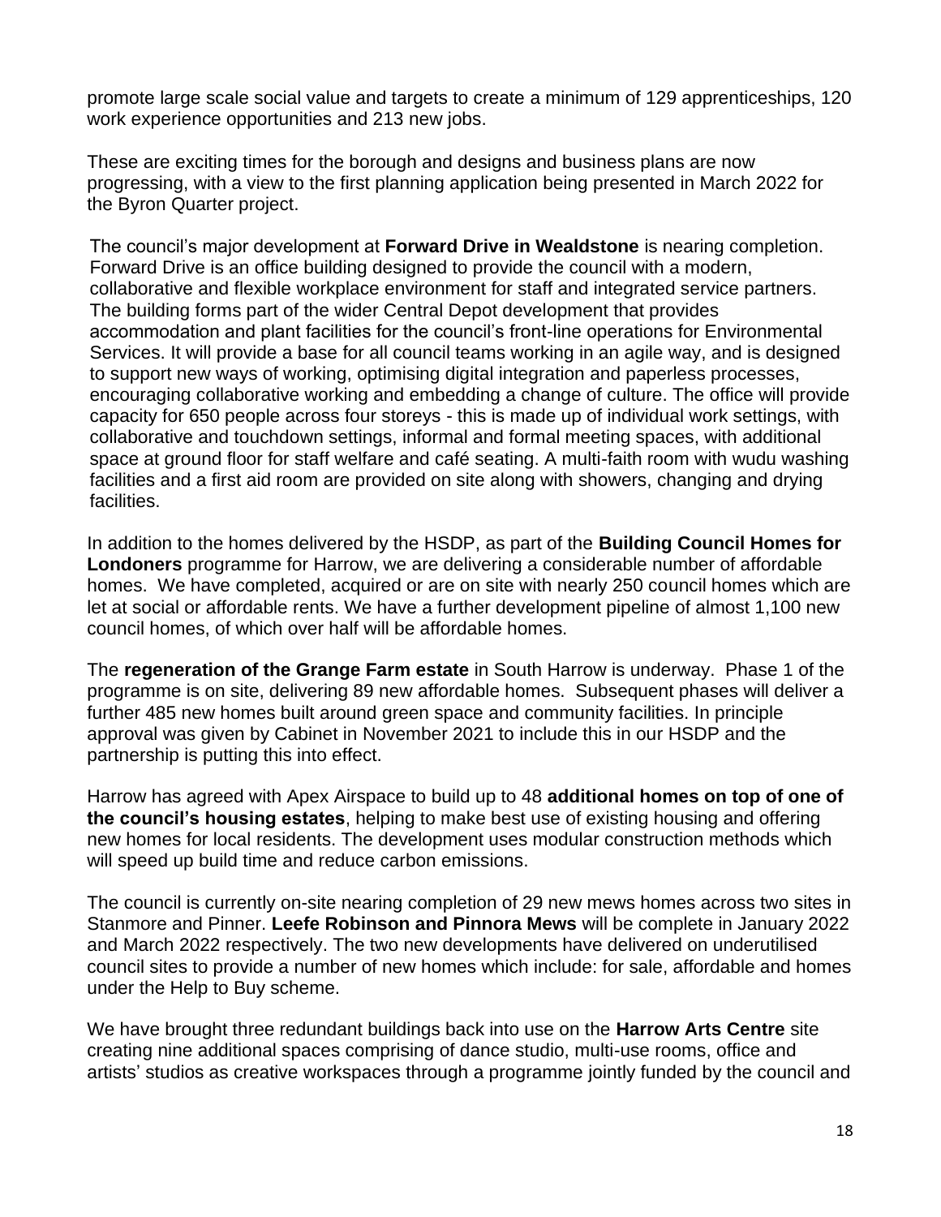promote large scale social value and targets to create a minimum of 129 apprenticeships, 120 work experience opportunities and 213 new jobs.

These are exciting times for the borough and designs and business plans are now progressing, with a view to the first planning application being presented in March 2022 for the Byron Quarter project.

The council's major development at **Forward Drive in Wealdstone** is nearing completion. Forward Drive is an office building designed to provide the council with a modern, collaborative and flexible workplace environment for staff and integrated service partners. The building forms part of the wider Central Depot development that provides accommodation and plant facilities for the council's front-line operations for Environmental Services. It will provide a base for all council teams working in an agile way, and is designed to support new ways of working, optimising digital integration and paperless processes, encouraging collaborative working and embedding a change of culture. The office will provide capacity for 650 people across four storeys - this is made up of individual work settings, with collaborative and touchdown settings, informal and formal meeting spaces, with additional space at ground floor for staff welfare and café seating. A multi-faith room with wudu washing facilities and a first aid room are provided on site along with showers, changing and drying facilities.

In addition to the homes delivered by the HSDP, as part of the **Building Council Homes for Londoners** programme for Harrow, we are delivering a considerable number of affordable homes. We have completed, acquired or are on site with nearly 250 council homes which are let at social or affordable rents. We have a further development pipeline of almost 1,100 new council homes, of which over half will be affordable homes.

The **regeneration of the Grange Farm estate** in South Harrow is underway. Phase 1 of the programme is on site, delivering 89 new affordable homes. Subsequent phases will deliver a further 485 new homes built around green space and community facilities. In principle approval was given by Cabinet in November 2021 to include this in our HSDP and the partnership is putting this into effect.

Harrow has agreed with Apex Airspace to build up to 48 **additional homes on top of one of the council's housing estates**, helping to make best use of existing housing and offering new homes for local residents. The development uses modular construction methods which will speed up build time and reduce carbon emissions.

The council is currently on-site nearing completion of 29 new mews homes across two sites in Stanmore and Pinner. **Leefe Robinson and Pinnora Mews** will be complete in January 2022 and March 2022 respectively. The two new developments have delivered on underutilised council sites to provide a number of new homes which include: for sale, affordable and homes under the Help to Buy scheme.

We have brought three redundant buildings back into use on the **Harrow Arts Centre** site creating nine additional spaces comprising of dance studio, multi-use rooms, office and artists' studios as creative workspaces through a programme jointly funded by the council and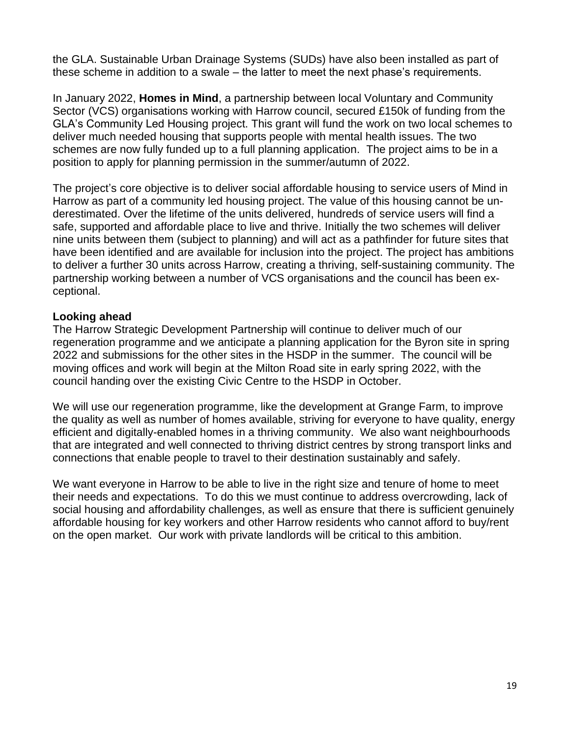the GLA. Sustainable Urban Drainage Systems (SUDs) have also been installed as part of these scheme in addition to a swale – the latter to meet the next phase's requirements.

In January 2022, **Homes in Mind**, a partnership between local Voluntary and Community Sector (VCS) organisations working with Harrow council, secured £150k of funding from the GLA's Community Led Housing project. This grant will fund the work on two local schemes to deliver much needed housing that supports people with mental health issues. The two schemes are now fully funded up to a full planning application. The project aims to be in a position to apply for planning permission in the summer/autumn of 2022.

The project's core objective is to deliver social affordable housing to service users of Mind in Harrow as part of a community led housing project. The value of this housing cannot be underestimated. Over the lifetime of the units delivered, hundreds of service users will find a safe, supported and affordable place to live and thrive. Initially the two schemes will deliver nine units between them (subject to planning) and will act as a pathfinder for future sites that have been identified and are available for inclusion into the project. The project has ambitions to deliver a further 30 units across Harrow, creating a thriving, self-sustaining community. The partnership working between a number of VCS organisations and the council has been exceptional.

**Looking ahead**

The Harrow Strategic Development Partnership will continue to deliver much of our regeneration programme and we anticipate a planning application for the Byron site in spring 2022 and submissions for the other sites in the HSDP in the summer. The council will be moving offices and work will begin at the Milton Road site in early spring 2022, with the council handing over the existing Civic Centre to the HSDP in October.

We will use our regeneration programme, like the development at Grange Farm, to improve the quality as well as number of homes available, striving for everyone to have quality, energy efficient and digitally-enabled homes in a thriving community. We also want neighbourhoods that are integrated and well connected to thriving district centres by strong transport links and connections that enable people to travel to their destination sustainably and safely.

We want everyone in Harrow to be able to live in the right size and tenure of home to meet their needs and expectations. To do this we must continue to address overcrowding, lack of social housing and affordability challenges, as well as ensure that there is sufficient genuinely affordable housing for key workers and other Harrow residents who cannot afford to buy/rent on the open market. Our work with private landlords will be critical to this ambition.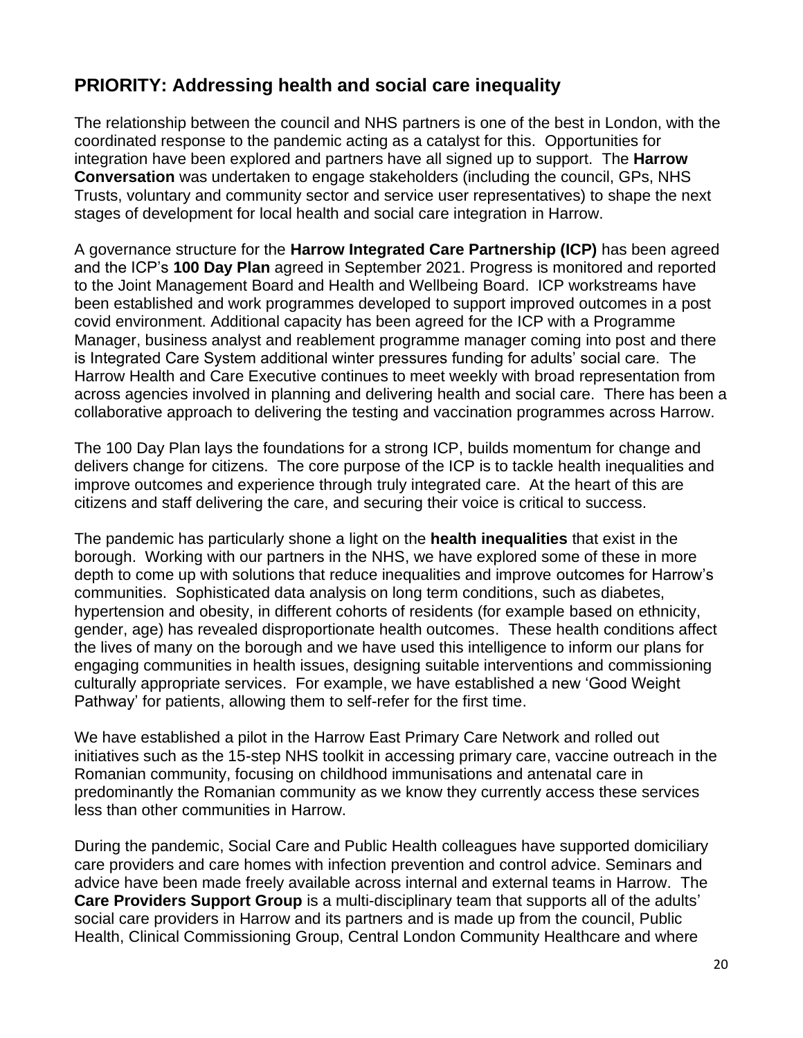## PRIORITY: Addressing health and social care inequality

The relationship between the council and NHS partners is one of the best in London, with the coordinated response to the pandemic acting as a catalyst for this. Opportunities for integration have been explored and partners have all signed up to support. The **Harrow Conversation** was undertaken to engage stakeholders (including the council, GPs, NHS Trusts, voluntary and community sector and service user representatives) to shape the next stages of development for local health and social care integration in Harrow.

A governance structure for the **Harrow Integrated Care Partnership (ICP)** has been agreed and the ICP's **100 Day Plan** agreed in September 2021. Progress is monitored and reported to the Joint Management Board and Health and Wellbeing Board. ICP workstreams have been established and work programmes developed to support improved outcomes in a post covid environment. Additional capacity has been agreed for the ICP with a Programme Manager, business analyst and reablement programme manager coming into post and there is Integrated Care System additional winter pressures funding for adults' social care. The Harrow Health and Care Executive continues to meet weekly with broad representation from across agencies involved in planning and delivering health and social care. There has been a collaborative approach to delivering the testing and vaccination programmes across Harrow.

The 100 Day Plan lays the foundations for a strong ICP, builds momentum for change and delivers change for citizens. The core purpose of the ICP is to tackle health inequalities and improve outcomes and experience through truly integrated care. At the heart of this are citizens and staff delivering the care, and securing their voice is critical to success.

The pandemic has particularly shone a light on the **health inequalities** that exist in the borough. Working with our partners in the NHS, we have explored some of these in more depth to come up with solutions that reduce inequalities and improve outcomes for Harrow's communities. Sophisticated data analysis on long term conditions, such as diabetes, hypertension and obesity, in different cohorts of residents (for example based on ethnicity, gender, age) has revealed disproportionate health outcomes. These health conditions affect the lives of many on the borough and we have used this intelligence to inform our plans for engaging communities in health issues, designing suitable interventions and commissioning culturally appropriate services. For example, we have established a new 'Good Weight Pathway' for patients, allowing them to self-refer for the first time.

We have established a pilot in the Harrow East Primary Care Network and rolled out initiatives such as the 15-step NHS toolkit in accessing primary care, vaccine outreach in the Romanian community, focusing on childhood immunisations and antenatal care in predominantly the Romanian community as we know they currently access these services less than other communities in Harrow.

During the pandemic, Social Care and Public Health colleagues have supported domiciliary care providers and care homes with infection prevention and control advice. Seminars and advice have been made freely available across internal and external teams in Harrow. The **Care Providers Support Group** is a multi-disciplinary team that supports all of the adults' social care providers in Harrow and its partners and is made up from the council, Public Health, Clinical Commissioning Group, Central London Community Healthcare and where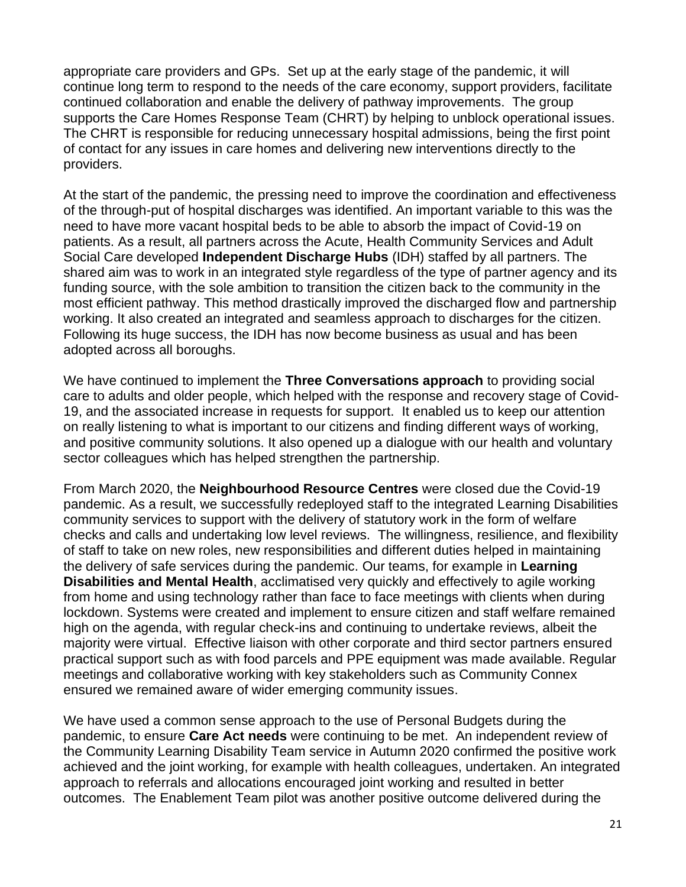appropriate care providers and GPs.  Set up at the early stage of the pandemic, it will continue long term to respond to the needs of the care economy, support providers, facilitate continued collaboration and enable the delivery of pathway improvements.  The group supports the Care Homes Response Team (CHRT) by helping to unblock operational issues. The CHRT is responsible for reducing unnecessary hospital admissions, being the first point of contact for any issues in care homes and delivering new interventions directly to the providers.

At the start of the pandemic, the pressing need to improve the coordination and effectiveness of the through-put of hospital discharges was identified. An important variable to this was the need to have more vacant hospital beds to be able to absorb the impact of Covid-19 on patients. As a result, all partners across the Acute, Health Community Services and Adult Social Care developed **Independent Discharge Hubs** (IDH) staffed by all partners. The shared aim was to work in an integrated style regardless of the type of partner agency and its funding source, with the sole ambition to transition the citizen back to the community in the most efficient pathway. This method drastically improved the discharged flow and partnership working. It also created an integrated and seamless approach to discharges for the citizen. Following its huge success, the IDH has now become business as usual and has been adopted across all boroughs.

We have continued to implement the **Three Conversations approach** to providing social care to adults and older people, which helped with the response and recovery stage of Covid-19, and the associated increase in requests for support.  It enabled us to keep our attention on really listening to what is important to our citizens and finding different ways of working, and positive community solutions. It also opened up a dialogue with our health and voluntary sector colleagues which has helped strengthen the partnership.

From March 2020, the **Neighbourhood Resource Centres** were closed due the Covid-19 pandemic. As a result, we successfully redeployed staff to the integrated Learning Disabilities community services to support with the delivery of statutory work in the form of welfare checks and calls and undertaking low level reviews.  The willingness, resilience, and flexibility of staff to take on new roles, new responsibilities and different duties helped in maintaining the delivery of safe services during the pandemic. Our teams, for example in **Learning Disabilities and Mental Health**, acclimatised very quickly and effectively to agile working from home and using technology rather than face to face meetings with clients when during lockdown. Systems were created and implement to ensure citizen and staff welfare remained high on the agenda, with regular check-ins and continuing to undertake reviews, albeit the majority were virtual.  Effective liaison with other corporate and third sector partners ensured practical support such as with food parcels and PPE equipment was made available. Regular meetings and collaborative working with key stakeholders such as Community Connex ensured we remained aware of wider emerging community issues.

We have used a common sense approach to the use of Personal Budgets during the pandemic, to ensure **Care Act needs** were continuing to be met.  An independent review of the Community Learning Disability Team service in Autumn 2020 confirmed the positive work achieved and the joint working, for example with health colleagues, undertaken. An integrated approach to referrals and allocations encouraged joint working and resulted in better outcomes.  The Enablement Team pilot was another positive outcome delivered during the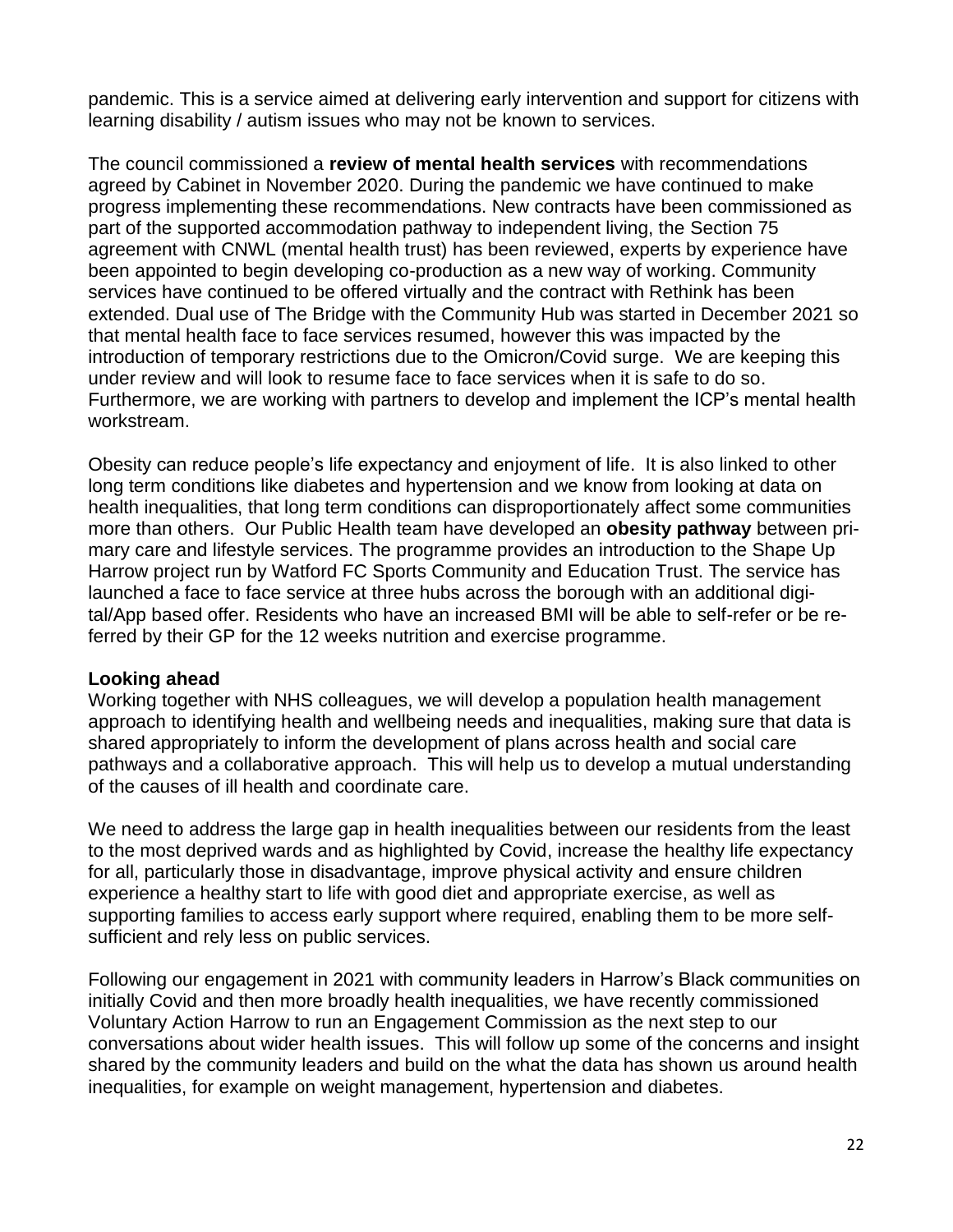pandemic. This is a service aimed at delivering early intervention and support for citizens with learning disability / autism issues who may not be known to services.

The council commissioned a **review of mental health services** with recommendations agreed by Cabinet in November 2020. During the pandemic we have continued to make progress implementing these recommendations. New contracts have been commissioned as part of the supported accommodation pathway to independent living, the Section 75 agreement with CNWL (mental health trust) has been reviewed, experts by experience have been appointed to begin developing co-production as a new way of working. Community services have continued to be offered virtually and the contract with Rethink has been extended. Dual use of The Bridge with the Community Hub was started in December 2021 so that mental health face to face services resumed, however this was impacted by the introduction of temporary restrictions due to the Omicron/Covid surge. We are keeping this under review and will look to resume face to face services when it is safe to do so. Furthermore, we are working with partners to develop and implement the ICP's mental health workstream.

Obesity can reduce people's life expectancy and enjoyment of life. It is also linked to other long term conditions like diabetes and hypertension and we know from looking at data on health inequalities, that long term conditions can disproportionately affect some communities more than others. Our Public Health team have developed an **obesity pathway** between primary care and lifestyle services. The programme provides an introduction to the Shape Up Harrow project run by Watford FC Sports Community and Education Trust. The service has launched a face to face service at three hubs across the borough with an additional digital/App based offer. Residents who have an increased BMI will be able to self-refer or be referred by their GP for the 12 weeks nutrition and exercise programme.

**Looking ahead**

Working together with NHS colleagues, we will develop a population health management approach to identifying health and wellbeing needs and inequalities, making sure that data is shared appropriately to inform the development of plans across health and social care pathways and a collaborative approach. This will help us to develop a mutual understanding of the causes of ill health and coordinate care.

We need to address the large gap in health inequalities between our residents from the least to the most deprived wards and as highlighted by Covid, increase the healthy life expectancy for all, particularly those in disadvantage, improve physical activity and ensure children experience a healthy start to life with good diet and appropriate exercise, as well as supporting families to access early support where required, enabling them to be more self-sufficient and rely less on public services.

Following our engagement in 2021 with community leaders in Harrow's Black communities on initially Covid and then more broadly health inequalities, we have recently commissioned Voluntary Action Harrow to run an Engagement Commission as the next step to our conversations about wider health issues. This will follow up some of the concerns and insight shared by the community leaders and build on the what the data has shown us around health inequalities, for example on weight management, hypertension and diabetes.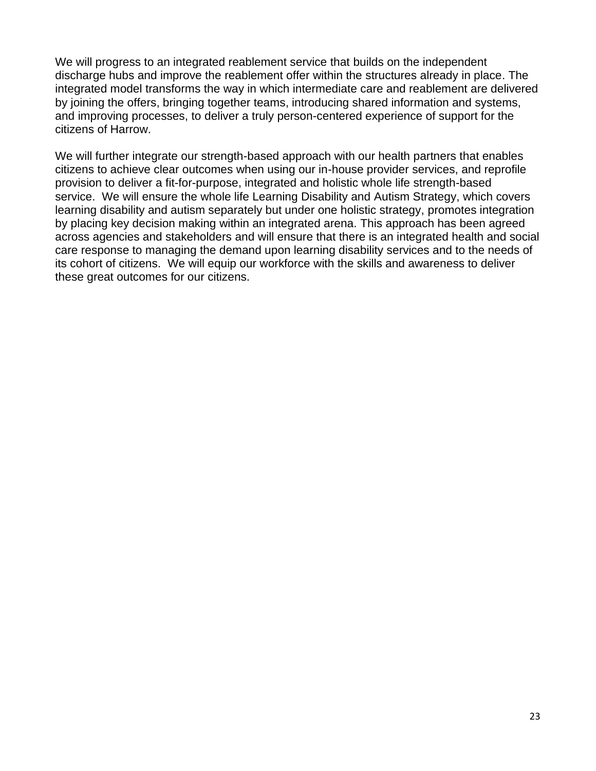We will progress to an integrated reablement service that builds on the independent discharge hubs and improve the reablement offer within the structures already in place. The integrated model transforms the way in which intermediate care and reablement are delivered by joining the offers, bringing together teams, introducing shared information and systems, and improving processes, to deliver a truly person-centered experience of support for the citizens of Harrow.

We will further integrate our strength-based approach with our health partners that enables citizens to achieve clear outcomes when using our in-house provider services, and reprofile provision to deliver a fit-for-purpose, integrated and holistic whole life strength-based service. We will ensure the whole life Learning Disability and Autism Strategy, which covers learning disability and autism separately but under one holistic strategy, promotes integration by placing key decision making within an integrated arena. This approach has been agreed across agencies and stakeholders and will ensure that there is an integrated health and social care response to managing the demand upon learning disability services and to the needs of its cohort of citizens. We will equip our workforce with the skills and awareness to deliver these great outcomes for our citizens.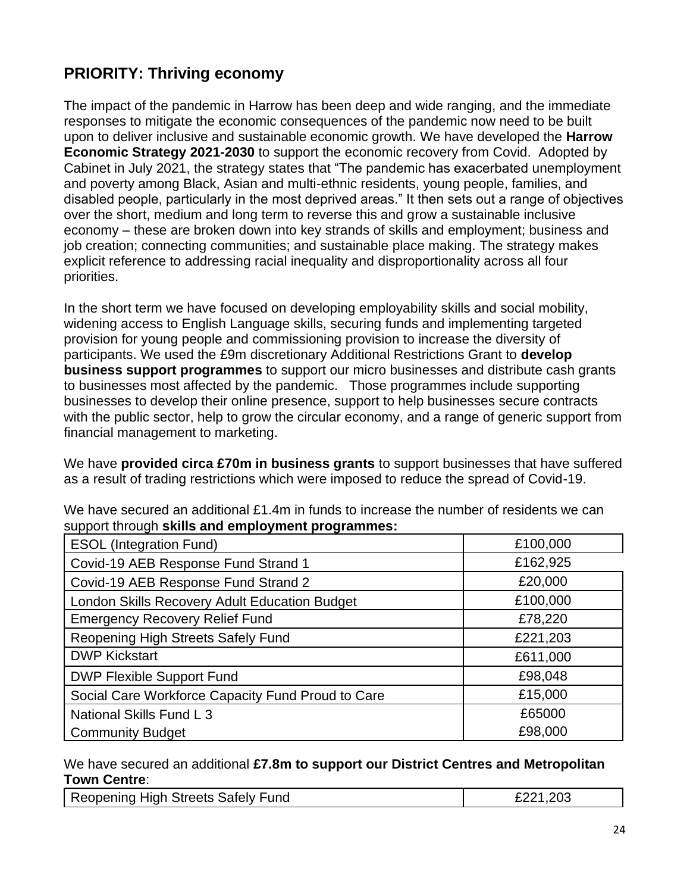## PRIORITY: Thriving economy

The impact of the pandemic in Harrow has been deep and wide ranging, and the immediate responses to mitigate the economic consequences of the pandemic now need to be built upon to deliver inclusive and sustainable economic growth. We have developed the **Harrow Economic Strategy 2021-2030** to support the economic recovery from Covid. Adopted by Cabinet in July 2021, the strategy states that "The pandemic has exacerbated unemployment and poverty among Black, Asian and multi-ethnic residents, young people, families, and disabled people, particularly in the most deprived areas." It then sets out a range of objectives over the short, medium and long term to reverse this and grow a sustainable inclusive economy – these are broken down into key strands of skills and employment; business and job creation; connecting communities; and sustainable place making. The strategy makes explicit reference to addressing racial inequality and disproportionality across all four priorities.

In the short term we have focused on developing employability skills and social mobility, widening access to English Language skills, securing funds and implementing targeted provision for young people and commissioning provision to increase the diversity of participants. We used the £9m discretionary Additional Restrictions Grant to **develop business support programmes** to support our micro businesses and distribute cash grants to businesses most affected by the pandemic. Those programmes include supporting businesses to develop their online presence, support to help businesses secure contracts with the public sector, help to grow the circular economy, and a range of generic support from financial management to marketing.

We have **provided circa £70m in business grants** to support businesses that have suffered as a result of trading restrictions which were imposed to reduce the spread of Covid-19.

We have secured an additional £1.4m in funds to increase the number of residents we can support through **skills and employment programmes:**

| | |
|---|---|
| ESOL (Integration Fund) | £100,000 |
| Covid-19 AEB Response Fund Strand 1 | £162,925 |
| Covid-19 AEB Response Fund Strand 2 | £20,000 |
| London Skills Recovery Adult Education Budget | £100,000 |
| Emergency Recovery Relief Fund | £78,220 |
| Reopening High Streets Safely Fund | £221,203 |
| DWP Kickstart | £611,000 |
| DWP Flexible Support Fund | £98,048 |
| Social Care Workforce Capacity Fund Proud to Care | £15,000 |
| National Skills Fund L 3<br>Community Budget | £65000<br>£98,000 |

We have secured an additional **£7.8m to support our District Centres and Metropolitan Town Centre**:

| | |
|---|---|
| Reopening High Streets Safely Fund | £221,203 |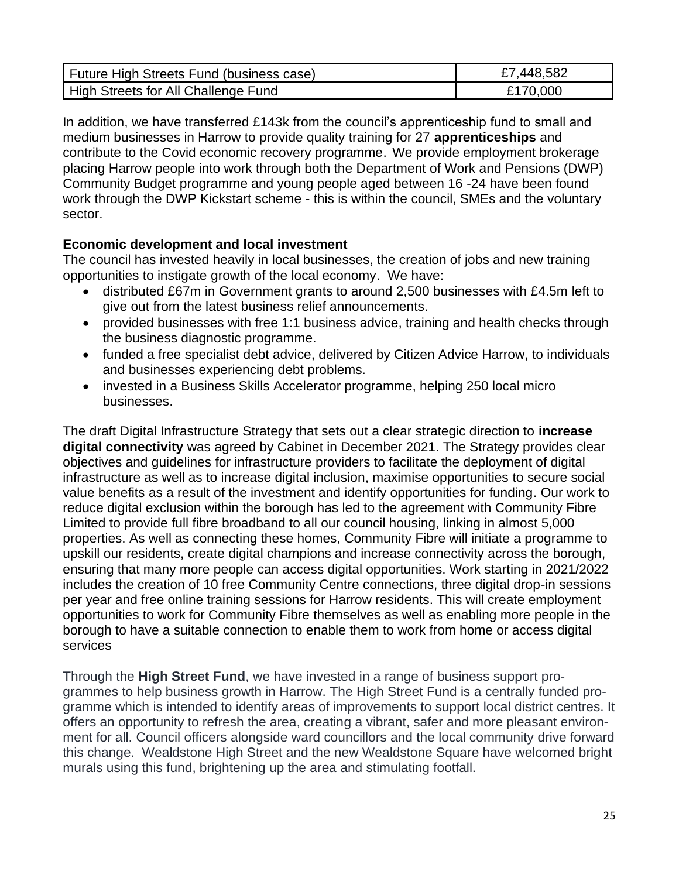| Future High Streets Fund (business case) | £7,448,582 |
|---|---|
| High Streets for All Challenge Fund | £170,000 |

In addition, we have transferred £143k from the council's apprenticeship fund to small and medium businesses in Harrow to provide quality training for 27 **apprenticeships** and contribute to the Covid economic recovery programme. We provide employment brokerage placing Harrow people into work through both the Department of Work and Pensions (DWP) Community Budget programme and young people aged between 16 -24 have been found work through the DWP Kickstart scheme - this is within the council, SMEs and the voluntary sector.

**Economic development and local investment**

The council has invested heavily in local businesses, the creation of jobs and new training opportunities to instigate growth of the local economy. We have:

- distributed £67m in Government grants to around 2,500 businesses with £4.5m left to give out from the latest business relief announcements.
- provided businesses with free 1:1 business advice, training and health checks through the business diagnostic programme.
- funded a free specialist debt advice, delivered by Citizen Advice Harrow, to individuals and businesses experiencing debt problems.
- invested in a Business Skills Accelerator programme, helping 250 local micro businesses.

The draft Digital Infrastructure Strategy that sets out a clear strategic direction to **increase digital connectivity** was agreed by Cabinet in December 2021. The Strategy provides clear objectives and guidelines for infrastructure providers to facilitate the deployment of digital infrastructure as well as to increase digital inclusion, maximise opportunities to secure social value benefits as a result of the investment and identify opportunities for funding. Our work to reduce digital exclusion within the borough has led to the agreement with Community Fibre Limited to provide full fibre broadband to all our council housing, linking in almost 5,000 properties. As well as connecting these homes, Community Fibre will initiate a programme to upskill our residents, create digital champions and increase connectivity across the borough, ensuring that many more people can access digital opportunities. Work starting in 2021/2022 includes the creation of 10 free Community Centre connections, three digital drop-in sessions per year and free online training sessions for Harrow residents. This will create employment opportunities to work for Community Fibre themselves as well as enabling more people in the borough to have a suitable connection to enable them to work from home or access digital services

Through the **High Street Fund**, we have invested in a range of business support programmes to help business growth in Harrow. The High Street Fund is a centrally funded programme which is intended to identify areas of improvements to support local district centres. It offers an opportunity to refresh the area, creating a vibrant, safer and more pleasant environment for all. Council officers alongside ward councillors and the local community drive forward this change. Wealdstone High Street and the new Wealdstone Square have welcomed bright murals using this fund, brightening up the area and stimulating footfall.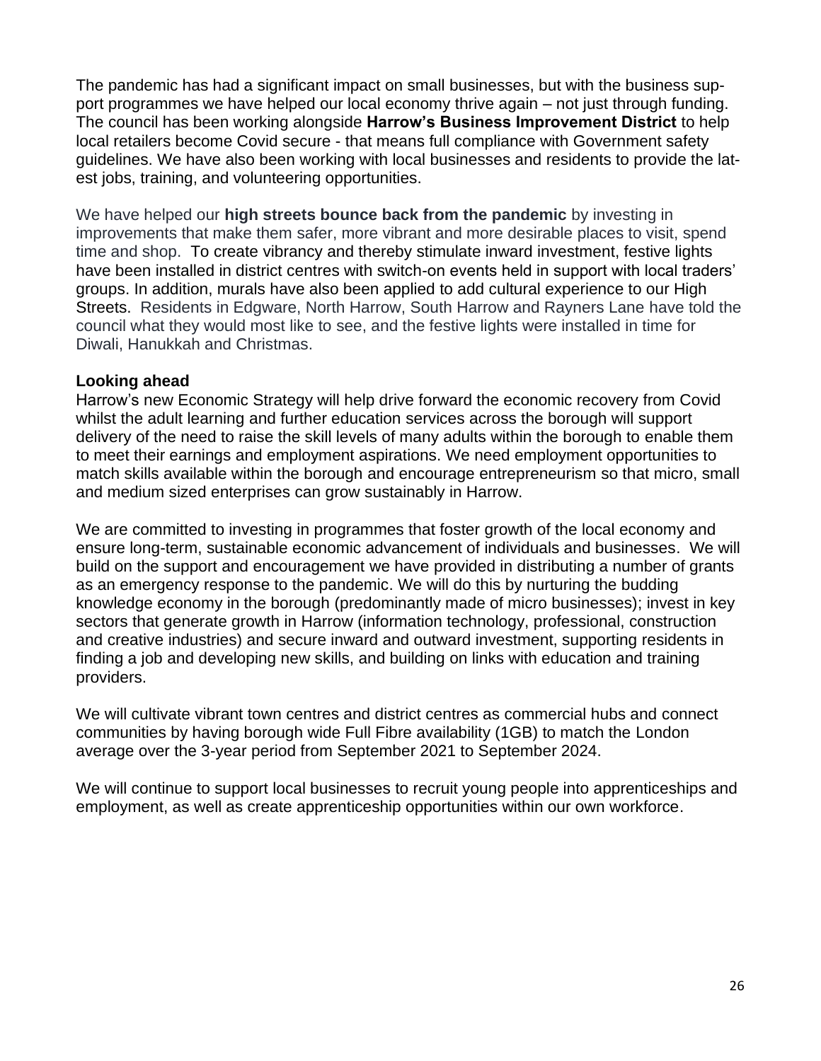The pandemic has had a significant impact on small businesses, but with the business support programmes we have helped our local economy thrive again – not just through funding. The council has been working alongside **Harrow's Business Improvement District** to help local retailers become Covid secure - that means full compliance with Government safety guidelines. We have also been working with local businesses and residents to provide the latest jobs, training, and volunteering opportunities.

We have helped our **high streets bounce back from the pandemic** by investing in improvements that make them safer, more vibrant and more desirable places to visit, spend time and shop. To create vibrancy and thereby stimulate inward investment, festive lights have been installed in district centres with switch-on events held in support with local traders' groups. In addition, murals have also been applied to add cultural experience to our High Streets. Residents in Edgware, North Harrow, South Harrow and Rayners Lane have told the council what they would most like to see, and the festive lights were installed in time for Diwali, Hanukkah and Christmas.

**Looking ahead**

Harrow's new Economic Strategy will help drive forward the economic recovery from Covid whilst the adult learning and further education services across the borough will support delivery of the need to raise the skill levels of many adults within the borough to enable them to meet their earnings and employment aspirations. We need employment opportunities to match skills available within the borough and encourage entrepreneurism so that micro, small and medium sized enterprises can grow sustainably in Harrow.

We are committed to investing in programmes that foster growth of the local economy and ensure long-term, sustainable economic advancement of individuals and businesses. We will build on the support and encouragement we have provided in distributing a number of grants as an emergency response to the pandemic. We will do this by nurturing the budding knowledge economy in the borough (predominantly made of micro businesses); invest in key sectors that generate growth in Harrow (information technology, professional, construction and creative industries) and secure inward and outward investment, supporting residents in finding a job and developing new skills, and building on links with education and training providers.

We will cultivate vibrant town centres and district centres as commercial hubs and connect communities by having borough wide Full Fibre availability (1GB) to match the London average over the 3-year period from September 2021 to September 2024.

We will continue to support local businesses to recruit young people into apprenticeships and employment, as well as create apprenticeship opportunities within our own workforce.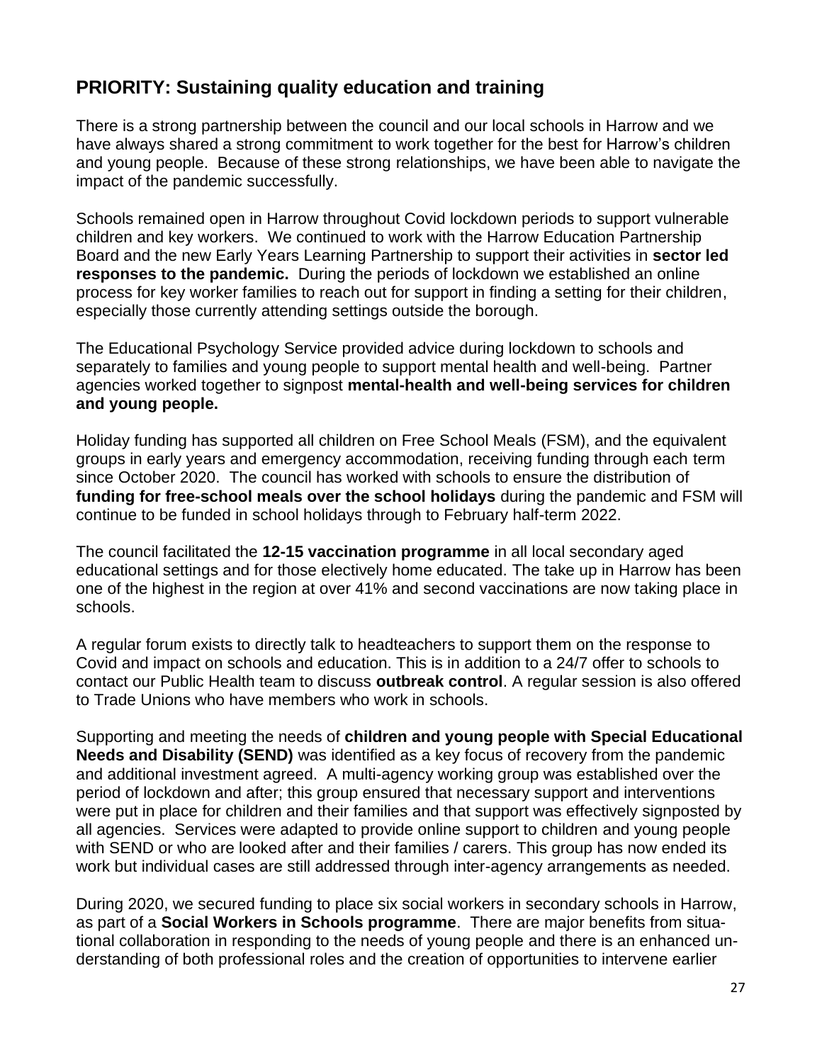## PRIORITY: Sustaining quality education and training

There is a strong partnership between the council and our local schools in Harrow and we have always shared a strong commitment to work together for the best for Harrow's children and young people. Because of these strong relationships, we have been able to navigate the impact of the pandemic successfully.

Schools remained open in Harrow throughout Covid lockdown periods to support vulnerable children and key workers. We continued to work with the Harrow Education Partnership Board and the new Early Years Learning Partnership to support their activities in **sector led responses to the pandemic.** During the periods of lockdown we established an online process for key worker families to reach out for support in finding a setting for their children, especially those currently attending settings outside the borough.

The Educational Psychology Service provided advice during lockdown to schools and separately to families and young people to support mental health and well-being. Partner agencies worked together to signpost **mental-health and well-being services for children and young people.**

Holiday funding has supported all children on Free School Meals (FSM), and the equivalent groups in early years and emergency accommodation, receiving funding through each term since October 2020. The council has worked with schools to ensure the distribution of **funding for free-school meals over the school holidays** during the pandemic and FSM will continue to be funded in school holidays through to February half-term 2022.

The council facilitated the **12-15 vaccination programme** in all local secondary aged educational settings and for those electively home educated. The take up in Harrow has been one of the highest in the region at over 41% and second vaccinations are now taking place in schools.

A regular forum exists to directly talk to headteachers to support them on the response to Covid and impact on schools and education. This is in addition to a 24/7 offer to schools to contact our Public Health team to discuss **outbreak control**. A regular session is also offered to Trade Unions who have members who work in schools.

Supporting and meeting the needs of **children and young people with Special Educational Needs and Disability (SEND)** was identified as a key focus of recovery from the pandemic and additional investment agreed. A multi-agency working group was established over the period of lockdown and after; this group ensured that necessary support and interventions were put in place for children and their families and that support was effectively signposted by all agencies. Services were adapted to provide online support to children and young people with SEND or who are looked after and their families / carers. This group has now ended its work but individual cases are still addressed through inter-agency arrangements as needed.

During 2020, we secured funding to place six social workers in secondary schools in Harrow, as part of a **Social Workers in Schools programme**. There are major benefits from situational collaboration in responding to the needs of young people and there is an enhanced understanding of both professional roles and the creation of opportunities to intervene earlier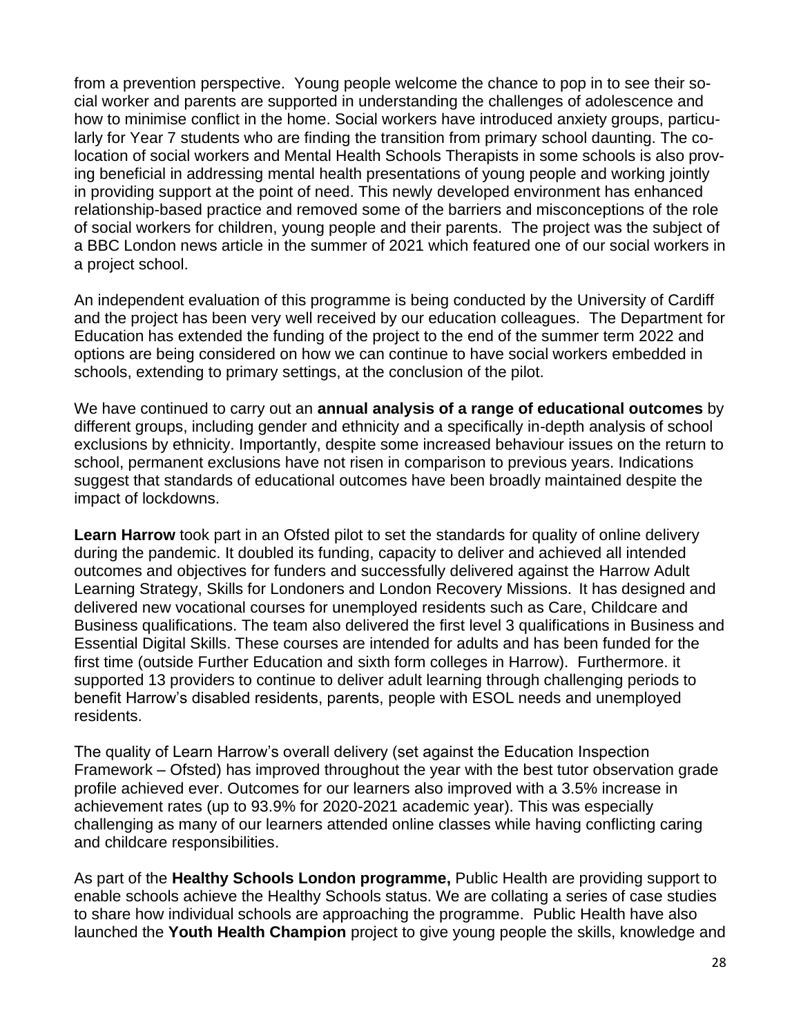from a prevention perspective. Young people welcome the chance to pop in to see their social worker and parents are supported in understanding the challenges of adolescence and how to minimise conflict in the home. Social workers have introduced anxiety groups, particularly for Year 7 students who are finding the transition from primary school daunting. The co-location of social workers and Mental Health Schools Therapists in some schools is also proving beneficial in addressing mental health presentations of young people and working jointly in providing support at the point of need. This newly developed environment has enhanced relationship-based practice and removed some of the barriers and misconceptions of the role of social workers for children, young people and their parents. The project was the subject of a BBC London news article in the summer of 2021 which featured one of our social workers in a project school.

An independent evaluation of this programme is being conducted by the University of Cardiff and the project has been very well received by our education colleagues. The Department for Education has extended the funding of the project to the end of the summer term 2022 and options are being considered on how we can continue to have social workers embedded in schools, extending to primary settings, at the conclusion of the pilot.

We have continued to carry out an **annual analysis of a range of educational outcomes** by different groups, including gender and ethnicity and a specifically in-depth analysis of school exclusions by ethnicity. Importantly, despite some increased behaviour issues on the return to school, permanent exclusions have not risen in comparison to previous years. Indications suggest that standards of educational outcomes have been broadly maintained despite the impact of lockdowns.

**Learn Harrow** took part in an Ofsted pilot to set the standards for quality of online delivery during the pandemic. It doubled its funding, capacity to deliver and achieved all intended outcomes and objectives for funders and successfully delivered against the Harrow Adult Learning Strategy, Skills for Londoners and London Recovery Missions. It has designed and delivered new vocational courses for unemployed residents such as Care, Childcare and Business qualifications. The team also delivered the first level 3 qualifications in Business and Essential Digital Skills. These courses are intended for adults and has been funded for the first time (outside Further Education and sixth form colleges in Harrow). Furthermore. it supported 13 providers to continue to deliver adult learning through challenging periods to benefit Harrow's disabled residents, parents, people with ESOL needs and unemployed residents.

The quality of Learn Harrow's overall delivery (set against the Education Inspection Framework – Ofsted) has improved throughout the year with the best tutor observation grade profile achieved ever. Outcomes for our learners also improved with a 3.5% increase in achievement rates (up to 93.9% for 2020-2021 academic year). This was especially challenging as many of our learners attended online classes while having conflicting caring and childcare responsibilities.

As part of the **Healthy Schools London programme,** Public Health are providing support to enable schools achieve the Healthy Schools status. We are collating a series of case studies to share how individual schools are approaching the programme. Public Health have also launched the **Youth Health Champion** project to give young people the skills, knowledge and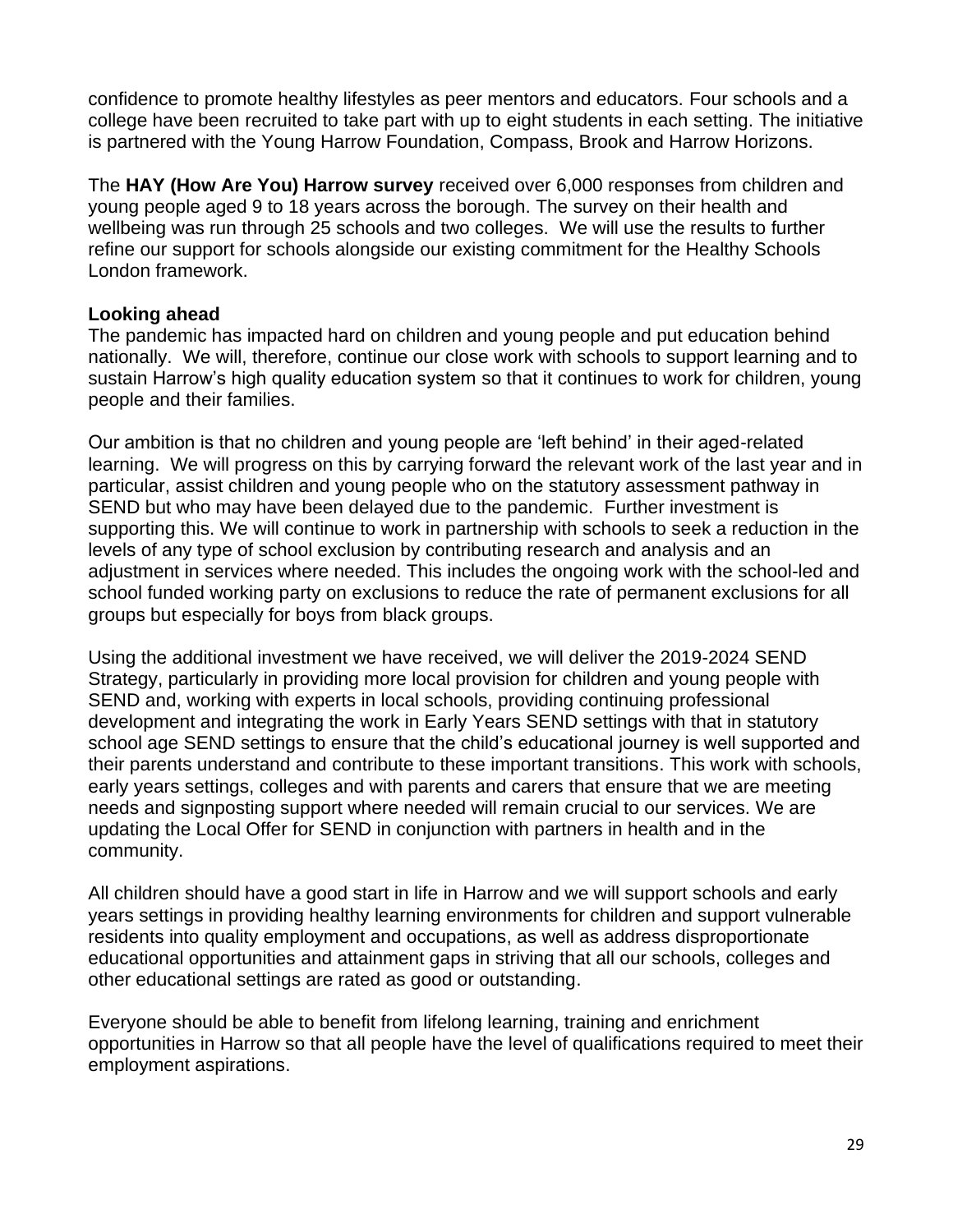confidence to promote healthy lifestyles as peer mentors and educators. Four schools and a college have been recruited to take part with up to eight students in each setting. The initiative is partnered with the Young Harrow Foundation, Compass, Brook and Harrow Horizons.

The **HAY (How Are You) Harrow survey** received over 6,000 responses from children and young people aged 9 to 18 years across the borough. The survey on their health and wellbeing was run through 25 schools and two colleges. We will use the results to further refine our support for schools alongside our existing commitment for the Healthy Schools London framework.

**Looking ahead**

The pandemic has impacted hard on children and young people and put education behind nationally. We will, therefore, continue our close work with schools to support learning and to sustain Harrow's high quality education system so that it continues to work for children, young people and their families.

Our ambition is that no children and young people are 'left behind' in their aged-related learning. We will progress on this by carrying forward the relevant work of the last year and in particular, assist children and young people who on the statutory assessment pathway in SEND but who may have been delayed due to the pandemic. Further investment is supporting this. We will continue to work in partnership with schools to seek a reduction in the levels of any type of school exclusion by contributing research and analysis and an adjustment in services where needed. This includes the ongoing work with the school-led and school funded working party on exclusions to reduce the rate of permanent exclusions for all groups but especially for boys from black groups.

Using the additional investment we have received, we will deliver the 2019-2024 SEND Strategy, particularly in providing more local provision for children and young people with SEND and, working with experts in local schools, providing continuing professional development and integrating the work in Early Years SEND settings with that in statutory school age SEND settings to ensure that the child's educational journey is well supported and their parents understand and contribute to these important transitions. This work with schools, early years settings, colleges and with parents and carers that ensure that we are meeting needs and signposting support where needed will remain crucial to our services. We are updating the Local Offer for SEND in conjunction with partners in health and in the community.

All children should have a good start in life in Harrow and we will support schools and early years settings in providing healthy learning environments for children and support vulnerable residents into quality employment and occupations, as well as address disproportionate educational opportunities and attainment gaps in striving that all our schools, colleges and other educational settings are rated as good or outstanding.

Everyone should be able to benefit from lifelong learning, training and enrichment opportunities in Harrow so that all people have the level of qualifications required to meet their employment aspirations.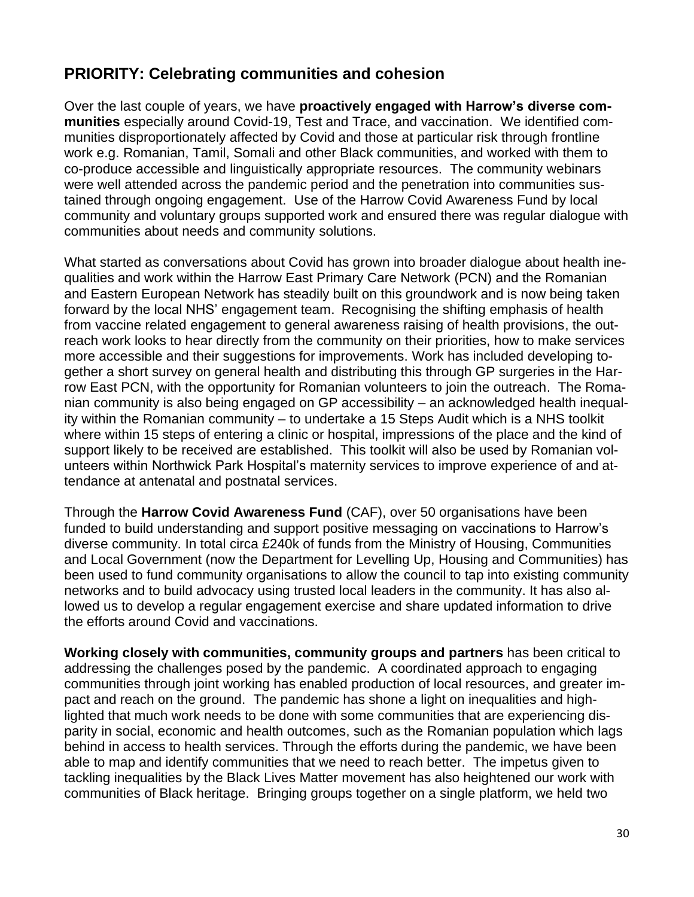## PRIORITY: Celebrating communities and cohesion

Over the last couple of years, we have **proactively engaged with Harrow's diverse communities** especially around Covid-19, Test and Trace, and vaccination. We identified communities disproportionately affected by Covid and those at particular risk through frontline work e.g. Romanian, Tamil, Somali and other Black communities, and worked with them to co-produce accessible and linguistically appropriate resources. The community webinars were well attended across the pandemic period and the penetration into communities sustained through ongoing engagement. Use of the Harrow Covid Awareness Fund by local community and voluntary groups supported work and ensured there was regular dialogue with communities about needs and community solutions.

What started as conversations about Covid has grown into broader dialogue about health inequalities and work within the Harrow East Primary Care Network (PCN) and the Romanian and Eastern European Network has steadily built on this groundwork and is now being taken forward by the local NHS' engagement team. Recognising the shifting emphasis of health from vaccine related engagement to general awareness raising of health provisions, the outreach work looks to hear directly from the community on their priorities, how to make services more accessible and their suggestions for improvements. Work has included developing together a short survey on general health and distributing this through GP surgeries in the Harrow East PCN, with the opportunity for Romanian volunteers to join the outreach. The Romanian community is also being engaged on GP accessibility – an acknowledged health inequality within the Romanian community – to undertake a 15 Steps Audit which is a NHS toolkit where within 15 steps of entering a clinic or hospital, impressions of the place and the kind of support likely to be received are established. This toolkit will also be used by Romanian volunteers within Northwick Park Hospital's maternity services to improve experience of and attendance at antenatal and postnatal services.

Through the **Harrow Covid Awareness Fund** (CAF), over 50 organisations have been funded to build understanding and support positive messaging on vaccinations to Harrow's diverse community. In total circa £240k of funds from the Ministry of Housing, Communities and Local Government (now the Department for Levelling Up, Housing and Communities) has been used to fund community organisations to allow the council to tap into existing community networks and to build advocacy using trusted local leaders in the community. It has also allowed us to develop a regular engagement exercise and share updated information to drive the efforts around Covid and vaccinations.

**Working closely with communities, community groups and partners** has been critical to addressing the challenges posed by the pandemic. A coordinated approach to engaging communities through joint working has enabled production of local resources, and greater impact and reach on the ground. The pandemic has shone a light on inequalities and highlighted that much work needs to be done with some communities that are experiencing disparity in social, economic and health outcomes, such as the Romanian population which lags behind in access to health services. Through the efforts during the pandemic, we have been able to map and identify communities that we need to reach better. The impetus given to tackling inequalities by the Black Lives Matter movement has also heightened our work with communities of Black heritage. Bringing groups together on a single platform, we held two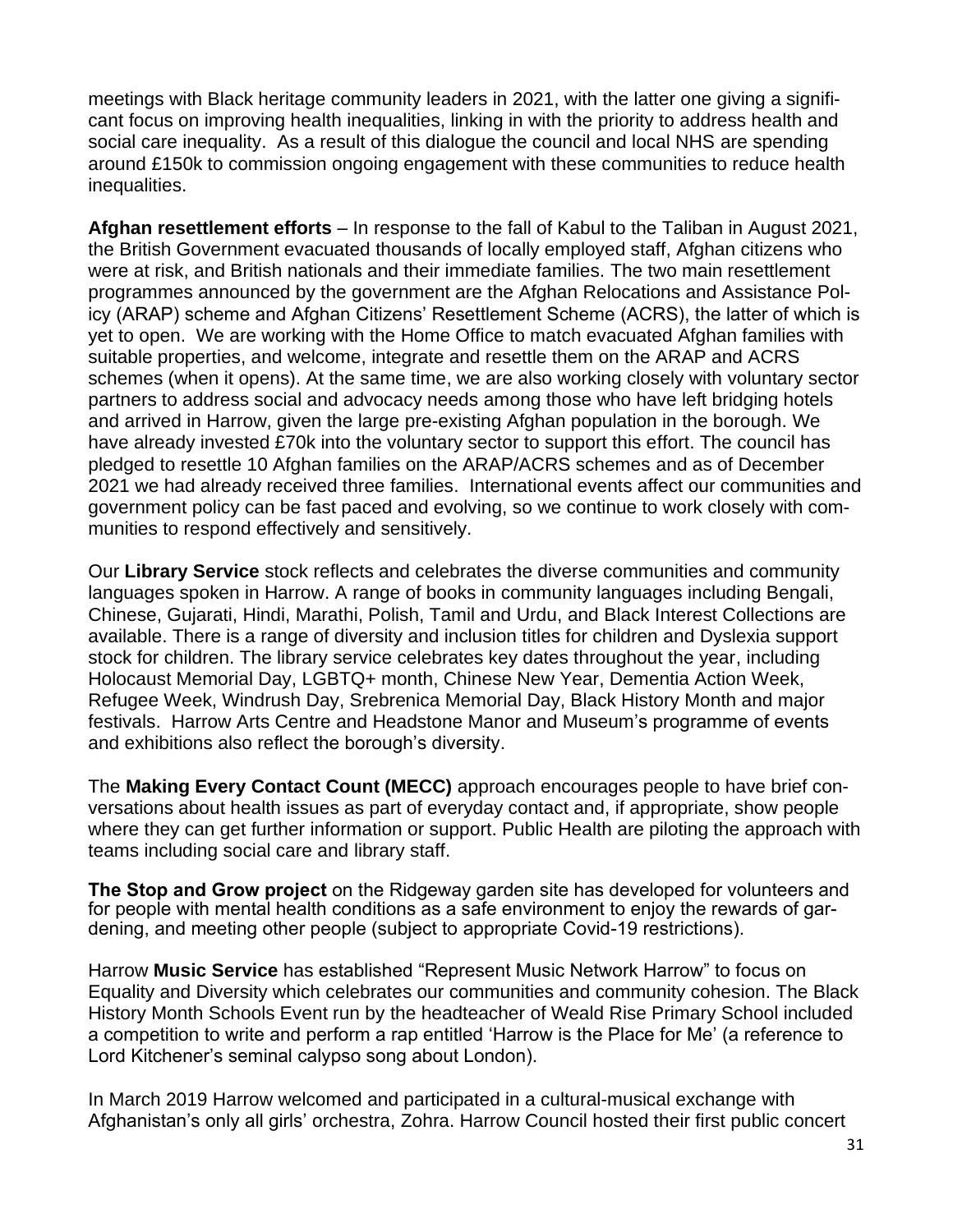meetings with Black heritage community leaders in 2021, with the latter one giving a significant focus on improving health inequalities, linking in with the priority to address health and social care inequality. As a result of this dialogue the council and local NHS are spending around £150k to commission ongoing engagement with these communities to reduce health inequalities.

**Afghan resettlement efforts** – In response to the fall of Kabul to the Taliban in August 2021, the British Government evacuated thousands of locally employed staff, Afghan citizens who were at risk, and British nationals and their immediate families. The two main resettlement programmes announced by the government are the Afghan Relocations and Assistance Policy (ARAP) scheme and Afghan Citizens' Resettlement Scheme (ACRS), the latter of which is yet to open. We are working with the Home Office to match evacuated Afghan families with suitable properties, and welcome, integrate and resettle them on the ARAP and ACRS schemes (when it opens). At the same time, we are also working closely with voluntary sector partners to address social and advocacy needs among those who have left bridging hotels and arrived in Harrow, given the large pre-existing Afghan population in the borough. We have already invested £70k into the voluntary sector to support this effort. The council has pledged to resettle 10 Afghan families on the ARAP/ACRS schemes and as of December 2021 we had already received three families. International events affect our communities and government policy can be fast paced and evolving, so we continue to work closely with communities to respond effectively and sensitively.

Our **Library Service** stock reflects and celebrates the diverse communities and community languages spoken in Harrow. A range of books in community languages including Bengali, Chinese, Gujarati, Hindi, Marathi, Polish, Tamil and Urdu, and Black Interest Collections are available. There is a range of diversity and inclusion titles for children and Dyslexia support stock for children. The library service celebrates key dates throughout the year, including Holocaust Memorial Day, LGBTQ+ month, Chinese New Year, Dementia Action Week, Refugee Week, Windrush Day, Srebrenica Memorial Day, Black History Month and major festivals. Harrow Arts Centre and Headstone Manor and Museum's programme of events and exhibitions also reflect the borough's diversity.

The **Making Every Contact Count (MECC)** approach encourages people to have brief conversations about health issues as part of everyday contact and, if appropriate, show people where they can get further information or support. Public Health are piloting the approach with teams including social care and library staff.

**The Stop and Grow project** on the Ridgeway garden site has developed for volunteers and for people with mental health conditions as a safe environment to enjoy the rewards of gardening, and meeting other people (subject to appropriate Covid-19 restrictions).

Harrow **Music Service** has established "Represent Music Network Harrow" to focus on Equality and Diversity which celebrates our communities and community cohesion. The Black History Month Schools Event run by the headteacher of Weald Rise Primary School included a competition to write and perform a rap entitled 'Harrow is the Place for Me' (a reference to Lord Kitchener's seminal calypso song about London).

In March 2019 Harrow welcomed and participated in a cultural-musical exchange with Afghanistan's only all girls' orchestra, Zohra. Harrow Council hosted their first public concert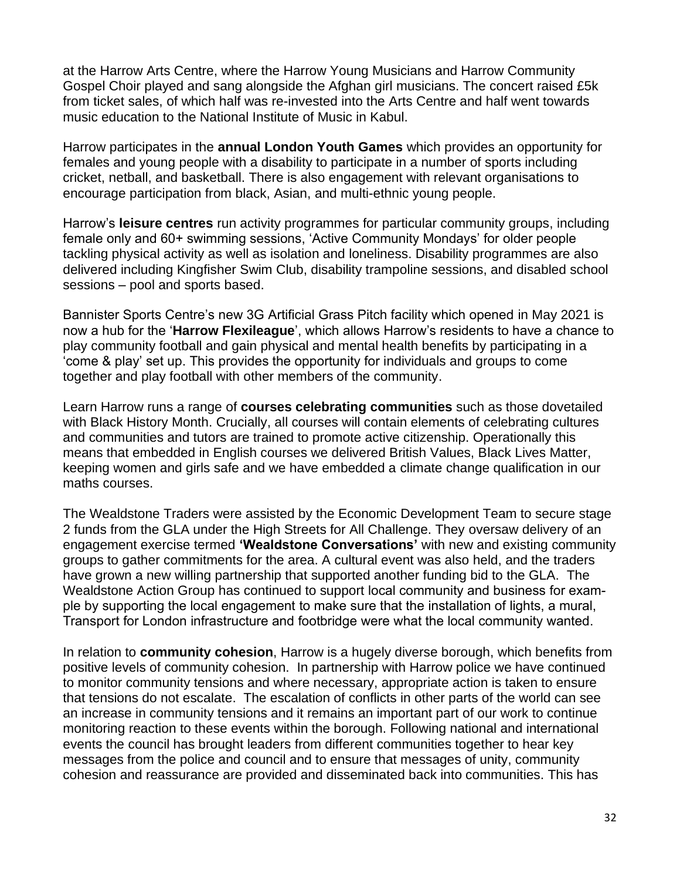at the Harrow Arts Centre, where the Harrow Young Musicians and Harrow Community Gospel Choir played and sang alongside the Afghan girl musicians. The concert raised £5k from ticket sales, of which half was re-invested into the Arts Centre and half went towards music education to the National Institute of Music in Kabul.

Harrow participates in the **annual London Youth Games** which provides an opportunity for females and young people with a disability to participate in a number of sports including cricket, netball, and basketball. There is also engagement with relevant organisations to encourage participation from black, Asian, and multi-ethnic young people.

Harrow's **leisure centres** run activity programmes for particular community groups, including female only and 60+ swimming sessions, 'Active Community Mondays' for older people tackling physical activity as well as isolation and loneliness. Disability programmes are also delivered including Kingfisher Swim Club, disability trampoline sessions, and disabled school sessions – pool and sports based.

Bannister Sports Centre's new 3G Artificial Grass Pitch facility which opened in May 2021 is now a hub for the '**Harrow Flexileague**', which allows Harrow's residents to have a chance to play community football and gain physical and mental health benefits by participating in a 'come & play' set up. This provides the opportunity for individuals and groups to come together and play football with other members of the community.

Learn Harrow runs a range of **courses celebrating communities** such as those dovetailed with Black History Month. Crucially, all courses will contain elements of celebrating cultures and communities and tutors are trained to promote active citizenship. Operationally this means that embedded in English courses we delivered British Values, Black Lives Matter, keeping women and girls safe and we have embedded a climate change qualification in our maths courses.

The Wealdstone Traders were assisted by the Economic Development Team to secure stage 2 funds from the GLA under the High Streets for All Challenge. They oversaw delivery of an engagement exercise termed **'Wealdstone Conversations'** with new and existing community groups to gather commitments for the area. A cultural event was also held, and the traders have grown a new willing partnership that supported another funding bid to the GLA. The Wealdstone Action Group has continued to support local community and business for example by supporting the local engagement to make sure that the installation of lights, a mural, Transport for London infrastructure and footbridge were what the local community wanted.

In relation to **community cohesion**, Harrow is a hugely diverse borough, which benefits from positive levels of community cohesion. In partnership with Harrow police we have continued to monitor community tensions and where necessary, appropriate action is taken to ensure that tensions do not escalate. The escalation of conflicts in other parts of the world can see an increase in community tensions and it remains an important part of our work to continue monitoring reaction to these events within the borough. Following national and international events the council has brought leaders from different communities together to hear key messages from the police and council and to ensure that messages of unity, community cohesion and reassurance are provided and disseminated back into communities. This has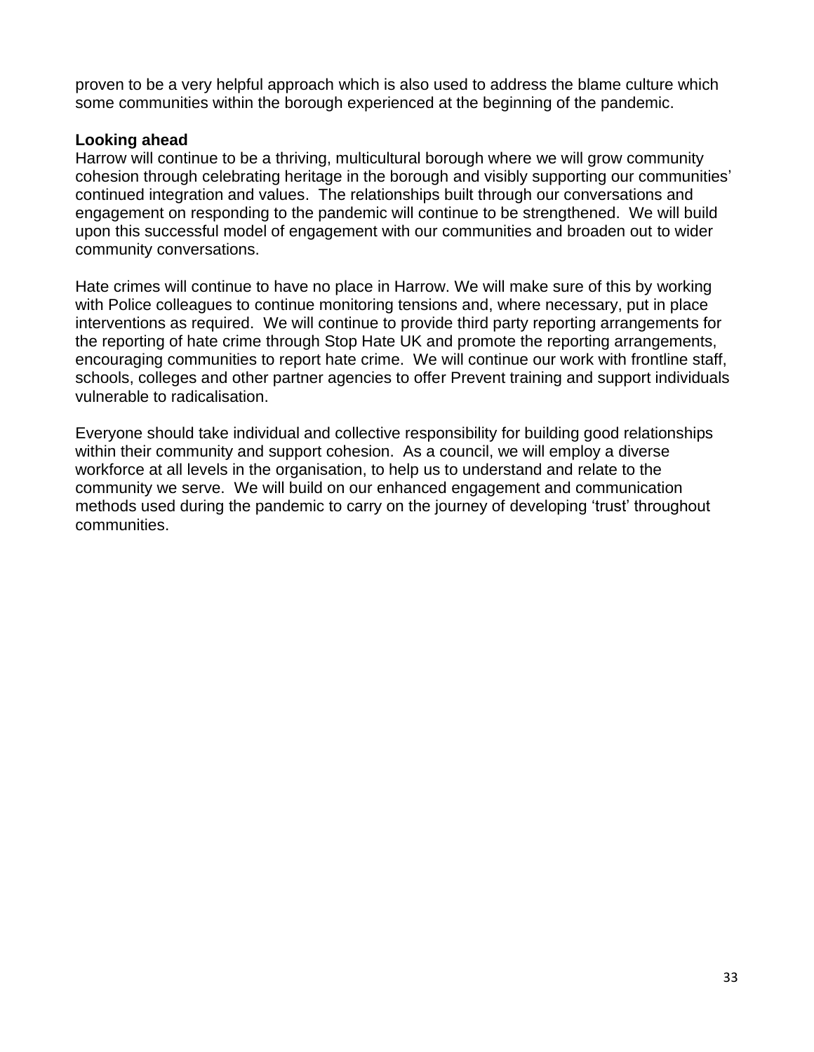proven to be a very helpful approach which is also used to address the blame culture which some communities within the borough experienced at the beginning of the pandemic.

**Looking ahead**

Harrow will continue to be a thriving, multicultural borough where we will grow community cohesion through celebrating heritage in the borough and visibly supporting our communities' continued integration and values. The relationships built through our conversations and engagement on responding to the pandemic will continue to be strengthened. We will build upon this successful model of engagement with our communities and broaden out to wider community conversations.

Hate crimes will continue to have no place in Harrow. We will make sure of this by working with Police colleagues to continue monitoring tensions and, where necessary, put in place interventions as required. We will continue to provide third party reporting arrangements for the reporting of hate crime through Stop Hate UK and promote the reporting arrangements, encouraging communities to report hate crime. We will continue our work with frontline staff, schools, colleges and other partner agencies to offer Prevent training and support individuals vulnerable to radicalisation.

Everyone should take individual and collective responsibility for building good relationships within their community and support cohesion. As a council, we will employ a diverse workforce at all levels in the organisation, to help us to understand and relate to the community we serve. We will build on our enhanced engagement and communication methods used during the pandemic to carry on the journey of developing 'trust' throughout communities.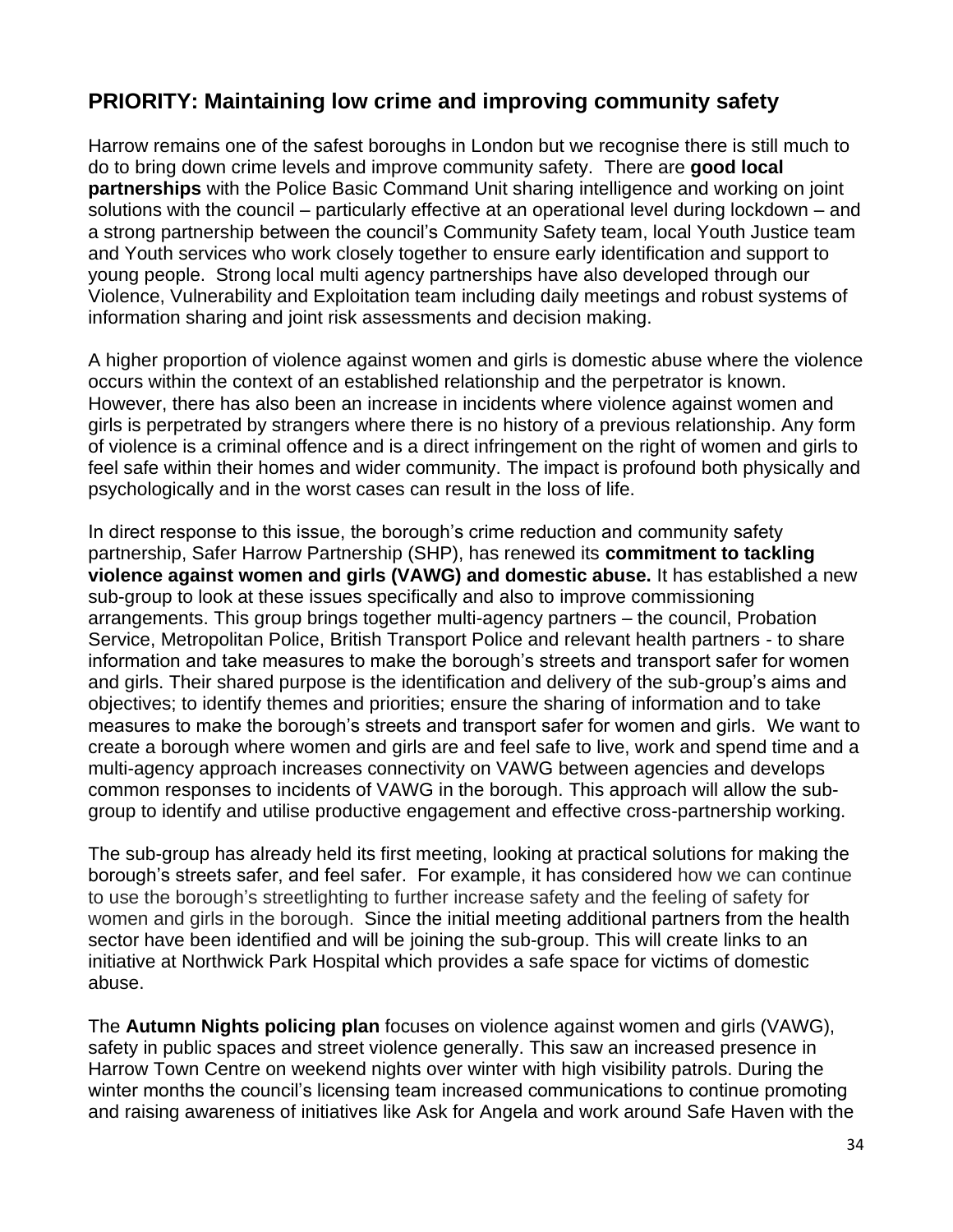## PRIORITY: Maintaining low crime and improving community safety

Harrow remains one of the safest boroughs in London but we recognise there is still much to do to bring down crime levels and improve community safety. There are **good local partnerships** with the Police Basic Command Unit sharing intelligence and working on joint solutions with the council – particularly effective at an operational level during lockdown – and a strong partnership between the council's Community Safety team, local Youth Justice team and Youth services who work closely together to ensure early identification and support to young people. Strong local multi agency partnerships have also developed through our Violence, Vulnerability and Exploitation team including daily meetings and robust systems of information sharing and joint risk assessments and decision making.

A higher proportion of violence against women and girls is domestic abuse where the violence occurs within the context of an established relationship and the perpetrator is known. However, there has also been an increase in incidents where violence against women and girls is perpetrated by strangers where there is no history of a previous relationship. Any form of violence is a criminal offence and is a direct infringement on the right of women and girls to feel safe within their homes and wider community. The impact is profound both physically and psychologically and in the worst cases can result in the loss of life.

In direct response to this issue, the borough's crime reduction and community safety partnership, Safer Harrow Partnership (SHP), has renewed its **commitment to tackling violence against women and girls (VAWG) and domestic abuse.** It has established a new sub-group to look at these issues specifically and also to improve commissioning arrangements. This group brings together multi-agency partners – the council, Probation Service, Metropolitan Police, British Transport Police and relevant health partners - to share information and take measures to make the borough's streets and transport safer for women and girls. Their shared purpose is the identification and delivery of the sub-group's aims and objectives; to identify themes and priorities; ensure the sharing of information and to take measures to make the borough's streets and transport safer for women and girls. We want to create a borough where women and girls are and feel safe to live, work and spend time and a multi-agency approach increases connectivity on VAWG between agencies and develops common responses to incidents of VAWG in the borough. This approach will allow the sub-group to identify and utilise productive engagement and effective cross-partnership working.

The sub-group has already held its first meeting, looking at practical solutions for making the borough's streets safer, and feel safer. For example, it has considered how we can continue to use the borough's streetlighting to further increase safety and the feeling of safety for women and girls in the borough. Since the initial meeting additional partners from the health sector have been identified and will be joining the sub-group. This will create links to an initiative at Northwick Park Hospital which provides a safe space for victims of domestic abuse.

The **Autumn Nights policing plan** focuses on violence against women and girls (VAWG), safety in public spaces and street violence generally. This saw an increased presence in Harrow Town Centre on weekend nights over winter with high visibility patrols. During the winter months the council's licensing team increased communications to continue promoting and raising awareness of initiatives like Ask for Angela and work around Safe Haven with the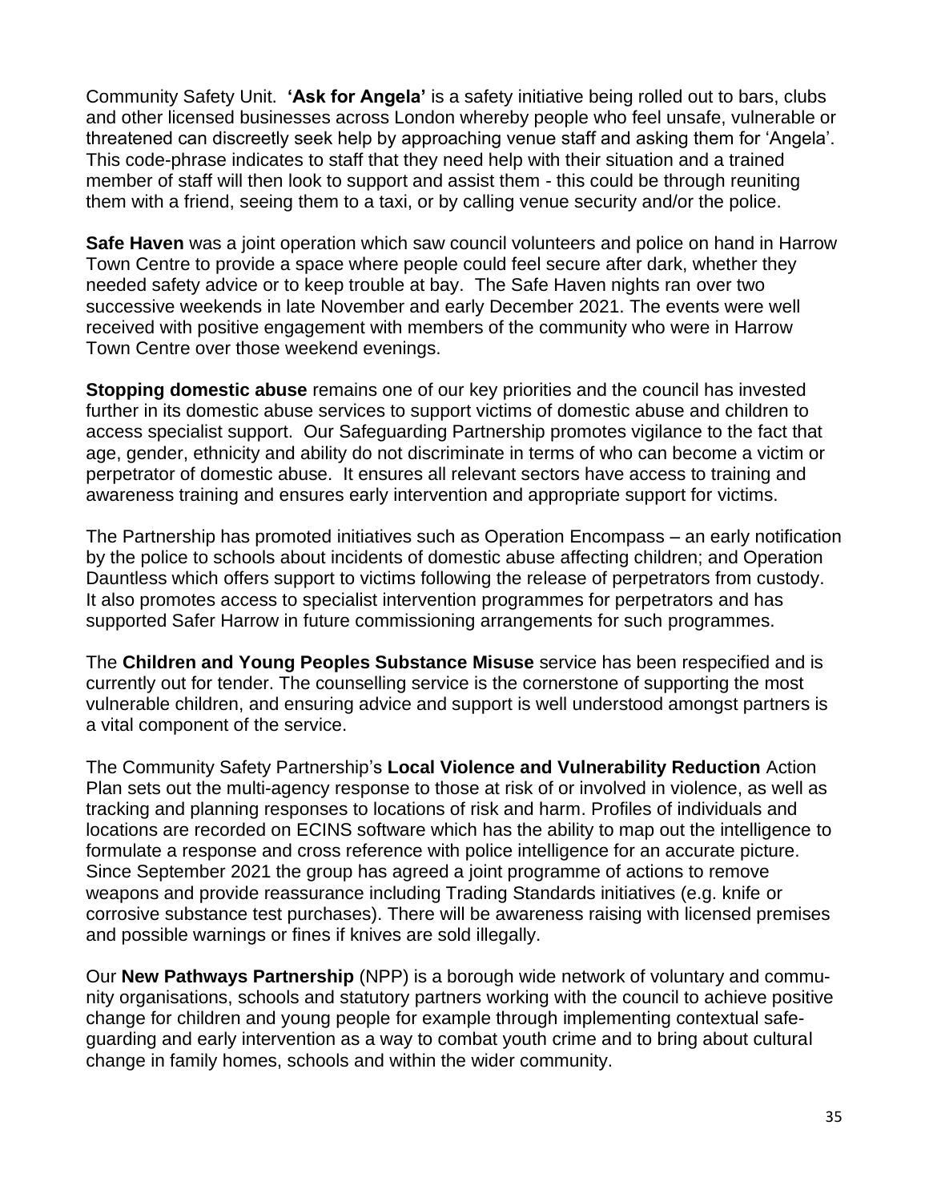Community Safety Unit. **'Ask for Angela'** is a safety initiative being rolled out to bars, clubs and other licensed businesses across London whereby people who feel unsafe, vulnerable or threatened can discreetly seek help by approaching venue staff and asking them for 'Angela'. This code-phrase indicates to staff that they need help with their situation and a trained member of staff will then look to support and assist them - this could be through reuniting them with a friend, seeing them to a taxi, or by calling venue security and/or the police.

**Safe Haven** was a joint operation which saw council volunteers and police on hand in Harrow Town Centre to provide a space where people could feel secure after dark, whether they needed safety advice or to keep trouble at bay. The Safe Haven nights ran over two successive weekends in late November and early December 2021. The events were well received with positive engagement with members of the community who were in Harrow Town Centre over those weekend evenings.

**Stopping domestic abuse** remains one of our key priorities and the council has invested further in its domestic abuse services to support victims of domestic abuse and children to access specialist support. Our Safeguarding Partnership promotes vigilance to the fact that age, gender, ethnicity and ability do not discriminate in terms of who can become a victim or perpetrator of domestic abuse. It ensures all relevant sectors have access to training and awareness training and ensures early intervention and appropriate support for victims.

The Partnership has promoted initiatives such as Operation Encompass – an early notification by the police to schools about incidents of domestic abuse affecting children; and Operation Dauntless which offers support to victims following the release of perpetrators from custody. It also promotes access to specialist intervention programmes for perpetrators and has supported Safer Harrow in future commissioning arrangements for such programmes.

The **Children and Young Peoples Substance Misuse** service has been respecified and is currently out for tender. The counselling service is the cornerstone of supporting the most vulnerable children, and ensuring advice and support is well understood amongst partners is a vital component of the service.

The Community Safety Partnership's **Local Violence and Vulnerability Reduction** Action Plan sets out the multi-agency response to those at risk of or involved in violence, as well as tracking and planning responses to locations of risk and harm. Profiles of individuals and locations are recorded on ECINS software which has the ability to map out the intelligence to formulate a response and cross reference with police intelligence for an accurate picture. Since September 2021 the group has agreed a joint programme of actions to remove weapons and provide reassurance including Trading Standards initiatives (e.g. knife or corrosive substance test purchases). There will be awareness raising with licensed premises and possible warnings or fines if knives are sold illegally.

Our **New Pathways Partnership** (NPP) is a borough wide network of voluntary and community organisations, schools and statutory partners working with the council to achieve positive change for children and young people for example through implementing contextual safeguarding and early intervention as a way to combat youth crime and to bring about cultural change in family homes, schools and within the wider community.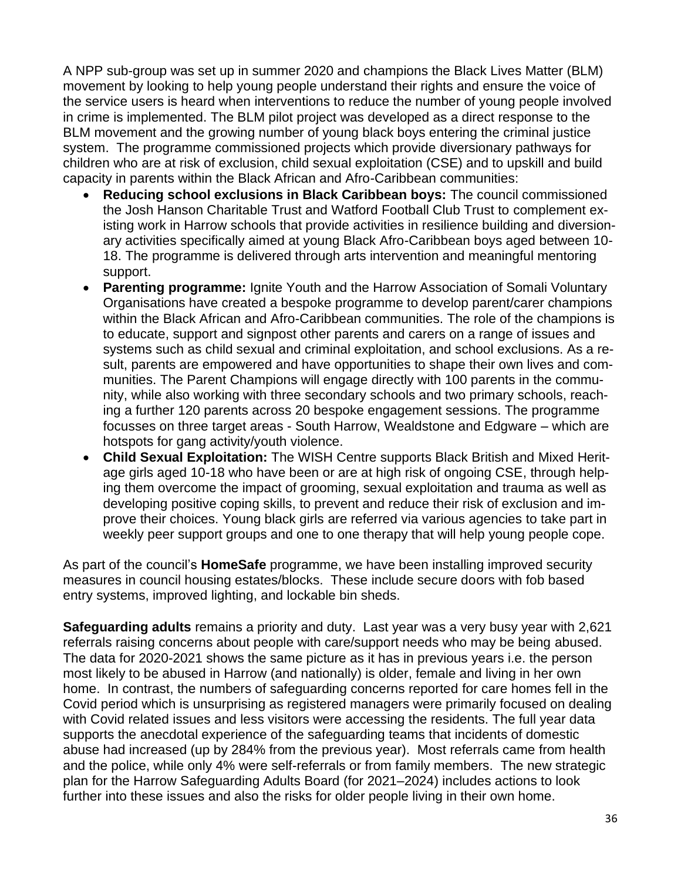A NPP sub-group was set up in summer 2020 and champions the Black Lives Matter (BLM) movement by looking to help young people understand their rights and ensure the voice of the service users is heard when interventions to reduce the number of young people involved in crime is implemented. The BLM pilot project was developed as a direct response to the BLM movement and the growing number of young black boys entering the criminal justice system. The programme commissioned projects which provide diversionary pathways for children who are at risk of exclusion, child sexual exploitation (CSE) and to upskill and build capacity in parents within the Black African and Afro-Caribbean communities:

- **Reducing school exclusions in Black Caribbean boys:** The council commissioned the Josh Hanson Charitable Trust and Watford Football Club Trust to complement existing work in Harrow schools that provide activities in resilience building and diversionary activities specifically aimed at young Black Afro-Caribbean boys aged between 10-18. The programme is delivered through arts intervention and meaningful mentoring support.
- **Parenting programme:** Ignite Youth and the Harrow Association of Somali Voluntary Organisations have created a bespoke programme to develop parent/carer champions within the Black African and Afro-Caribbean communities. The role of the champions is to educate, support and signpost other parents and carers on a range of issues and systems such as child sexual and criminal exploitation, and school exclusions. As a result, parents are empowered and have opportunities to shape their own lives and communities. The Parent Champions will engage directly with 100 parents in the community, while also working with three secondary schools and two primary schools, reaching a further 120 parents across 20 bespoke engagement sessions. The programme focusses on three target areas - South Harrow, Wealdstone and Edgware – which are hotspots for gang activity/youth violence.
- **Child Sexual Exploitation:** The WISH Centre supports Black British and Mixed Heritage girls aged 10-18 who have been or are at high risk of ongoing CSE, through helping them overcome the impact of grooming, sexual exploitation and trauma as well as developing positive coping skills, to prevent and reduce their risk of exclusion and improve their choices. Young black girls are referred via various agencies to take part in weekly peer support groups and one to one therapy that will help young people cope.

As part of the council's **HomeSafe** programme, we have been installing improved security measures in council housing estates/blocks. These include secure doors with fob based entry systems, improved lighting, and lockable bin sheds.

**Safeguarding adults** remains a priority and duty. Last year was a very busy year with 2,621 referrals raising concerns about people with care/support needs who may be being abused. The data for 2020-2021 shows the same picture as it has in previous years i.e. the person most likely to be abused in Harrow (and nationally) is older, female and living in her own home. In contrast, the numbers of safeguarding concerns reported for care homes fell in the Covid period which is unsurprising as registered managers were primarily focused on dealing with Covid related issues and less visitors were accessing the residents. The full year data supports the anecdotal experience of the safeguarding teams that incidents of domestic abuse had increased (up by 284% from the previous year). Most referrals came from health and the police, while only 4% were self-referrals or from family members. The new strategic plan for the Harrow Safeguarding Adults Board (for 2021–2024) includes actions to look further into these issues and also the risks for older people living in their own home.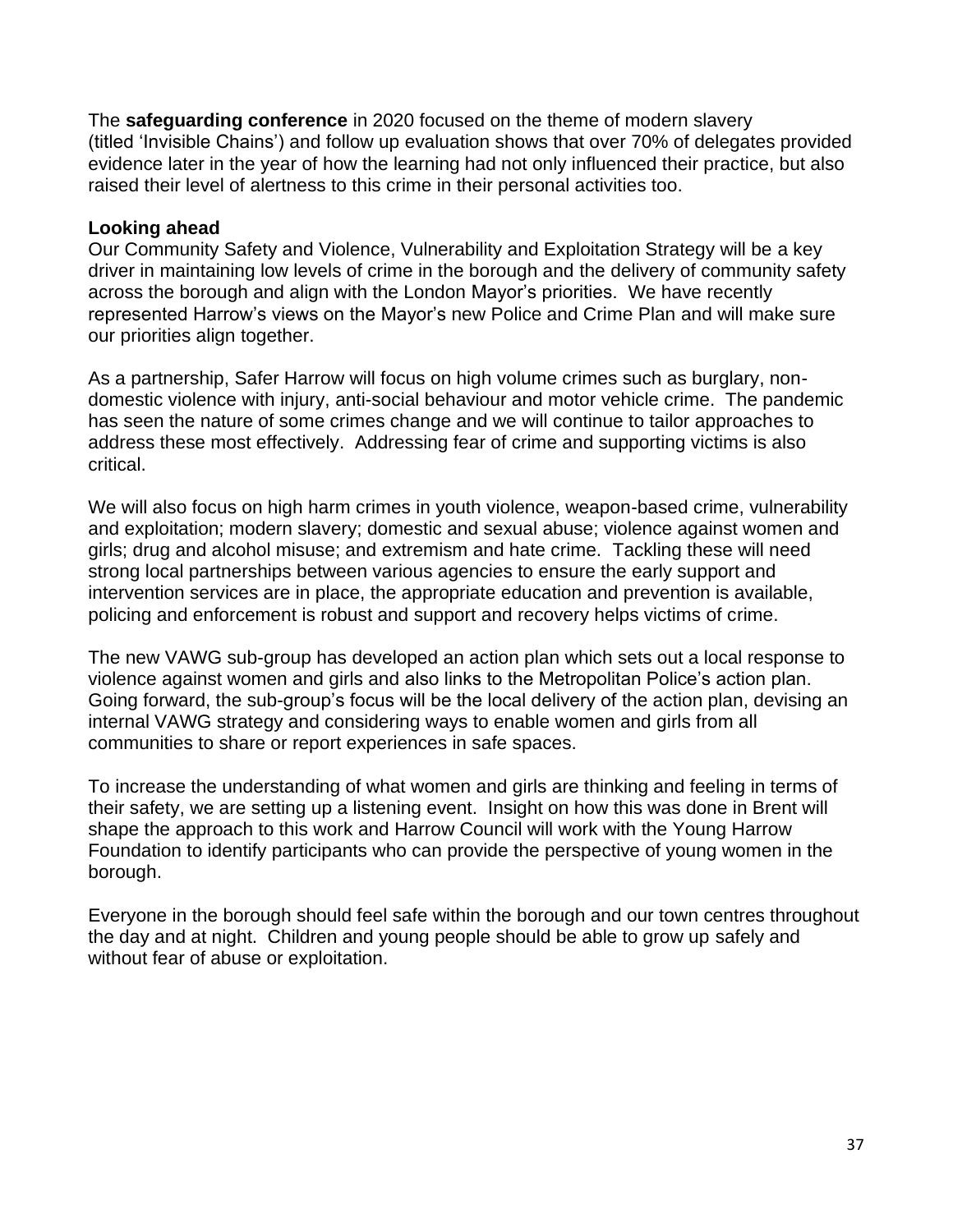The **safeguarding conference** in 2020 focused on the theme of modern slavery (titled 'Invisible Chains') and follow up evaluation shows that over 70% of delegates provided evidence later in the year of how the learning had not only influenced their practice, but also raised their level of alertness to this crime in their personal activities too.

**Looking ahead**

Our Community Safety and Violence, Vulnerability and Exploitation Strategy will be a key driver in maintaining low levels of crime in the borough and the delivery of community safety across the borough and align with the London Mayor's priorities. We have recently represented Harrow's views on the Mayor's new Police and Crime Plan and will make sure our priorities align together.

As a partnership, Safer Harrow will focus on high volume crimes such as burglary, non-domestic violence with injury, anti-social behaviour and motor vehicle crime. The pandemic has seen the nature of some crimes change and we will continue to tailor approaches to address these most effectively. Addressing fear of crime and supporting victims is also critical.

We will also focus on high harm crimes in youth violence, weapon-based crime, vulnerability and exploitation; modern slavery; domestic and sexual abuse; violence against women and girls; drug and alcohol misuse; and extremism and hate crime. Tackling these will need strong local partnerships between various agencies to ensure the early support and intervention services are in place, the appropriate education and prevention is available, policing and enforcement is robust and support and recovery helps victims of crime.

The new VAWG sub-group has developed an action plan which sets out a local response to violence against women and girls and also links to the Metropolitan Police's action plan. Going forward, the sub-group's focus will be the local delivery of the action plan, devising an internal VAWG strategy and considering ways to enable women and girls from all communities to share or report experiences in safe spaces.

To increase the understanding of what women and girls are thinking and feeling in terms of their safety, we are setting up a listening event. Insight on how this was done in Brent will shape the approach to this work and Harrow Council will work with the Young Harrow Foundation to identify participants who can provide the perspective of young women in the borough.

Everyone in the borough should feel safe within the borough and our town centres throughout the day and at night. Children and young people should be able to grow up safely and without fear of abuse or exploitation.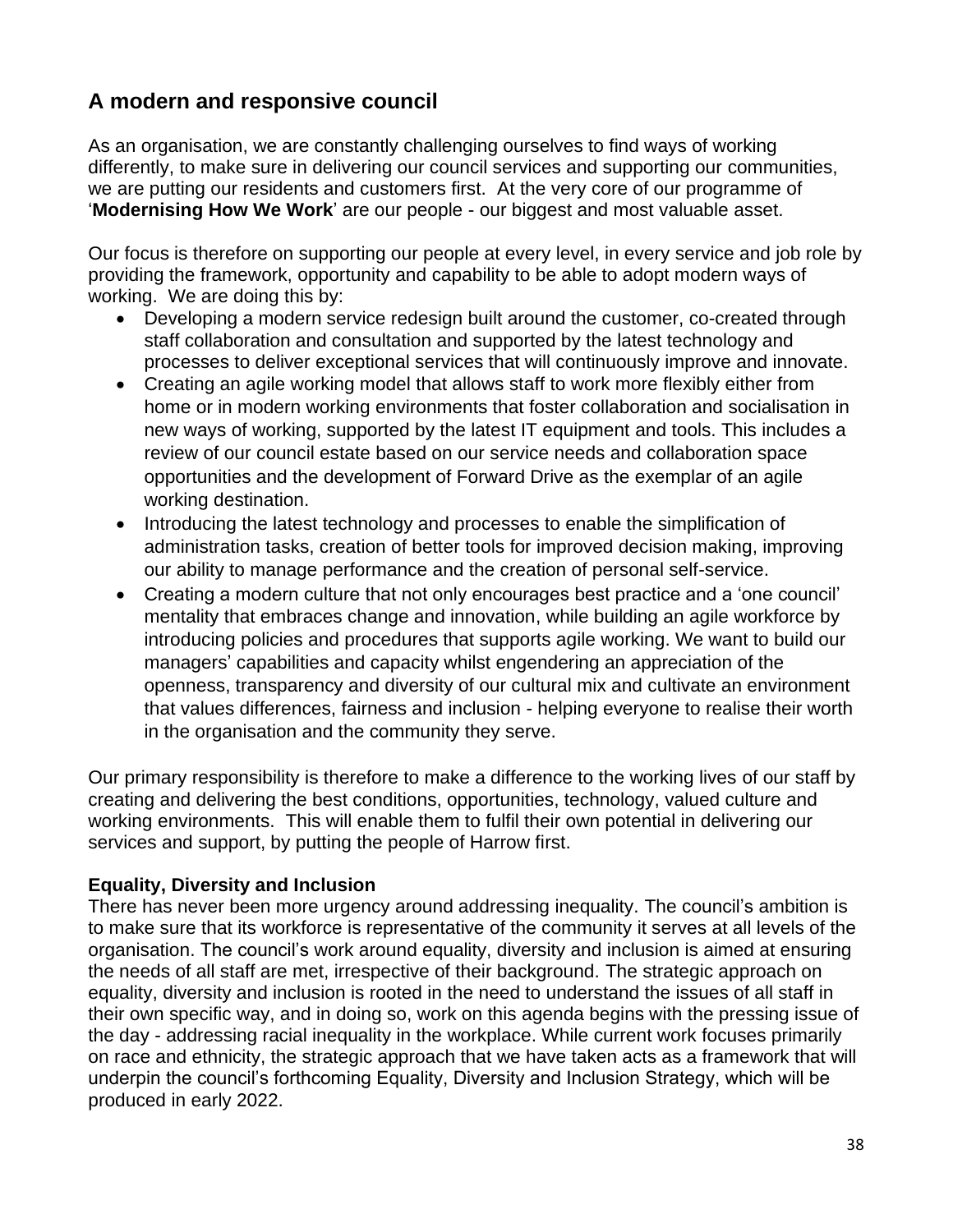## A modern and responsive council

As an organisation, we are constantly challenging ourselves to find ways of working differently, to make sure in delivering our council services and supporting our communities, we are putting our residents and customers first. At the very core of our programme of '**Modernising How We Work**' are our people - our biggest and most valuable asset.

Our focus is therefore on supporting our people at every level, in every service and job role by providing the framework, opportunity and capability to be able to adopt modern ways of working. We are doing this by:

- Developing a modern service redesign built around the customer, co-created through staff collaboration and consultation and supported by the latest technology and processes to deliver exceptional services that will continuously improve and innovate.
- Creating an agile working model that allows staff to work more flexibly either from home or in modern working environments that foster collaboration and socialisation in new ways of working, supported by the latest IT equipment and tools. This includes a review of our council estate based on our service needs and collaboration space opportunities and the development of Forward Drive as the exemplar of an agile working destination.
- Introducing the latest technology and processes to enable the simplification of administration tasks, creation of better tools for improved decision making, improving our ability to manage performance and the creation of personal self-service.
- Creating a modern culture that not only encourages best practice and a 'one council' mentality that embraces change and innovation, while building an agile workforce by introducing policies and procedures that supports agile working. We want to build our managers' capabilities and capacity whilst engendering an appreciation of the openness, transparency and diversity of our cultural mix and cultivate an environment that values differences, fairness and inclusion - helping everyone to realise their worth in the organisation and the community they serve.

Our primary responsibility is therefore to make a difference to the working lives of our staff by creating and delivering the best conditions, opportunities, technology, valued culture and working environments. This will enable them to fulfil their own potential in delivering our services and support, by putting the people of Harrow first.

**Equality, Diversity and Inclusion**

There has never been more urgency around addressing inequality. The council's ambition is to make sure that its workforce is representative of the community it serves at all levels of the organisation. The council's work around equality, diversity and inclusion is aimed at ensuring the needs of all staff are met, irrespective of their background. The strategic approach on equality, diversity and inclusion is rooted in the need to understand the issues of all staff in their own specific way, and in doing so, work on this agenda begins with the pressing issue of the day - addressing racial inequality in the workplace. While current work focuses primarily on race and ethnicity, the strategic approach that we have taken acts as a framework that will underpin the council's forthcoming Equality, Diversity and Inclusion Strategy, which will be produced in early 2022.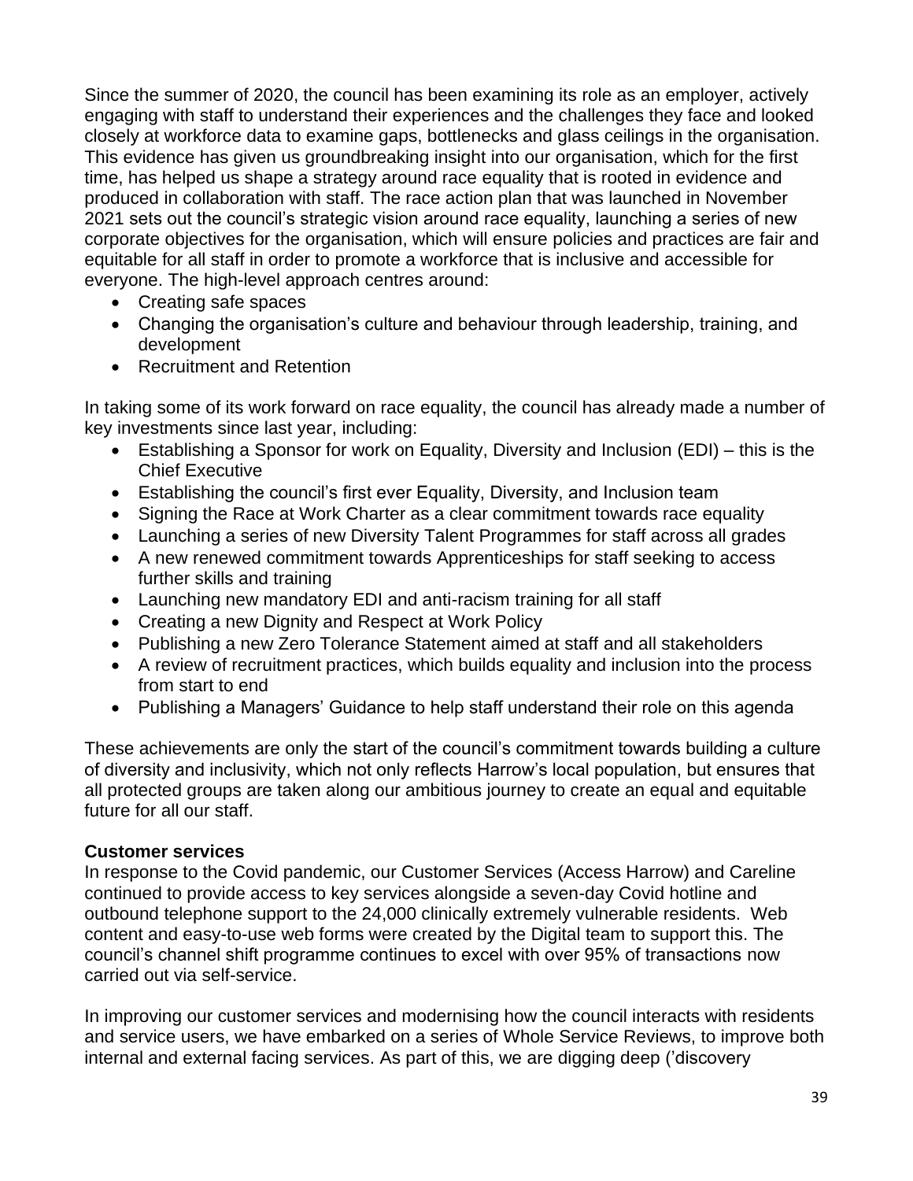Since the summer of 2020, the council has been examining its role as an employer, actively engaging with staff to understand their experiences and the challenges they face and looked closely at workforce data to examine gaps, bottlenecks and glass ceilings in the organisation. This evidence has given us groundbreaking insight into our organisation, which for the first time, has helped us shape a strategy around race equality that is rooted in evidence and produced in collaboration with staff. The race action plan that was launched in November 2021 sets out the council's strategic vision around race equality, launching a series of new corporate objectives for the organisation, which will ensure policies and practices are fair and equitable for all staff in order to promote a workforce that is inclusive and accessible for everyone. The high-level approach centres around:

- Creating safe spaces
- Changing the organisation's culture and behaviour through leadership, training, and development
- Recruitment and Retention

In taking some of its work forward on race equality, the council has already made a number of key investments since last year, including:

- Establishing a Sponsor for work on Equality, Diversity and Inclusion (EDI) – this is the Chief Executive
- Establishing the council's first ever Equality, Diversity, and Inclusion team
- Signing the Race at Work Charter as a clear commitment towards race equality
- Launching a series of new Diversity Talent Programmes for staff across all grades
- A new renewed commitment towards Apprenticeships for staff seeking to access further skills and training
- Launching new mandatory EDI and anti-racism training for all staff
- Creating a new Dignity and Respect at Work Policy
- Publishing a new Zero Tolerance Statement aimed at staff and all stakeholders
- A review of recruitment practices, which builds equality and inclusion into the process from start to end
- Publishing a Managers' Guidance to help staff understand their role on this agenda

These achievements are only the start of the council's commitment towards building a culture of diversity and inclusivity, which not only reflects Harrow's local population, but ensures that all protected groups are taken along our ambitious journey to create an equal and equitable future for all our staff.

**Customer services**

In response to the Covid pandemic, our Customer Services (Access Harrow) and Careline continued to provide access to key services alongside a seven-day Covid hotline and outbound telephone support to the 24,000 clinically extremely vulnerable residents. Web content and easy-to-use web forms were created by the Digital team to support this. The council's channel shift programme continues to excel with over 95% of transactions now carried out via self-service.

In improving our customer services and modernising how the council interacts with residents and service users, we have embarked on a series of Whole Service Reviews, to improve both internal and external facing services. As part of this, we are digging deep ('discovery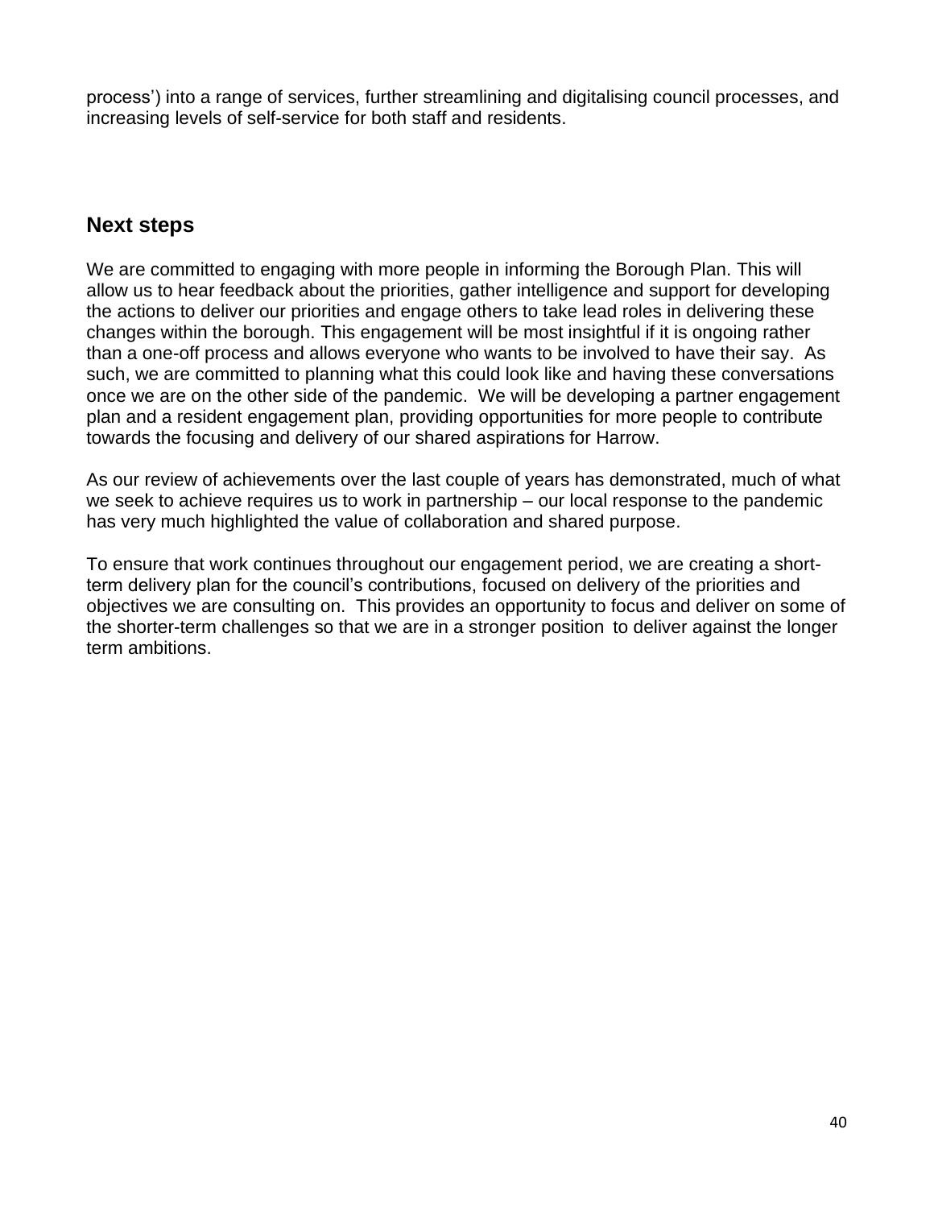process') into a range of services, further streamlining and digitalising council processes, and increasing levels of self-service for both staff and residents.

## Next steps

We are committed to engaging with more people in informing the Borough Plan. This will allow us to hear feedback about the priorities, gather intelligence and support for developing the actions to deliver our priorities and engage others to take lead roles in delivering these changes within the borough. This engagement will be most insightful if it is ongoing rather than a one-off process and allows everyone who wants to be involved to have their say. As such, we are committed to planning what this could look like and having these conversations once we are on the other side of the pandemic. We will be developing a partner engagement plan and a resident engagement plan, providing opportunities for more people to contribute towards the focusing and delivery of our shared aspirations for Harrow.

As our review of achievements over the last couple of years has demonstrated, much of what we seek to achieve requires us to work in partnership – our local response to the pandemic has very much highlighted the value of collaboration and shared purpose.

To ensure that work continues throughout our engagement period, we are creating a short-term delivery plan for the council's contributions, focused on delivery of the priorities and objectives we are consulting on. This provides an opportunity to focus and deliver on some of the shorter-term challenges so that we are in a stronger position to deliver against the longer term ambitions.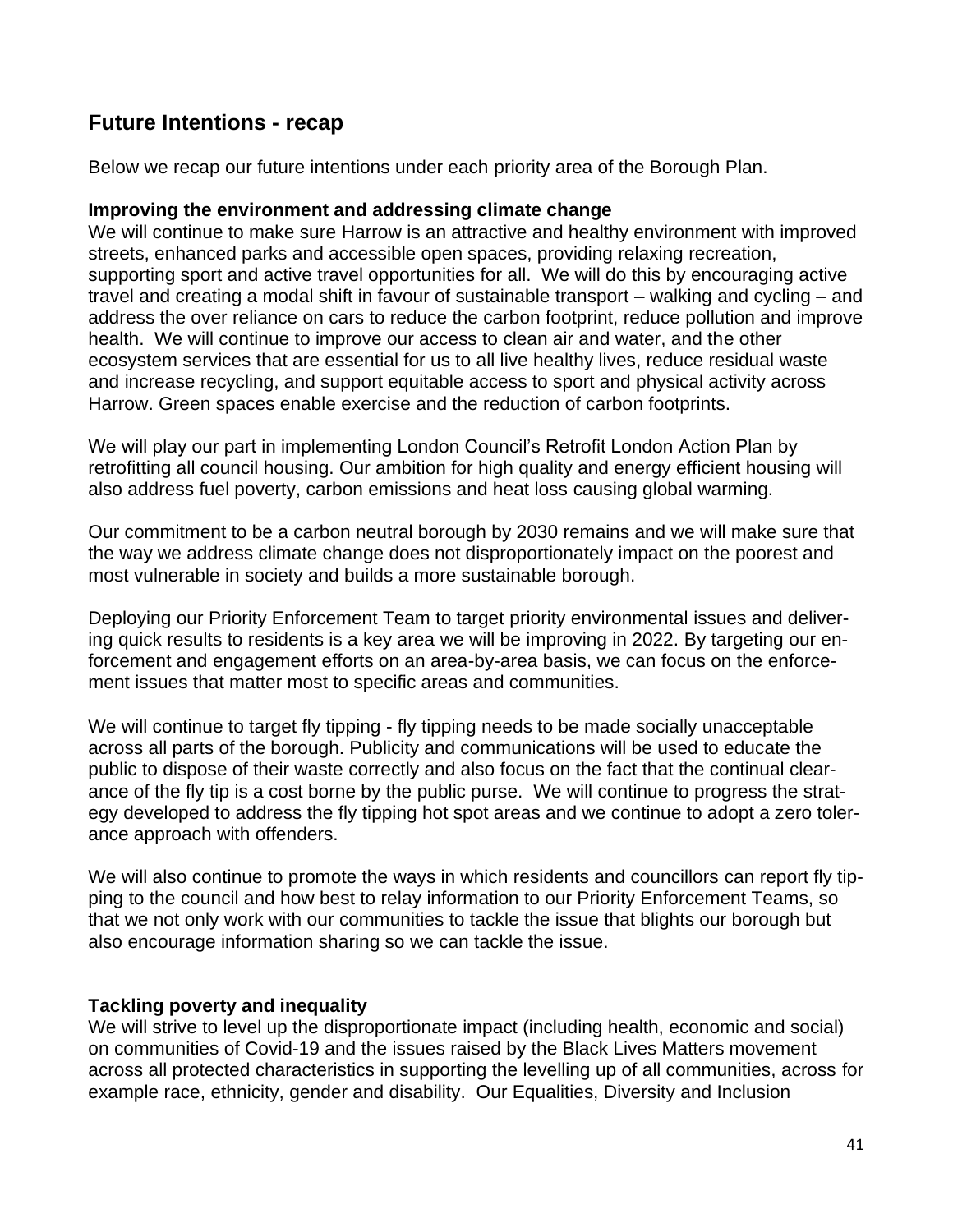## Future Intentions - recap

Below we recap our future intentions under each priority area of the Borough Plan.

**Improving the environment and addressing climate change**
We will continue to make sure Harrow is an attractive and healthy environment with improved streets, enhanced parks and accessible open spaces, providing relaxing recreation, supporting sport and active travel opportunities for all. We will do this by encouraging active travel and creating a modal shift in favour of sustainable transport – walking and cycling – and address the over reliance on cars to reduce the carbon footprint, reduce pollution and improve health. We will continue to improve our access to clean air and water, and the other ecosystem services that are essential for us to all live healthy lives, reduce residual waste and increase recycling, and support equitable access to sport and physical activity across Harrow. Green spaces enable exercise and the reduction of carbon footprints.

We will play our part in implementing London Council's Retrofit London Action Plan by retrofitting all council housing. Our ambition for high quality and energy efficient housing will also address fuel poverty, carbon emissions and heat loss causing global warming.

Our commitment to be a carbon neutral borough by 2030 remains and we will make sure that the way we address climate change does not disproportionately impact on the poorest and most vulnerable in society and builds a more sustainable borough.

Deploying our Priority Enforcement Team to target priority environmental issues and delivering quick results to residents is a key area we will be improving in 2022. By targeting our enforcement and engagement efforts on an area-by-area basis, we can focus on the enforcement issues that matter most to specific areas and communities.

We will continue to target fly tipping - fly tipping needs to be made socially unacceptable across all parts of the borough. Publicity and communications will be used to educate the public to dispose of their waste correctly and also focus on the fact that the continual clearance of the fly tip is a cost borne by the public purse. We will continue to progress the strategy developed to address the fly tipping hot spot areas and we continue to adopt a zero tolerance approach with offenders.

We will also continue to promote the ways in which residents and councillors can report fly tipping to the council and how best to relay information to our Priority Enforcement Teams, so that we not only work with our communities to tackle the issue that blights our borough but also encourage information sharing so we can tackle the issue.

**Tackling poverty and inequality**
We will strive to level up the disproportionate impact (including health, economic and social) on communities of Covid-19 and the issues raised by the Black Lives Matters movement across all protected characteristics in supporting the levelling up of all communities, across for example race, ethnicity, gender and disability. Our Equalities, Diversity and Inclusion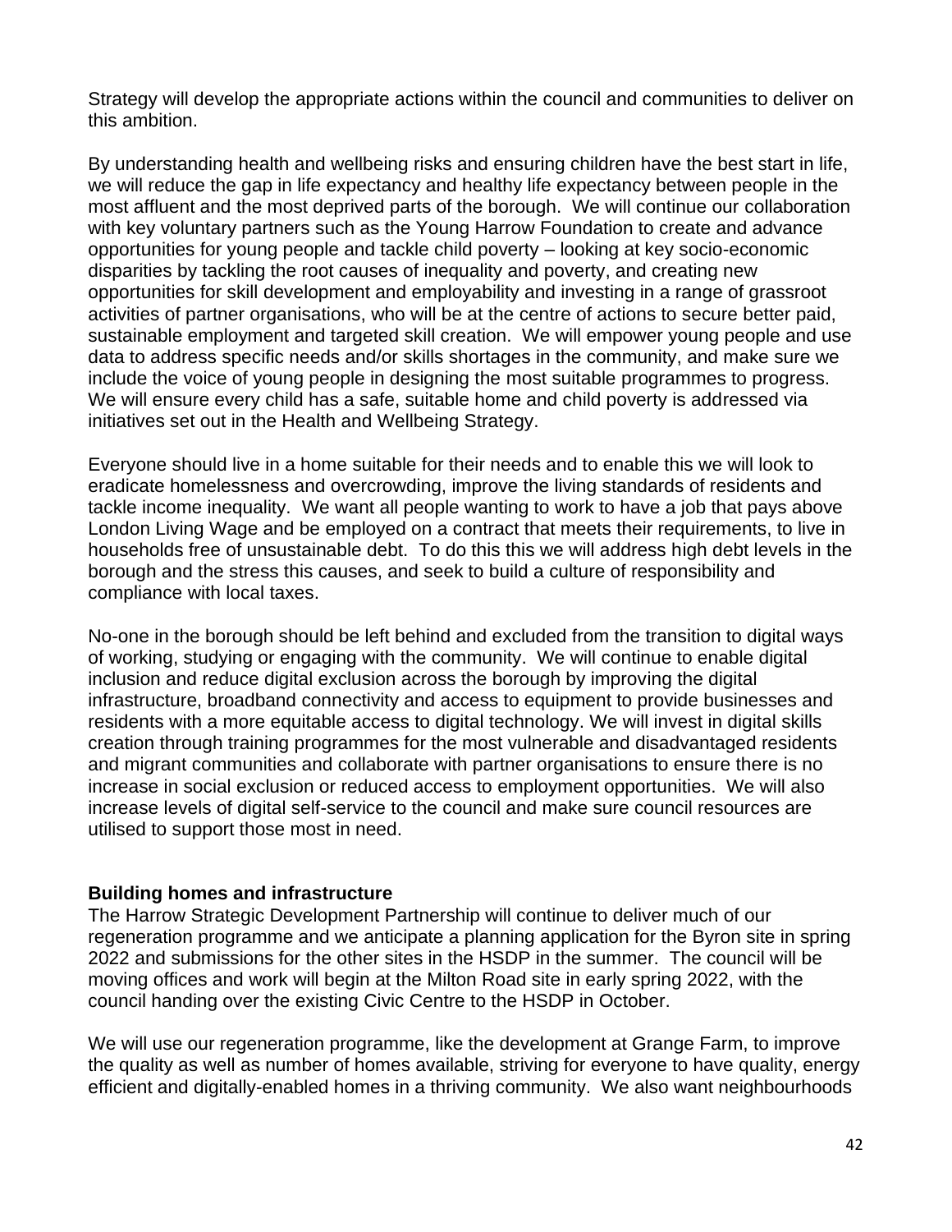Strategy will develop the appropriate actions within the council and communities to deliver on this ambition.

By understanding health and wellbeing risks and ensuring children have the best start in life, we will reduce the gap in life expectancy and healthy life expectancy between people in the most affluent and the most deprived parts of the borough. We will continue our collaboration with key voluntary partners such as the Young Harrow Foundation to create and advance opportunities for young people and tackle child poverty – looking at key socio-economic disparities by tackling the root causes of inequality and poverty, and creating new opportunities for skill development and employability and investing in a range of grassroot activities of partner organisations, who will be at the centre of actions to secure better paid, sustainable employment and targeted skill creation. We will empower young people and use data to address specific needs and/or skills shortages in the community, and make sure we include the voice of young people in designing the most suitable programmes to progress. We will ensure every child has a safe, suitable home and child poverty is addressed via initiatives set out in the Health and Wellbeing Strategy.

Everyone should live in a home suitable for their needs and to enable this we will look to eradicate homelessness and overcrowding, improve the living standards of residents and tackle income inequality. We want all people wanting to work to have a job that pays above London Living Wage and be employed on a contract that meets their requirements, to live in households free of unsustainable debt. To do this this we will address high debt levels in the borough and the stress this causes, and seek to build a culture of responsibility and compliance with local taxes.

No-one in the borough should be left behind and excluded from the transition to digital ways of working, studying or engaging with the community. We will continue to enable digital inclusion and reduce digital exclusion across the borough by improving the digital infrastructure, broadband connectivity and access to equipment to provide businesses and residents with a more equitable access to digital technology. We will invest in digital skills creation through training programmes for the most vulnerable and disadvantaged residents and migrant communities and collaborate with partner organisations to ensure there is no increase in social exclusion or reduced access to employment opportunities. We will also increase levels of digital self-service to the council and make sure council resources are utilised to support those most in need.

**Building homes and infrastructure**

The Harrow Strategic Development Partnership will continue to deliver much of our regeneration programme and we anticipate a planning application for the Byron site in spring 2022 and submissions for the other sites in the HSDP in the summer. The council will be moving offices and work will begin at the Milton Road site in early spring 2022, with the council handing over the existing Civic Centre to the HSDP in October.

We will use our regeneration programme, like the development at Grange Farm, to improve the quality as well as number of homes available, striving for everyone to have quality, energy efficient and digitally-enabled homes in a thriving community. We also want neighbourhoods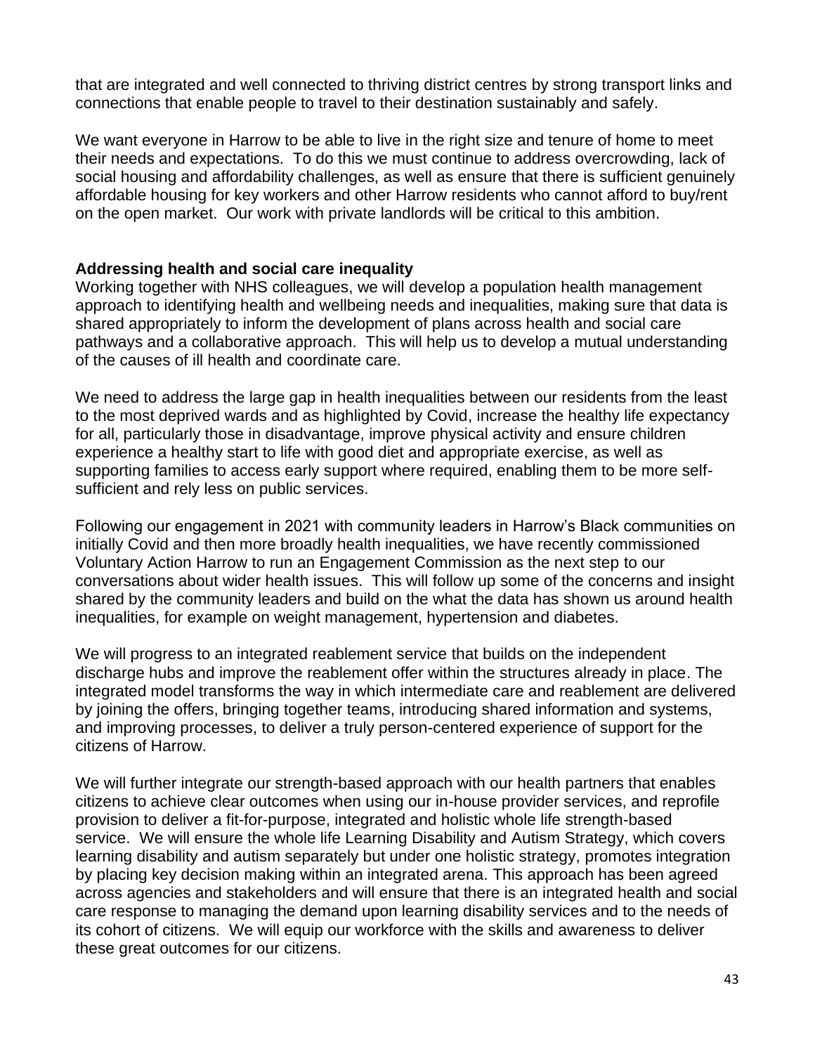that are integrated and well connected to thriving district centres by strong transport links and connections that enable people to travel to their destination sustainably and safely.

We want everyone in Harrow to be able to live in the right size and tenure of home to meet their needs and expectations. To do this we must continue to address overcrowding, lack of social housing and affordability challenges, as well as ensure that there is sufficient genuinely affordable housing for key workers and other Harrow residents who cannot afford to buy/rent on the open market. Our work with private landlords will be critical to this ambition.

**Addressing health and social care inequality**

Working together with NHS colleagues, we will develop a population health management approach to identifying health and wellbeing needs and inequalities, making sure that data is shared appropriately to inform the development of plans across health and social care pathways and a collaborative approach. This will help us to develop a mutual understanding of the causes of ill health and coordinate care.

We need to address the large gap in health inequalities between our residents from the least to the most deprived wards and as highlighted by Covid, increase the healthy life expectancy for all, particularly those in disadvantage, improve physical activity and ensure children experience a healthy start to life with good diet and appropriate exercise, as well as supporting families to access early support where required, enabling them to be more self-sufficient and rely less on public services.

Following our engagement in 2021 with community leaders in Harrow's Black communities on initially Covid and then more broadly health inequalities, we have recently commissioned Voluntary Action Harrow to run an Engagement Commission as the next step to our conversations about wider health issues. This will follow up some of the concerns and insight shared by the community leaders and build on the what the data has shown us around health inequalities, for example on weight management, hypertension and diabetes.

We will progress to an integrated reablement service that builds on the independent discharge hubs and improve the reablement offer within the structures already in place. The integrated model transforms the way in which intermediate care and reablement are delivered by joining the offers, bringing together teams, introducing shared information and systems, and improving processes, to deliver a truly person-centered experience of support for the citizens of Harrow.

We will further integrate our strength-based approach with our health partners that enables citizens to achieve clear outcomes when using our in-house provider services, and reprofile provision to deliver a fit-for-purpose, integrated and holistic whole life strength-based service. We will ensure the whole life Learning Disability and Autism Strategy, which covers learning disability and autism separately but under one holistic strategy, promotes integration by placing key decision making within an integrated arena. This approach has been agreed across agencies and stakeholders and will ensure that there is an integrated health and social care response to managing the demand upon learning disability services and to the needs of its cohort of citizens. We will equip our workforce with the skills and awareness to deliver these great outcomes for our citizens.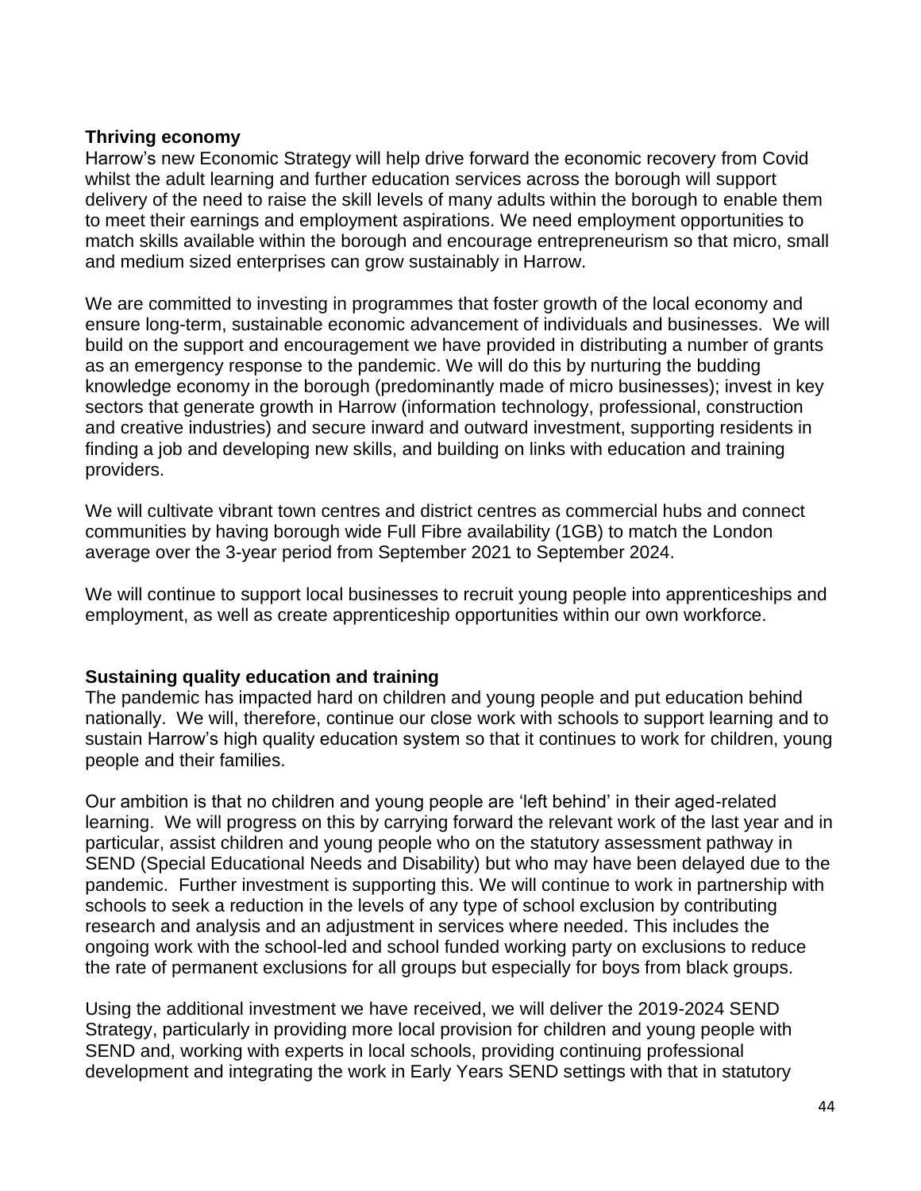**Thriving economy**

Harrow's new Economic Strategy will help drive forward the economic recovery from Covid whilst the adult learning and further education services across the borough will support delivery of the need to raise the skill levels of many adults within the borough to enable them to meet their earnings and employment aspirations. We need employment opportunities to match skills available within the borough and encourage entrepreneurism so that micro, small and medium sized enterprises can grow sustainably in Harrow.

We are committed to investing in programmes that foster growth of the local economy and ensure long-term, sustainable economic advancement of individuals and businesses. We will build on the support and encouragement we have provided in distributing a number of grants as an emergency response to the pandemic. We will do this by nurturing the budding knowledge economy in the borough (predominantly made of micro businesses); invest in key sectors that generate growth in Harrow (information technology, professional, construction and creative industries) and secure inward and outward investment, supporting residents in finding a job and developing new skills, and building on links with education and training providers.

We will cultivate vibrant town centres and district centres as commercial hubs and connect communities by having borough wide Full Fibre availability (1GB) to match the London average over the 3-year period from September 2021 to September 2024.

We will continue to support local businesses to recruit young people into apprenticeships and employment, as well as create apprenticeship opportunities within our own workforce.

**Sustaining quality education and training**

The pandemic has impacted hard on children and young people and put education behind nationally. We will, therefore, continue our close work with schools to support learning and to sustain Harrow's high quality education system so that it continues to work for children, young people and their families.

Our ambition is that no children and young people are 'left behind' in their aged-related learning. We will progress on this by carrying forward the relevant work of the last year and in particular, assist children and young people who on the statutory assessment pathway in SEND (Special Educational Needs and Disability) but who may have been delayed due to the pandemic. Further investment is supporting this. We will continue to work in partnership with schools to seek a reduction in the levels of any type of school exclusion by contributing research and analysis and an adjustment in services where needed. This includes the ongoing work with the school-led and school funded working party on exclusions to reduce the rate of permanent exclusions for all groups but especially for boys from black groups.

Using the additional investment we have received, we will deliver the 2019-2024 SEND Strategy, particularly in providing more local provision for children and young people with SEND and, working with experts in local schools, providing continuing professional development and integrating the work in Early Years SEND settings with that in statutory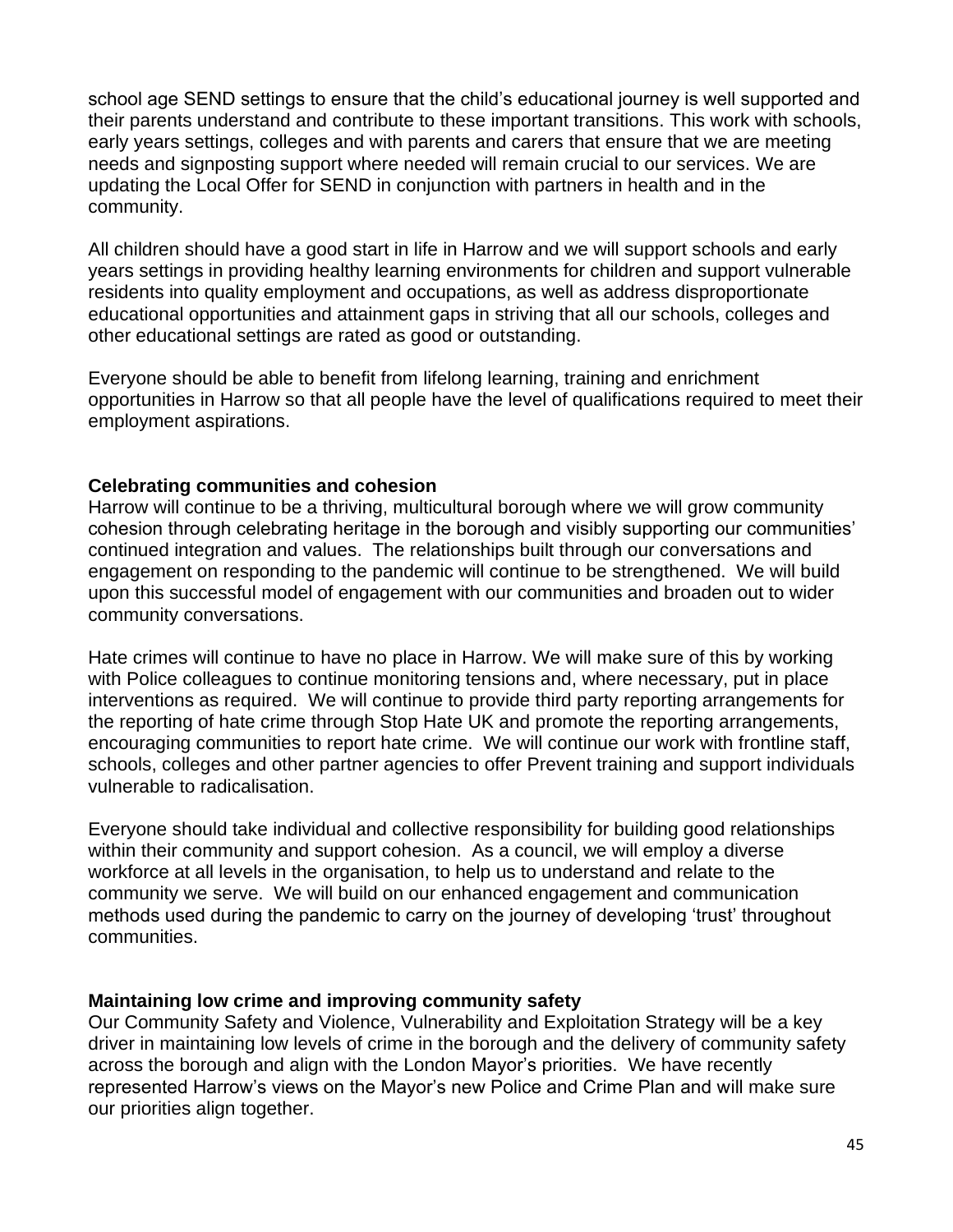school age SEND settings to ensure that the child's educational journey is well supported and their parents understand and contribute to these important transitions. This work with schools, early years settings, colleges and with parents and carers that ensure that we are meeting needs and signposting support where needed will remain crucial to our services. We are updating the Local Offer for SEND in conjunction with partners in health and in the community.

All children should have a good start in life in Harrow and we will support schools and early years settings in providing healthy learning environments for children and support vulnerable residents into quality employment and occupations, as well as address disproportionate educational opportunities and attainment gaps in striving that all our schools, colleges and other educational settings are rated as good or outstanding.

Everyone should be able to benefit from lifelong learning, training and enrichment opportunities in Harrow so that all people have the level of qualifications required to meet their employment aspirations.

**Celebrating communities and cohesion**

Harrow will continue to be a thriving, multicultural borough where we will grow community cohesion through celebrating heritage in the borough and visibly supporting our communities' continued integration and values. The relationships built through our conversations and engagement on responding to the pandemic will continue to be strengthened. We will build upon this successful model of engagement with our communities and broaden out to wider community conversations.

Hate crimes will continue to have no place in Harrow. We will make sure of this by working with Police colleagues to continue monitoring tensions and, where necessary, put in place interventions as required. We will continue to provide third party reporting arrangements for the reporting of hate crime through Stop Hate UK and promote the reporting arrangements, encouraging communities to report hate crime. We will continue our work with frontline staff, schools, colleges and other partner agencies to offer Prevent training and support individuals vulnerable to radicalisation.

Everyone should take individual and collective responsibility for building good relationships within their community and support cohesion. As a council, we will employ a diverse workforce at all levels in the organisation, to help us to understand and relate to the community we serve. We will build on our enhanced engagement and communication methods used during the pandemic to carry on the journey of developing 'trust' throughout communities.

**Maintaining low crime and improving community safety**

Our Community Safety and Violence, Vulnerability and Exploitation Strategy will be a key driver in maintaining low levels of crime in the borough and the delivery of community safety across the borough and align with the London Mayor's priorities. We have recently represented Harrow's views on the Mayor's new Police and Crime Plan and will make sure our priorities align together.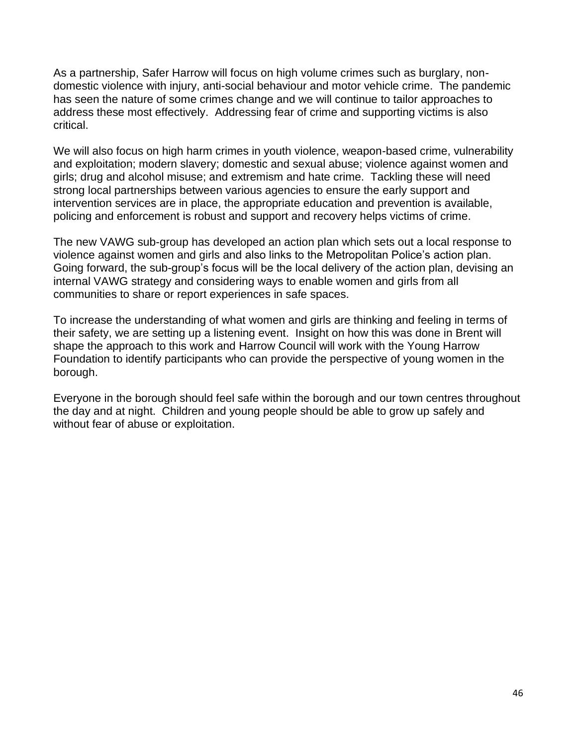As a partnership, Safer Harrow will focus on high volume crimes such as burglary, non-domestic violence with injury, anti-social behaviour and motor vehicle crime. The pandemic has seen the nature of some crimes change and we will continue to tailor approaches to address these most effectively. Addressing fear of crime and supporting victims is also critical.

We will also focus on high harm crimes in youth violence, weapon-based crime, vulnerability and exploitation; modern slavery; domestic and sexual abuse; violence against women and girls; drug and alcohol misuse; and extremism and hate crime. Tackling these will need strong local partnerships between various agencies to ensure the early support and intervention services are in place, the appropriate education and prevention is available, policing and enforcement is robust and support and recovery helps victims of crime.

The new VAWG sub-group has developed an action plan which sets out a local response to violence against women and girls and also links to the Metropolitan Police's action plan. Going forward, the sub-group's focus will be the local delivery of the action plan, devising an internal VAWG strategy and considering ways to enable women and girls from all communities to share or report experiences in safe spaces.

To increase the understanding of what women and girls are thinking and feeling in terms of their safety, we are setting up a listening event. Insight on how this was done in Brent will shape the approach to this work and Harrow Council will work with the Young Harrow Foundation to identify participants who can provide the perspective of young women in the borough.

Everyone in the borough should feel safe within the borough and our town centres throughout the day and at night. Children and young people should be able to grow up safely and without fear of abuse or exploitation.